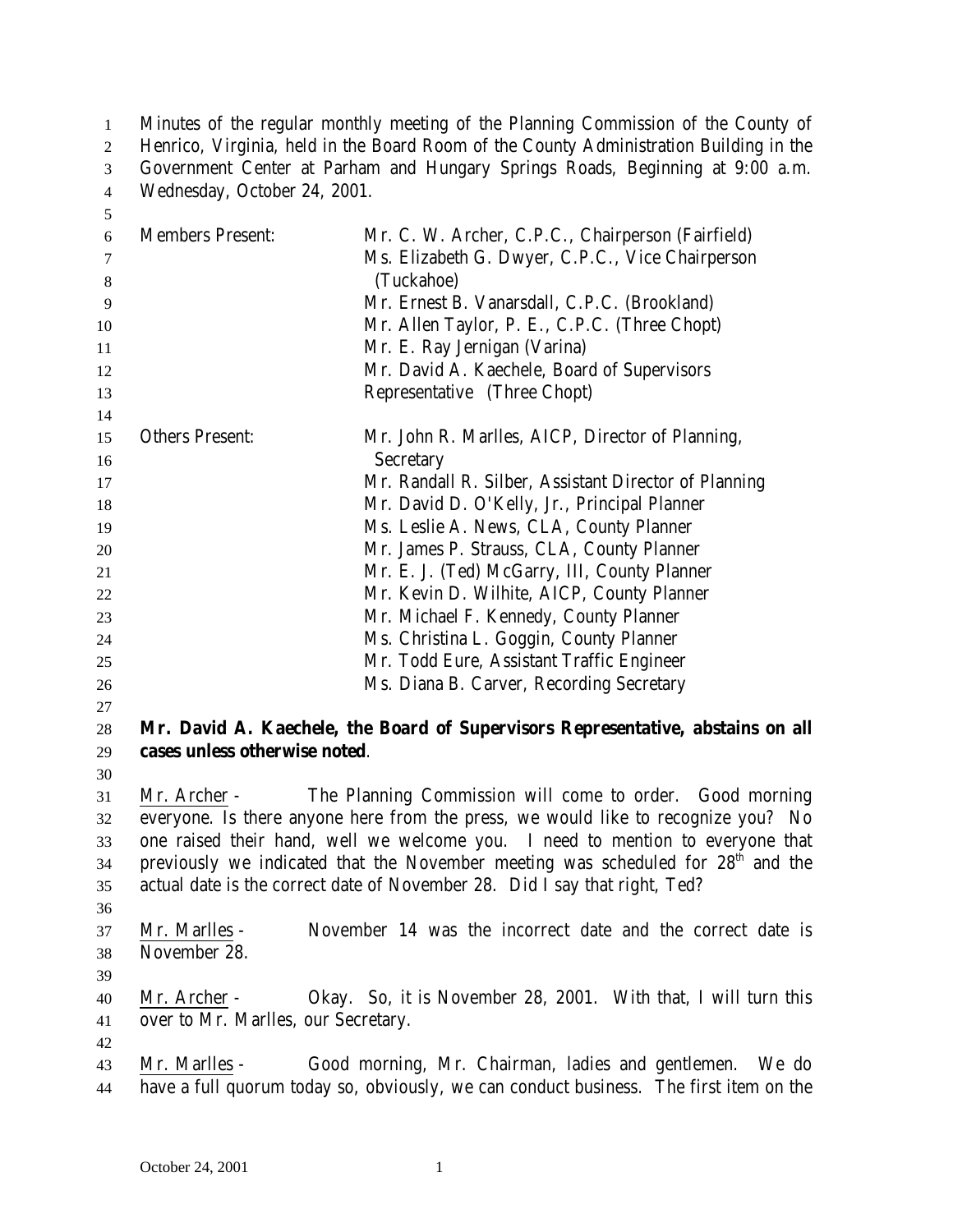Minutes of the regular monthly meeting of the Planning Commission of the County of Henrico, Virginia, held in the Board Room of the County Administration Building in the Government Center at Parham and Hungary Springs Roads, Beginning at 9:00 a.m. Wednesday, October 24, 2001.

| | |
|---|---|
| Members Present: | Mr. C. W. Archer, C.P.C., Chairperson (Fairfield) |
| | Ms. Elizabeth G. Dwyer, C.P.C., Vice Chairperson (Tuckahoe) |
| | Mr. Ernest B. Vanarsdall, C.P.C. (Brookland) |
| | Mr. Allen Taylor, P. E., C.P.C. (Three Chopt) |
| | Mr. E. Ray Jernigan (Varina) |
| | Mr. David A. Kaechele, Board of Supervisors Representative (Three Chopt) |
| Others Present: | Mr. John R. Marlles, AICP, Director of Planning, Secretary |
| | Mr. Randall R. Silber, Assistant Director of Planning |
| | Mr. David D. O'Kelly, Jr., Principal Planner |
| | Ms. Leslie A. News, CLA, County Planner |
| | Mr. James P. Strauss, CLA, County Planner |
| | Mr. E. J. (Ted) McGarry, III, County Planner |
| | Mr. Kevin D. Wilhite, AICP, County Planner |
| | Mr. Michael F. Kennedy, County Planner |
| | Ms. Christina L. Goggin, County Planner |
| | Mr. Todd Eure, Assistant Traffic Engineer |
| | Ms. Diana B. Carver, Recording Secretary |

**Mr. David A. Kaechele, the Board of Supervisors Representative, abstains on all cases unless otherwise noted**.

Mr. Archer - The Planning Commission will come to order. Good morning everyone. Is there anyone here from the press, we would like to recognize you? No one raised their hand, well we welcome you. I need to mention to everyone that previously we indicated that the November meeting was scheduled for 28th and the actual date is the correct date of November 28. Did I say that right, Ted?

Mr. Marlles - November 14 was the incorrect date and the correct date is November 28.

Mr. Archer - Okay. So, it is November 28, 2001. With that, I will turn this over to Mr. Marlles, our Secretary.

Mr. Marlles - Good morning, Mr. Chairman, ladies and gentlemen. We do have a full quorum today so, obviously, we can conduct business. The first item on the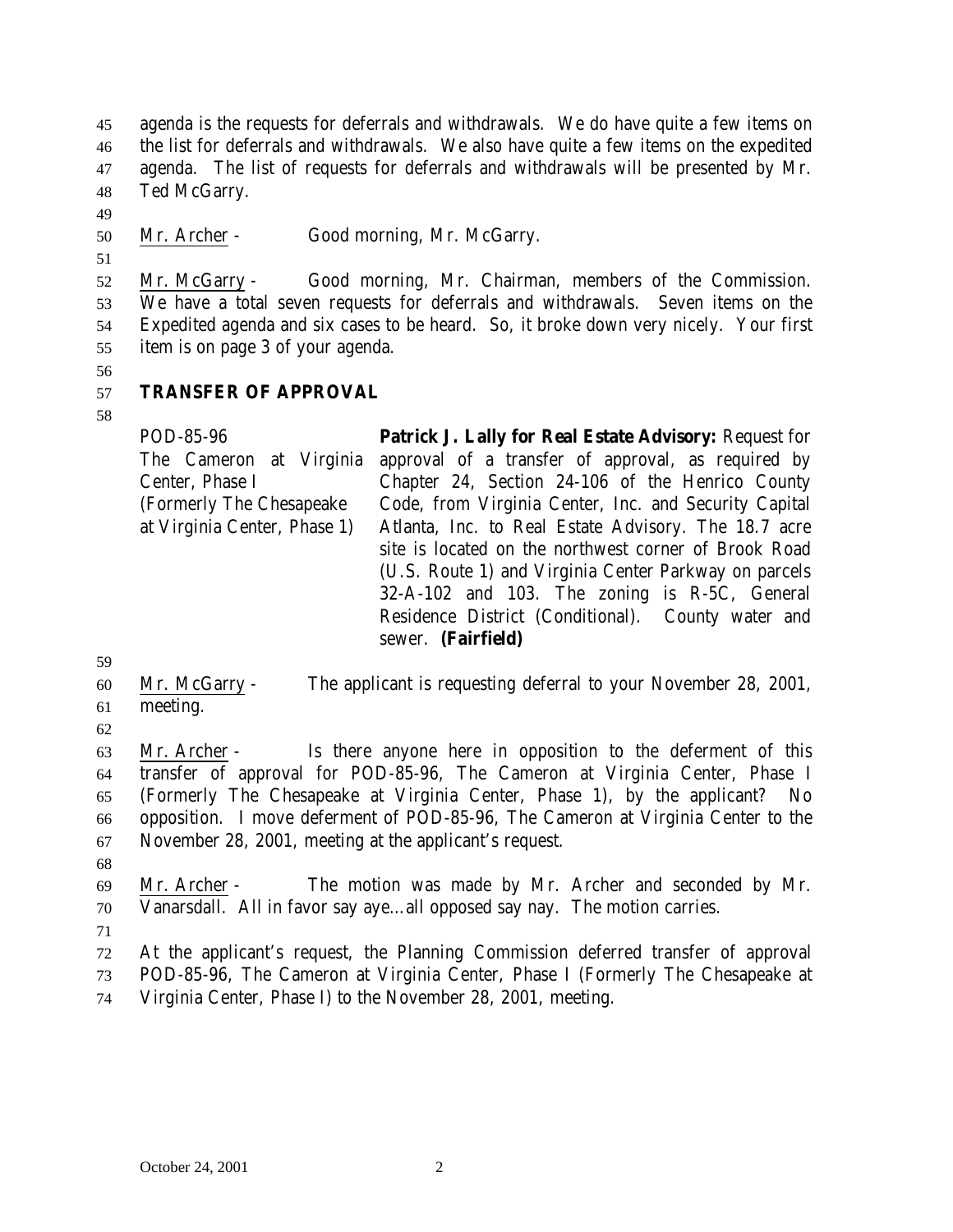agenda is the requests for deferrals and withdrawals. We do have quite a few items on the list for deferrals and withdrawals. We also have quite a few items on the expedited agenda. The list of requests for deferrals and withdrawals will be presented by Mr. Ted McGarry.

Mr. Archer - Good morning, Mr. McGarry.

Mr. McGarry - Good morning, Mr. Chairman, members of the Commission. We have a total seven requests for deferrals and withdrawals. Seven items on the Expedited agenda and six cases to be heard. So, it broke down very nicely. Your first item is on page 3 of your agenda.

**TRANSFER OF APPROVAL**

| | |
|---|---|
| POD-85-96<br>The Cameron at Virginia Center, Phase I<br>(Formerly The Chesapeake at Virginia Center, Phase 1) | **Patrick J. Lally for Real Estate Advisory:** Request for approval of a transfer of approval, as required by Chapter 24, Section 24-106 of the Henrico County Code, from Virginia Center, Inc. and Security Capital Atlanta, Inc. to Real Estate Advisory. The 18.7 acre site is located on the northwest corner of Brook Road (U.S. Route 1) and Virginia Center Parkway on parcels 32-A-102 and 103. The zoning is R-5C, General Residence District (Conditional). County water and sewer. **(Fairfield)** |

Mr. McGarry - The applicant is requesting deferral to your November 28, 2001, meeting.

Mr. Archer - Is there anyone here in opposition to the deferment of this transfer of approval for POD-85-96, The Cameron at Virginia Center, Phase I (Formerly The Chesapeake at Virginia Center, Phase 1), by the applicant? No opposition. I move deferment of POD-85-96, The Cameron at Virginia Center to the November 28, 2001, meeting at the applicant's request.

Mr. Archer - The motion was made by Mr. Archer and seconded by Mr. Vanarsdall. All in favor say aye…all opposed say nay. The motion carries.

At the applicant's request, the Planning Commission deferred transfer of approval POD-85-96, The Cameron at Virginia Center, Phase I (Formerly The Chesapeake at Virginia Center, Phase I) to the November 28, 2001, meeting.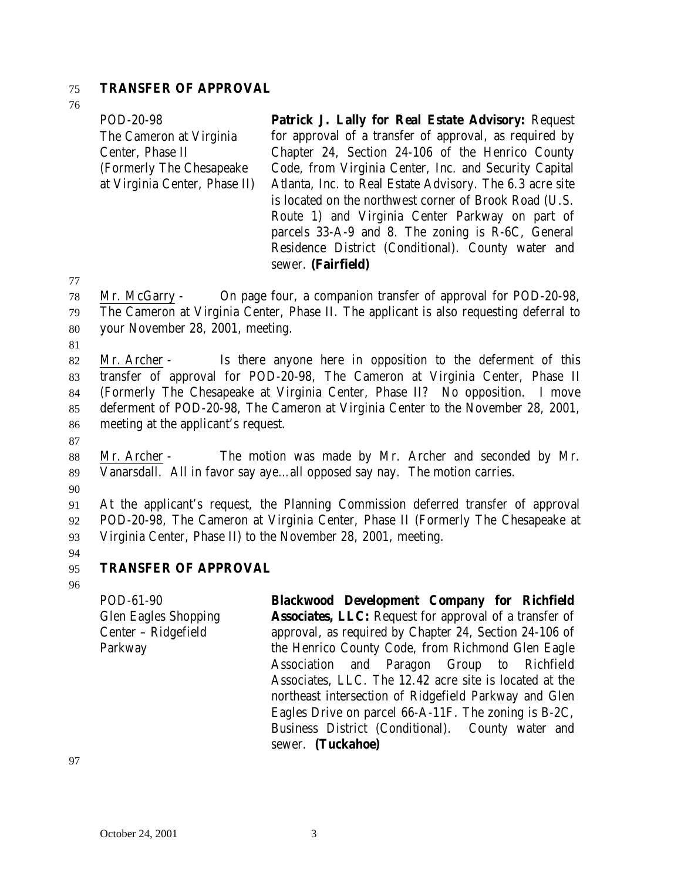**TRANSFER OF APPROVAL**

| | |
|---|---|
| POD-20-98<br>The Cameron at Virginia Center, Phase II<br>(Formerly The Chesapeake at Virginia Center, Phase II) | **Patrick J. Lally for Real Estate Advisory:** Request for approval of a transfer of approval, as required by Chapter 24, Section 24-106 of the Henrico County Code, from Virginia Center, Inc. and Security Capital Atlanta, Inc. to Real Estate Advisory. The 6.3 acre site is located on the northwest corner of Brook Road (U.S. Route 1) and Virginia Center Parkway on part of parcels 33-A-9 and 8. The zoning is R-6C, General Residence District (Conditional). County water and sewer. **(Fairfield)** |

Mr. McGarry - On page four, a companion transfer of approval for POD-20-98, The Cameron at Virginia Center, Phase II. The applicant is also requesting deferral to your November 28, 2001, meeting.

Mr. Archer - Is there anyone here in opposition to the deferment of this transfer of approval for POD-20-98, The Cameron at Virginia Center, Phase II (Formerly The Chesapeake at Virginia Center, Phase II? No opposition. I move deferment of POD-20-98, The Cameron at Virginia Center to the November 28, 2001, meeting at the applicant's request.

Mr. Archer - The motion was made by Mr. Archer and seconded by Mr. Vanarsdall. All in favor say aye…all opposed say nay. The motion carries.

At the applicant's request, the Planning Commission deferred transfer of approval POD-20-98, The Cameron at Virginia Center, Phase II (Formerly The Chesapeake at Virginia Center, Phase II) to the November 28, 2001, meeting.

**TRANSFER OF APPROVAL**

| | |
|---|---|
| POD-61-90<br>Glen Eagles Shopping Center – Ridgefield Parkway | **Blackwood Development Company for Richfield Associates, LLC:** Request for approval of a transfer of approval, as required by Chapter 24, Section 24-106 of the Henrico County Code, from Richmond Glen Eagle Association and Paragon Group to Richfield Associates, LLC. The 12.42 acre site is located at the northeast intersection of Ridgefield Parkway and Glen Eagles Drive on parcel 66-A-11F. The zoning is B-2C, Business District (Conditional). County water and sewer. **(Tuckahoe)** |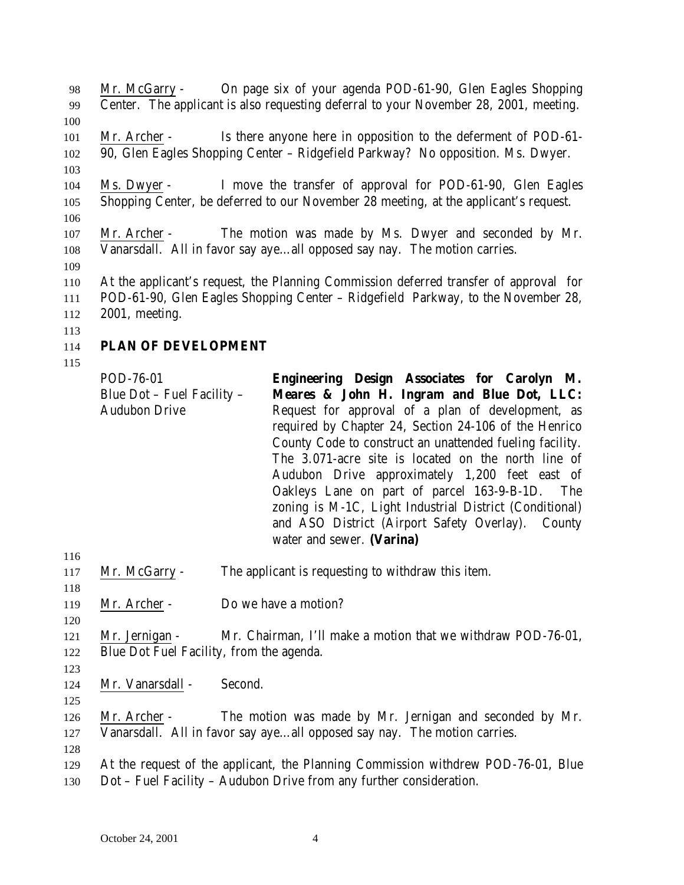Mr. McGarry - On page six of your agenda POD-61-90, Glen Eagles Shopping Center. The applicant is also requesting deferral to your November 28, 2001, meeting.

Mr. Archer - Is there anyone here in opposition to the deferment of POD-61-90, Glen Eagles Shopping Center – Ridgefield Parkway? No opposition. Ms. Dwyer.

Ms. Dwyer - I move the transfer of approval for POD-61-90, Glen Eagles Shopping Center, be deferred to our November 28 meeting, at the applicant's request.

Mr. Archer - The motion was made by Ms. Dwyer and seconded by Mr. Vanarsdall. All in favor say aye…all opposed say nay. The motion carries.

At the applicant's request, the Planning Commission deferred transfer of approval for POD-61-90, Glen Eagles Shopping Center – Ridgefield Parkway, to the November 28, 2001, meeting.

## PLAN OF DEVELOPMENT

POD-76-01
Blue Dot – Fuel Facility – Audubon Drive

**Engineering Design Associates for Carolyn M. Meares & John H. Ingram and Blue Dot, LLC:** Request for approval of a plan of development, as required by Chapter 24, Section 24-106 of the Henrico County Code to construct an unattended fueling facility. The 3.071-acre site is located on the north line of Audubon Drive approximately 1,200 feet east of Oakleys Lane on part of parcel 163-9-B-1D. The zoning is M-1C, Light Industrial District (Conditional) and ASO District (Airport Safety Overlay). County water and sewer. **(Varina)**

Mr. McGarry - The applicant is requesting to withdraw this item.

Mr. Archer - Do we have a motion?

Mr. Jernigan - Mr. Chairman, I'll make a motion that we withdraw POD-76-01, Blue Dot Fuel Facility, from the agenda.

Mr. Vanarsdall - Second.

Mr. Archer - The motion was made by Mr. Jernigan and seconded by Mr. Vanarsdall. All in favor say aye…all opposed say nay. The motion carries.

At the request of the applicant, the Planning Commission withdrew POD-76-01, Blue Dot – Fuel Facility – Audubon Drive from any further consideration.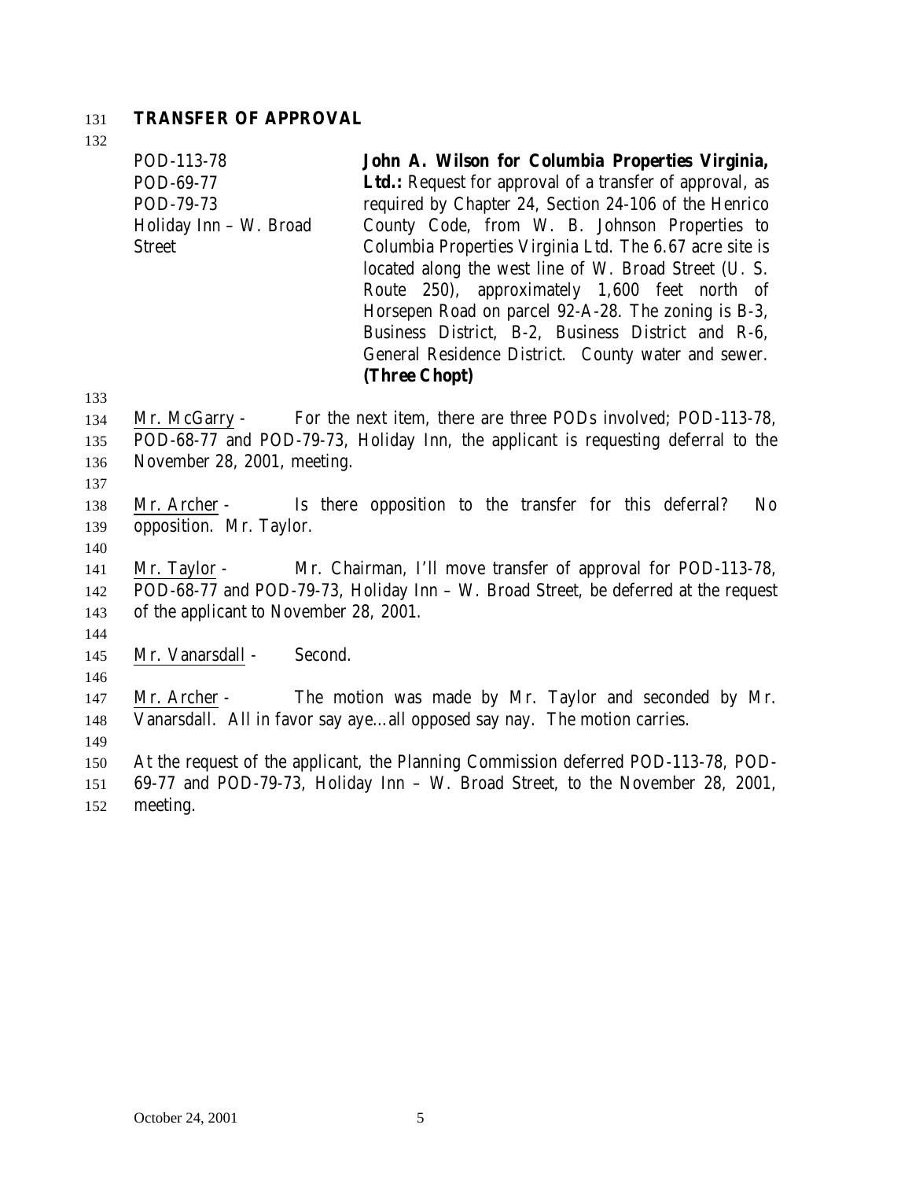**TRANSFER OF APPROVAL**

| | |
|---|---|
| POD-113-78<br>POD-69-77<br>POD-79-73<br>Holiday Inn – W. Broad Street | **John A. Wilson for Columbia Properties Virginia, Ltd.:** Request for approval of a transfer of approval, as required by Chapter 24, Section 24-106 of the Henrico County Code, from W. B. Johnson Properties to Columbia Properties Virginia Ltd. The 6.67 acre site is located along the west line of W. Broad Street (U. S. Route 250), approximately 1,600 feet north of Horsepen Road on parcel 92-A-28. The zoning is B-3, Business District, B-2, Business District and R-6, General Residence District. County water and sewer. **(Three Chopt)** |

Mr. McGarry - For the next item, there are three PODs involved; POD-113-78, POD-68-77 and POD-79-73, Holiday Inn, the applicant is requesting deferral to the November 28, 2001, meeting.

Mr. Archer - Is there opposition to the transfer for this deferral? No opposition. Mr. Taylor.

Mr. Taylor - Mr. Chairman, I'll move transfer of approval for POD-113-78, POD-68-77 and POD-79-73, Holiday Inn – W. Broad Street, be deferred at the request of the applicant to November 28, 2001.

Mr. Vanarsdall - Second.

Mr. Archer - The motion was made by Mr. Taylor and seconded by Mr. Vanarsdall. All in favor say aye…all opposed say nay. The motion carries.

At the request of the applicant, the Planning Commission deferred POD-113-78, POD-69-77 and POD-79-73, Holiday Inn – W. Broad Street, to the November 28, 2001, meeting.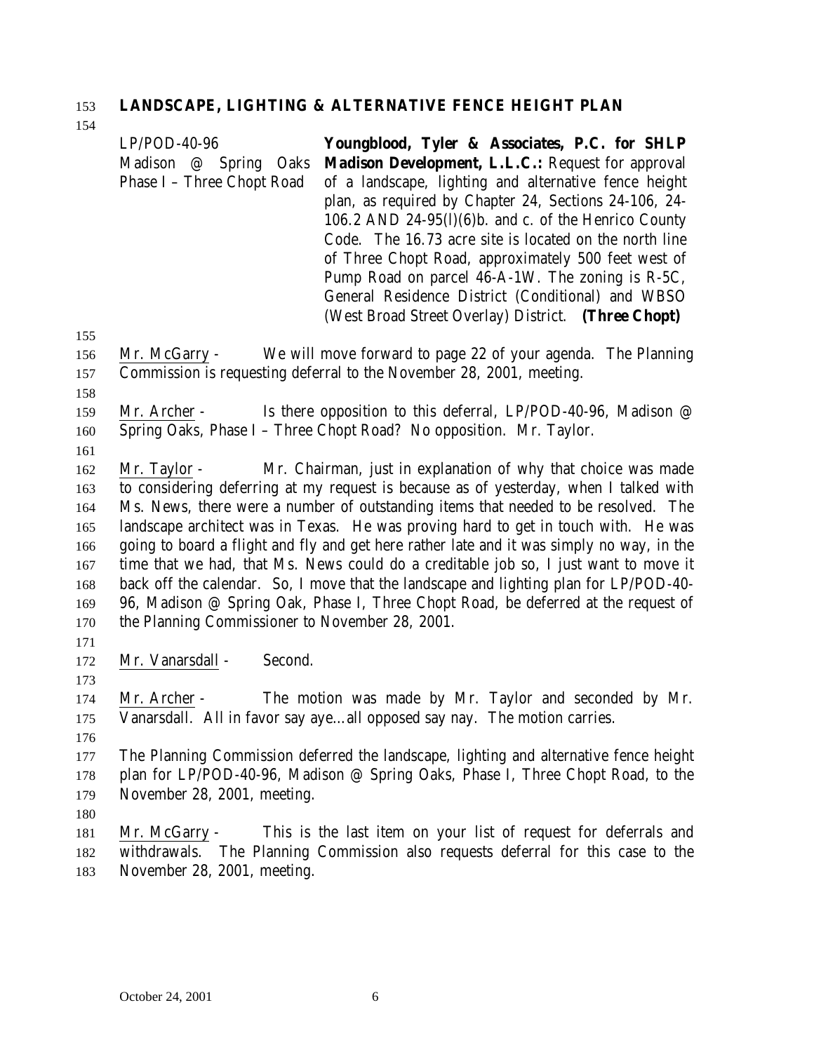**LANDSCAPE, LIGHTING & ALTERNATIVE FENCE HEIGHT PLAN**

| | |
|---|---|
| LP/POD-40-96<br>Madison @ Spring Oaks Phase I – Three Chopt Road | **Youngblood, Tyler & Associates, P.C. for SHLP Madison Development, L.L.C.:** Request for approval of a landscape, lighting and alternative fence height plan, as required by Chapter 24, Sections 24-106, 24-106.2 AND 24-95(l)(6)b. and c. of the Henrico County Code. The 16.73 acre site is located on the north line of Three Chopt Road, approximately 500 feet west of Pump Road on parcel 46-A-1W. The zoning is R-5C, General Residence District (Conditional) and WBSO (West Broad Street Overlay) District. **(Three Chopt)** |

Mr. McGarry - We will move forward to page 22 of your agenda. The Planning Commission is requesting deferral to the November 28, 2001, meeting.

Mr. Archer - Is there opposition to this deferral, LP/POD-40-96, Madison @ Spring Oaks, Phase I – Three Chopt Road? No opposition. Mr. Taylor.

Mr. Taylor - Mr. Chairman, just in explanation of why that choice was made to considering deferring at my request is because as of yesterday, when I talked with Ms. News, there were a number of outstanding items that needed to be resolved. The landscape architect was in Texas. He was proving hard to get in touch with. He was going to board a flight and fly and get here rather late and it was simply no way, in the time that we had, that Ms. News could do a creditable job so, I just want to move it back off the calendar. So, I move that the landscape and lighting plan for LP/POD-40-96, Madison @ Spring Oak, Phase I, Three Chopt Road, be deferred at the request of the Planning Commissioner to November 28, 2001.

Mr. Vanarsdall - Second.

Mr. Archer - The motion was made by Mr. Taylor and seconded by Mr. Vanarsdall. All in favor say aye…all opposed say nay. The motion carries.

The Planning Commission deferred the landscape, lighting and alternative fence height plan for LP/POD-40-96, Madison @ Spring Oaks, Phase I, Three Chopt Road, to the November 28, 2001, meeting.

Mr. McGarry - This is the last item on your list of request for deferrals and withdrawals. The Planning Commission also requests deferral for this case to the November 28, 2001, meeting.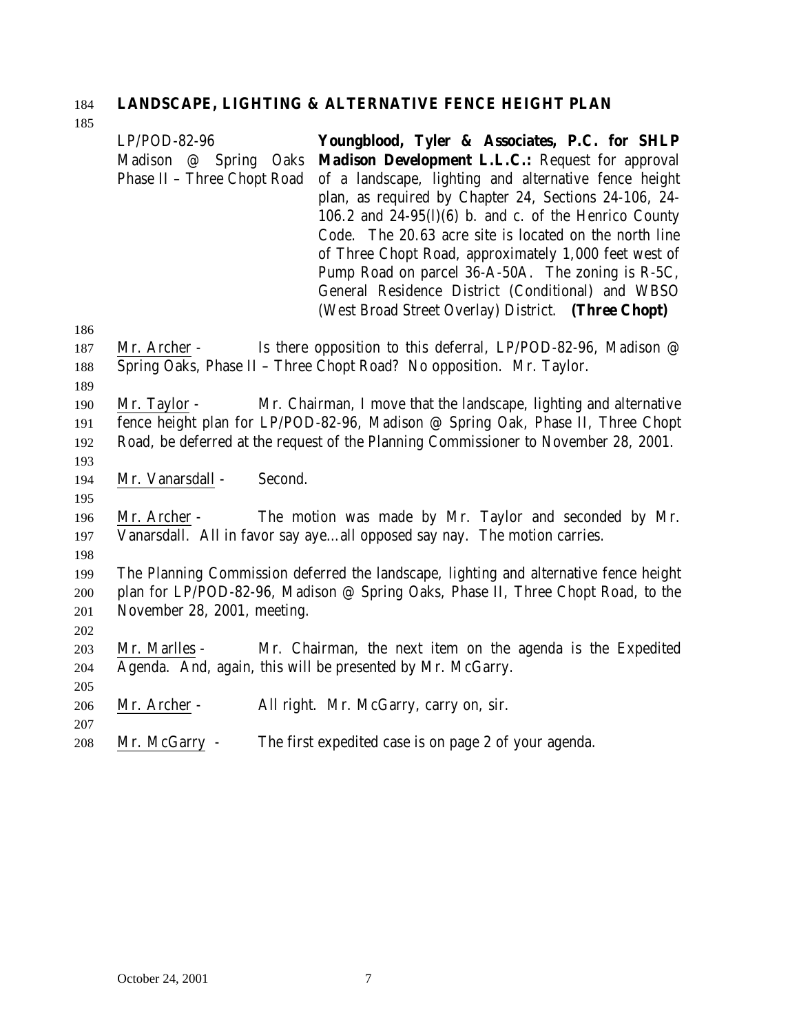## LANDSCAPE, LIGHTING & ALTERNATIVE FENCE HEIGHT PLAN

LP/POD-82-96
Madison @ Spring Oaks Phase II – Three Chopt Road

**Youngblood, Tyler & Associates, P.C. for SHLP Madison Development L.L.C.:** Request for approval of a landscape, lighting and alternative fence height plan, as required by Chapter 24, Sections 24-106, 24-106.2 and 24-95(l)(6) b. and c. of the Henrico County Code. The 20.63 acre site is located on the north line of Three Chopt Road, approximately 1,000 feet west of Pump Road on parcel 36-A-50A. The zoning is R-5C, General Residence District (Conditional) and WBSO (West Broad Street Overlay) District. **(Three Chopt)**

Mr. Archer - Is there opposition to this deferral, LP/POD-82-96, Madison @ Spring Oaks, Phase II – Three Chopt Road? No opposition. Mr. Taylor.

Mr. Taylor - Mr. Chairman, I move that the landscape, lighting and alternative fence height plan for LP/POD-82-96, Madison @ Spring Oak, Phase II, Three Chopt Road, be deferred at the request of the Planning Commissioner to November 28, 2001.

Mr. Vanarsdall - Second.

Mr. Archer - The motion was made by Mr. Taylor and seconded by Mr. Vanarsdall. All in favor say aye…all opposed say nay. The motion carries.

The Planning Commission deferred the landscape, lighting and alternative fence height plan for LP/POD-82-96, Madison @ Spring Oaks, Phase II, Three Chopt Road, to the November 28, 2001, meeting.

Mr. Marlles - Mr. Chairman, the next item on the agenda is the Expedited Agenda. And, again, this will be presented by Mr. McGarry.

Mr. Archer - All right. Mr. McGarry, carry on, sir.

Mr. McGarry - The first expedited case is on page 2 of your agenda.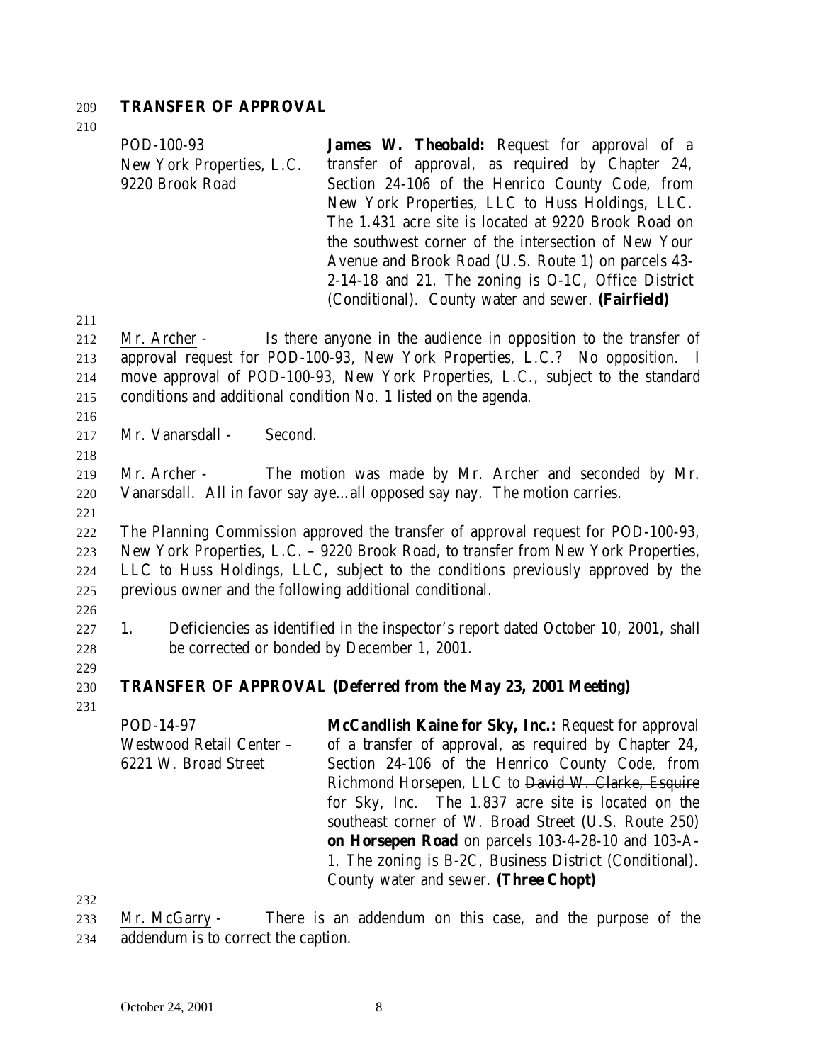**TRANSFER OF APPROVAL**

| | |
|---|---|
| POD-100-93<br>New York Properties, L.C.<br>9220 Brook Road | **James W. Theobald:** Request for approval of a transfer of approval, as required by Chapter 24, Section 24-106 of the Henrico County Code, from New York Properties, LLC to Huss Holdings, LLC. The 1.431 acre site is located at 9220 Brook Road on the southwest corner of the intersection of New Your Avenue and Brook Road (U.S. Route 1) on parcels 43-2-14-18 and 21. The zoning is O-1C, Office District (Conditional). County water and sewer. **(Fairfield)** |

Mr. Archer - Is there anyone in the audience in opposition to the transfer of approval request for POD-100-93, New York Properties, L.C.? No opposition. I move approval of POD-100-93, New York Properties, L.C., subject to the standard conditions and additional condition No. 1 listed on the agenda.

Mr. Vanarsdall - Second.

Mr. Archer - The motion was made by Mr. Archer and seconded by Mr. Vanarsdall. All in favor say aye…all opposed say nay. The motion carries.

The Planning Commission approved the transfer of approval request for POD-100-93, New York Properties, L.C. – 9220 Brook Road, to transfer from New York Properties, LLC to Huss Holdings, LLC, subject to the conditions previously approved by the previous owner and the following additional conditional.

1. Deficiencies as identified in the inspector's report dated October 10, 2001, shall be corrected or bonded by December 1, 2001.

**TRANSFER OF APPROVAL (Deferred from the May 23, 2001 Meeting)**

| | |
|---|---|
| POD-14-97<br>Westwood Retail Center –<br>6221 W. Broad Street | **McCandlish Kaine for Sky, Inc.:** Request for approval of a transfer of approval, as required by Chapter 24, Section 24-106 of the Henrico County Code, from Richmond Horsepen, LLC to ~~David W. Clarke, Esquire~~ for Sky, Inc. The 1.837 acre site is located on the southeast corner of W. Broad Street (U.S. Route 250) **on Horsepen Road** on parcels 103-4-28-10 and 103-A-1. The zoning is B-2C, Business District (Conditional). County water and sewer. **(Three Chopt)** |

Mr. McGarry - There is an addendum on this case, and the purpose of the addendum is to correct the caption.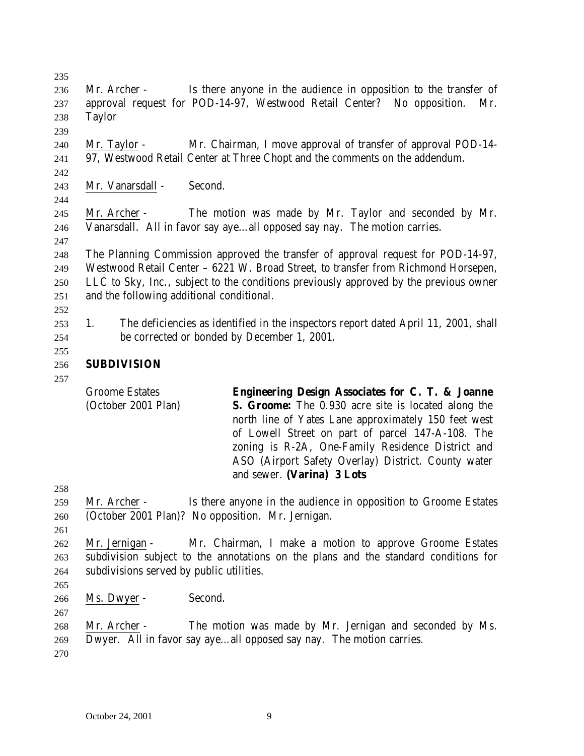Mr. Archer - Is there anyone in the audience in opposition to the transfer of approval request for POD-14-97, Westwood Retail Center? No opposition. Mr. Taylor

Mr. Taylor - Mr. Chairman, I move approval of transfer of approval POD-14-97, Westwood Retail Center at Three Chopt and the comments on the addendum.

Mr. Vanarsdall - Second.

Mr. Archer - The motion was made by Mr. Taylor and seconded by Mr. Vanarsdall. All in favor say aye…all opposed say nay. The motion carries.

The Planning Commission approved the transfer of approval request for POD-14-97, Westwood Retail Center – 6221 W. Broad Street, to transfer from Richmond Horsepen, LLC to Sky, Inc., subject to the conditions previously approved by the previous owner and the following additional conditional.

1. The deficiencies as identified in the inspectors report dated April 11, 2001, shall be corrected or bonded by December 1, 2001.

## SUBDIVISION

| | |
|---|---|
| Groome Estates (October 2001 Plan) | **Engineering Design Associates for C. T. & Joanne S. Groome:** The 0.930 acre site is located along the north line of Yates Lane approximately 150 feet west of Lowell Street on part of parcel 147-A-108. The zoning is R-2A, One-Family Residence District and ASO (Airport Safety Overlay) District. County water and sewer. **(Varina) 3 Lots** |

Mr. Archer - Is there anyone in the audience in opposition to Groome Estates (October 2001 Plan)? No opposition. Mr. Jernigan.

Mr. Jernigan - Mr. Chairman, I make a motion to approve Groome Estates subdivision subject to the annotations on the plans and the standard conditions for subdivisions served by public utilities.

Ms. Dwyer - Second.

Mr. Archer - The motion was made by Mr. Jernigan and seconded by Ms. Dwyer. All in favor say aye…all opposed say nay. The motion carries.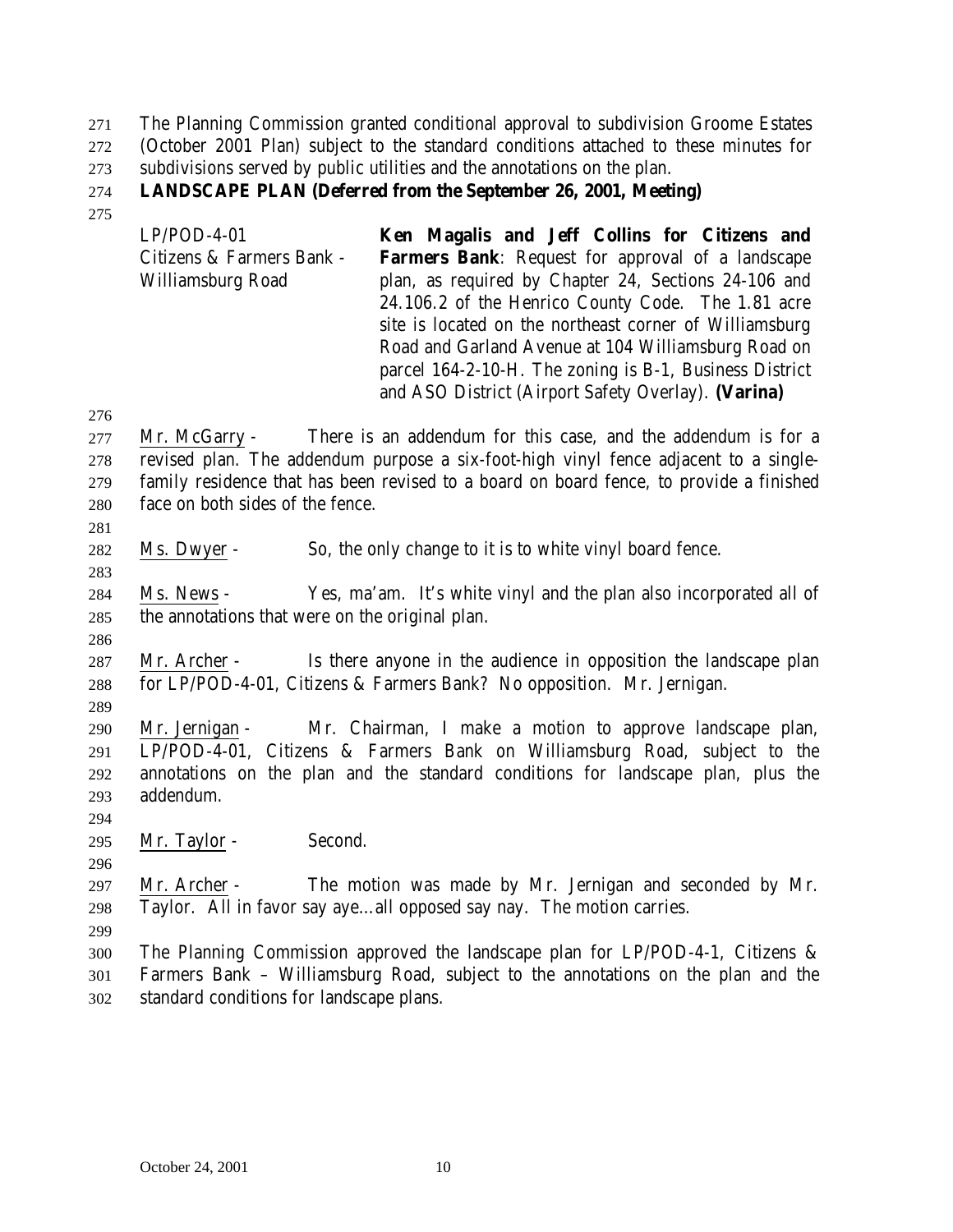The Planning Commission granted conditional approval to subdivision Groome Estates (October 2001 Plan) subject to the standard conditions attached to these minutes for subdivisions served by public utilities and the annotations on the plan.

**LANDSCAPE PLAN (Deferred from the September 26, 2001, Meeting)**

| | |
|---|---|
| LP/POD-4-01<br>Citizens & Farmers Bank - Williamsburg Road | **Ken Magalis and Jeff Collins for Citizens and Farmers Bank**: Request for approval of a landscape plan, as required by Chapter 24, Sections 24-106 and 24.106.2 of the Henrico County Code. The 1.81 acre site is located on the northeast corner of Williamsburg Road and Garland Avenue at 104 Williamsburg Road on parcel 164-2-10-H. The zoning is B-1, Business District and ASO District (Airport Safety Overlay). **(Varina)** |

Mr. McGarry - There is an addendum for this case, and the addendum is for a revised plan. The addendum purpose a six-foot-high vinyl fence adjacent to a single-family residence that has been revised to a board on board fence, to provide a finished face on both sides of the fence.

Ms. Dwyer - So, the only change to it is to white vinyl board fence.

Ms. News - Yes, ma'am. It's white vinyl and the plan also incorporated all of the annotations that were on the original plan.

Mr. Archer - Is there anyone in the audience in opposition the landscape plan for LP/POD-4-01, Citizens & Farmers Bank? No opposition. Mr. Jernigan.

Mr. Jernigan - Mr. Chairman, I make a motion to approve landscape plan, LP/POD-4-01, Citizens & Farmers Bank on Williamsburg Road, subject to the annotations on the plan and the standard conditions for landscape plan, plus the addendum.

Mr. Taylor - Second.

Mr. Archer - The motion was made by Mr. Jernigan and seconded by Mr. Taylor. All in favor say aye…all opposed say nay. The motion carries.

The Planning Commission approved the landscape plan for LP/POD-4-1, Citizens & Farmers Bank – Williamsburg Road, subject to the annotations on the plan and the standard conditions for landscape plans.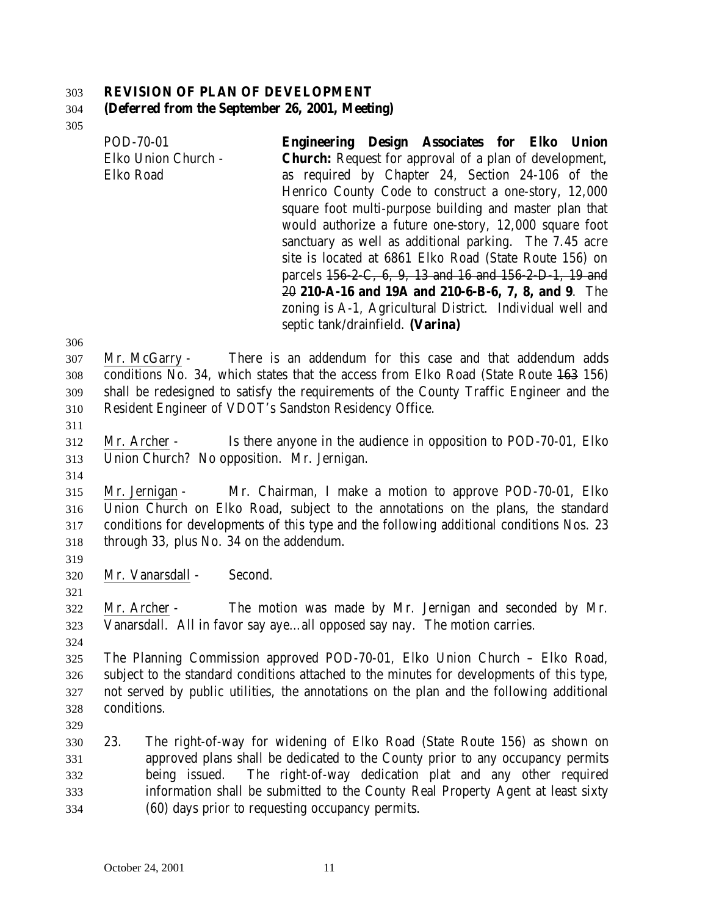**REVISION OF PLAN OF DEVELOPMENT**
**(Deferred from the September 26, 2001, Meeting)**

POD-70-01
Elko Union Church -
Elko Road

**Engineering Design Associates for Elko Union Church:** Request for approval of a plan of development, as required by Chapter 24, Section 24-106 of the Henrico County Code to construct a one-story, 12,000 square foot multi-purpose building and master plan that would authorize a future one-story, 12,000 square foot sanctuary as well as additional parking. The 7.45 acre site is located at 6861 Elko Road (State Route 156) on parcels ~~156-2-C, 6, 9, 13 and 16 and 156-2-D-1, 19 and 20~~ **210-A-16 and 19A and 210-6-B-6, 7, 8, and 9**. The zoning is A-1, Agricultural District. Individual well and septic tank/drainfield. **(Varina)**

Mr. McGarry - There is an addendum for this case and that addendum adds conditions No. 34, which states that the access from Elko Road (State Route ~~163~~ 156) shall be redesigned to satisfy the requirements of the County Traffic Engineer and the Resident Engineer of VDOT's Sandston Residency Office.

Mr. Archer - Is there anyone in the audience in opposition to POD-70-01, Elko Union Church? No opposition. Mr. Jernigan.

Mr. Jernigan - Mr. Chairman, I make a motion to approve POD-70-01, Elko Union Church on Elko Road, subject to the annotations on the plans, the standard conditions for developments of this type and the following additional conditions Nos. 23 through 33, plus No. 34 on the addendum.

Mr. Vanarsdall - Second.

Mr. Archer - The motion was made by Mr. Jernigan and seconded by Mr. Vanarsdall. All in favor say aye…all opposed say nay. The motion carries.

The Planning Commission approved POD-70-01, Elko Union Church – Elko Road, subject to the standard conditions attached to the minutes for developments of this type, not served by public utilities, the annotations on the plan and the following additional conditions.

23. The right-of-way for widening of Elko Road (State Route 156) as shown on approved plans shall be dedicated to the County prior to any occupancy permits being issued. The right-of-way dedication plat and any other required information shall be submitted to the County Real Property Agent at least sixty (60) days prior to requesting occupancy permits.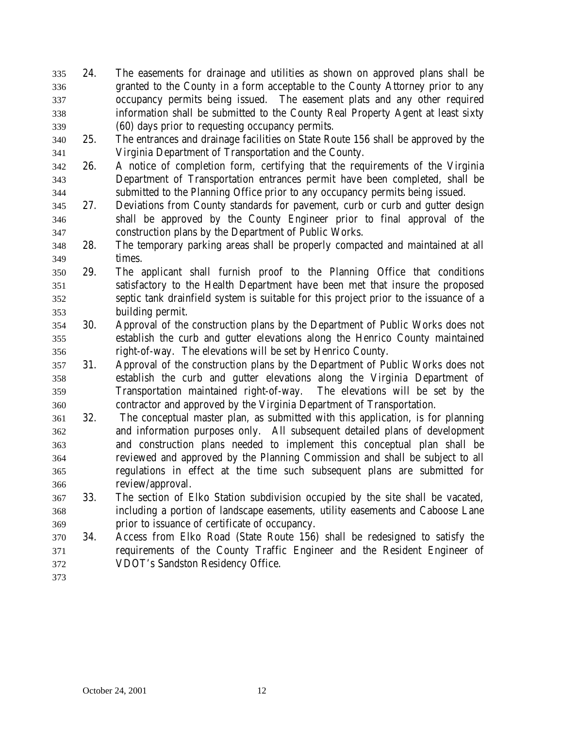24. The easements for drainage and utilities as shown on approved plans shall be granted to the County in a form acceptable to the County Attorney prior to any occupancy permits being issued. The easement plats and any other required information shall be submitted to the County Real Property Agent at least sixty (60) days prior to requesting occupancy permits.
25. The entrances and drainage facilities on State Route 156 shall be approved by the Virginia Department of Transportation and the County.
26. A notice of completion form, certifying that the requirements of the Virginia Department of Transportation entrances permit have been completed, shall be submitted to the Planning Office prior to any occupancy permits being issued.
27. Deviations from County standards for pavement, curb or curb and gutter design shall be approved by the County Engineer prior to final approval of the construction plans by the Department of Public Works.
28. The temporary parking areas shall be properly compacted and maintained at all times.
29. The applicant shall furnish proof to the Planning Office that conditions satisfactory to the Health Department have been met that insure the proposed septic tank drainfield system is suitable for this project prior to the issuance of a building permit.
30. Approval of the construction plans by the Department of Public Works does not establish the curb and gutter elevations along the Henrico County maintained right-of-way. The elevations will be set by Henrico County.
31. Approval of the construction plans by the Department of Public Works does not establish the curb and gutter elevations along the Virginia Department of Transportation maintained right-of-way. The elevations will be set by the contractor and approved by the Virginia Department of Transportation.
32. The conceptual master plan, as submitted with this application, is for planning and information purposes only. All subsequent detailed plans of development and construction plans needed to implement this conceptual plan shall be reviewed and approved by the Planning Commission and shall be subject to all regulations in effect at the time such subsequent plans are submitted for review/approval.
33. The section of Elko Station subdivision occupied by the site shall be vacated, including a portion of landscape easements, utility easements and Caboose Lane prior to issuance of certificate of occupancy.
34. Access from Elko Road (State Route 156) shall be redesigned to satisfy the requirements of the County Traffic Engineer and the Resident Engineer of VDOT's Sandston Residency Office.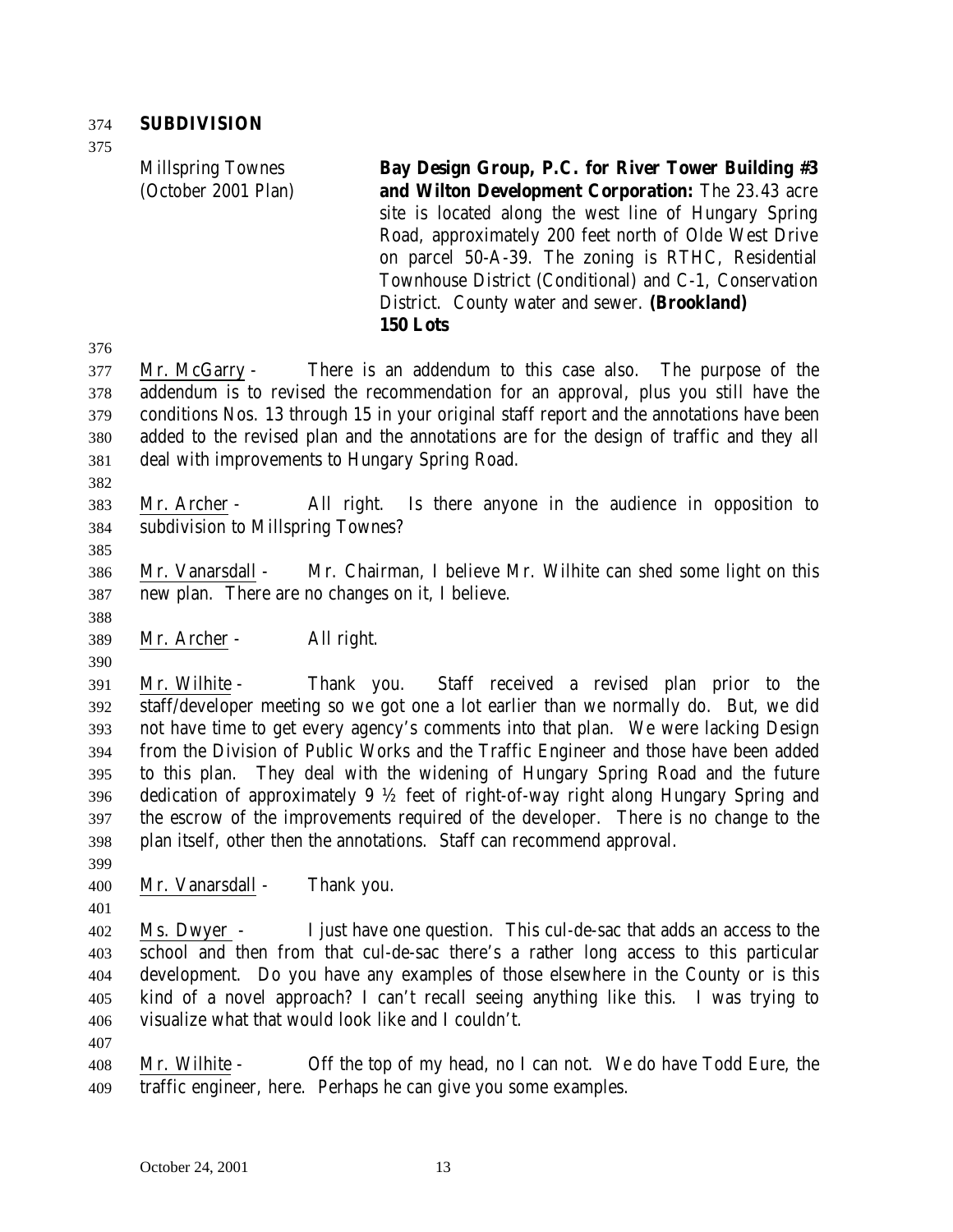**SUBDIVISION**

| | |
|---|---|
| Millspring Townes (October 2001 Plan) | **Bay Design Group, P.C. for River Tower Building #3 and Wilton Development Corporation:** The 23.43 acre site is located along the west line of Hungary Spring Road, approximately 200 feet north of Olde West Drive on parcel 50-A-39. The zoning is RTHC, Residential Townhouse District (Conditional) and C-1, Conservation District. County water and sewer. **(Brookland) 150 Lots** |

Mr. McGarry - There is an addendum to this case also. The purpose of the addendum is to revised the recommendation for an approval, plus you still have the conditions Nos. 13 through 15 in your original staff report and the annotations have been added to the revised plan and the annotations are for the design of traffic and they all deal with improvements to Hungary Spring Road.

Mr. Archer - All right. Is there anyone in the audience in opposition to subdivision to Millspring Townes?

Mr. Vanarsdall - Mr. Chairman, I believe Mr. Wilhite can shed some light on this new plan. There are no changes on it, I believe.

Mr. Archer - All right.

Mr. Wilhite - Thank you. Staff received a revised plan prior to the staff/developer meeting so we got one a lot earlier than we normally do. But, we did not have time to get every agency's comments into that plan. We were lacking Design from the Division of Public Works and the Traffic Engineer and those have been added to this plan. They deal with the widening of Hungary Spring Road and the future dedication of approximately 9 ½ feet of right-of-way right along Hungary Spring and the escrow of the improvements required of the developer. There is no change to the plan itself, other then the annotations. Staff can recommend approval.

Mr. Vanarsdall - Thank you.

Ms. Dwyer - I just have one question. This cul-de-sac that adds an access to the school and then from that cul-de-sac there's a rather long access to this particular development. Do you have any examples of those elsewhere in the County or is this kind of a novel approach? I can't recall seeing anything like this. I was trying to visualize what that would look like and I couldn't.

Mr. Wilhite - Off the top of my head, no I can not. We do have Todd Eure, the traffic engineer, here. Perhaps he can give you some examples.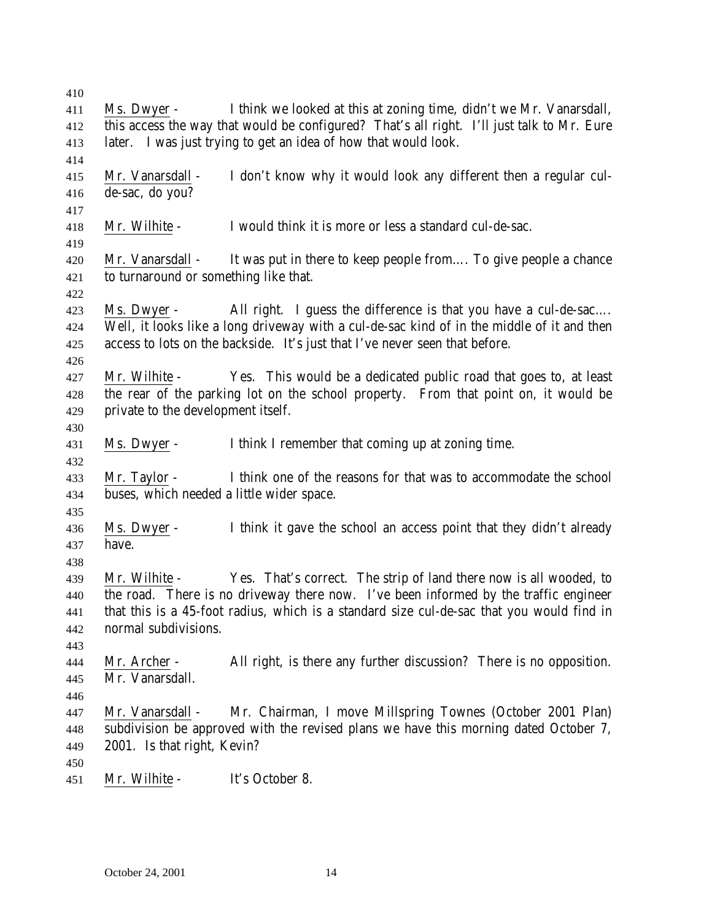Ms. Dwyer - I think we looked at this at zoning time, didn't we Mr. Vanarsdall, this access the way that would be configured? That's all right. I'll just talk to Mr. Eure later. I was just trying to get an idea of how that would look.

Mr. Vanarsdall - I don't know why it would look any different then a regular cul-de-sac, do you?

Mr. Wilhite - I would think it is more or less a standard cul-de-sac.

Mr. Vanarsdall - It was put in there to keep people from…. To give people a chance to turnaround or something like that.

Ms. Dwyer - All right. I guess the difference is that you have a cul-de-sac…. Well, it looks like a long driveway with a cul-de-sac kind of in the middle of it and then access to lots on the backside. It's just that I've never seen that before.

Mr. Wilhite - Yes. This would be a dedicated public road that goes to, at least the rear of the parking lot on the school property. From that point on, it would be private to the development itself.

Ms. Dwyer - I think I remember that coming up at zoning time.

Mr. Taylor - I think one of the reasons for that was to accommodate the school buses, which needed a little wider space.

Ms. Dwyer - I think it gave the school an access point that they didn't already have.

Mr. Wilhite - Yes. That's correct. The strip of land there now is all wooded, to the road. There is no driveway there now. I've been informed by the traffic engineer that this is a 45-foot radius, which is a standard size cul-de-sac that you would find in normal subdivisions.

Mr. Archer - All right, is there any further discussion? There is no opposition. Mr. Vanarsdall.

Mr. Vanarsdall - Mr. Chairman, I move Millspring Townes (October 2001 Plan) subdivision be approved with the revised plans we have this morning dated October 7, 2001. Is that right, Kevin?

Mr. Wilhite - It's October 8.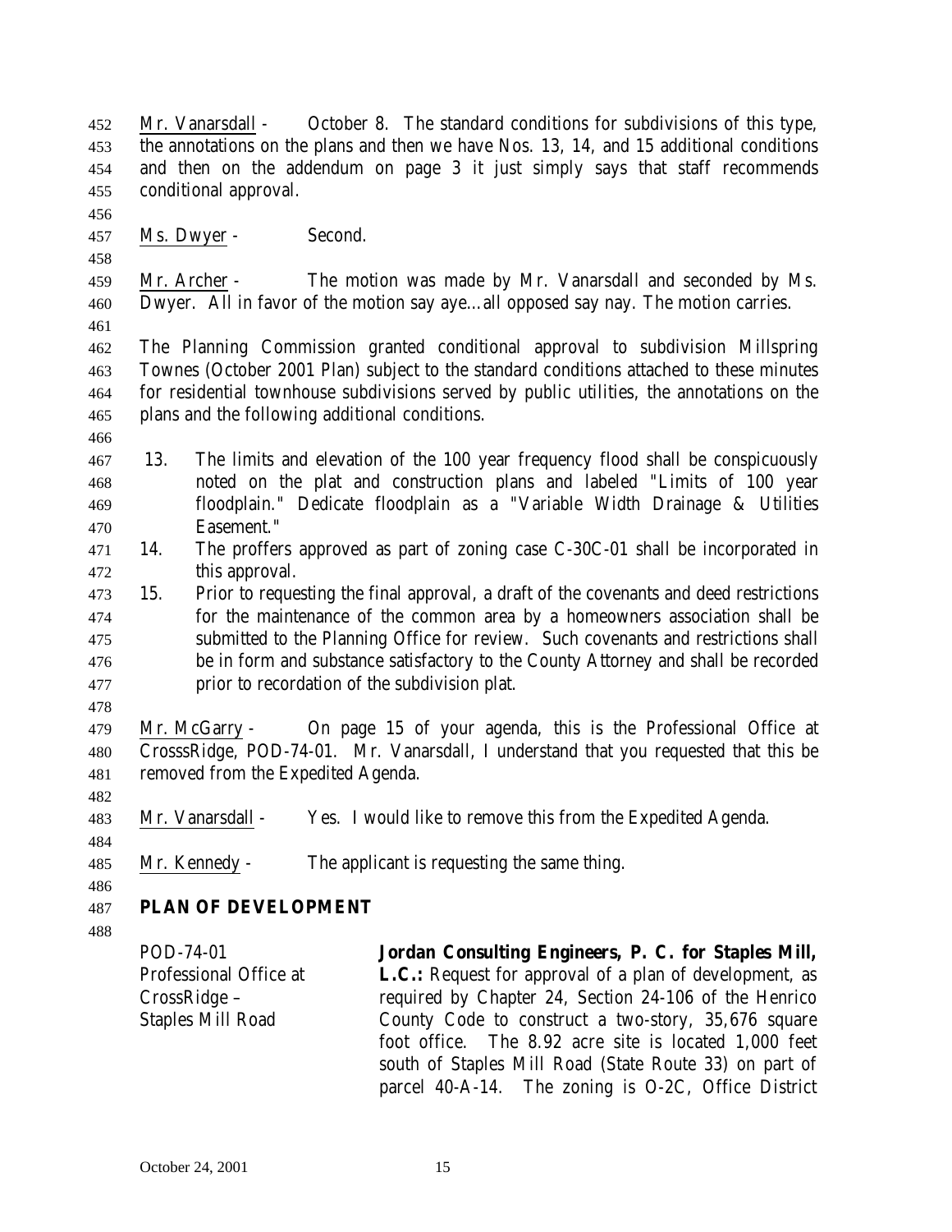Mr. Vanarsdall - October 8. The standard conditions for subdivisions of this type, the annotations on the plans and then we have Nos. 13, 14, and 15 additional conditions and then on the addendum on page 3 it just simply says that staff recommends conditional approval.

Ms. Dwyer - Second.

Mr. Archer - The motion was made by Mr. Vanarsdall and seconded by Ms. Dwyer. All in favor of the motion say aye…all opposed say nay. The motion carries.

The Planning Commission granted conditional approval to subdivision Millspring Townes (October 2001 Plan) subject to the standard conditions attached to these minutes for residential townhouse subdivisions served by public utilities, the annotations on the plans and the following additional conditions.

13. The limits and elevation of the 100 year frequency flood shall be conspicuously noted on the plat and construction plans and labeled "Limits of 100 year floodplain." Dedicate floodplain as a "Variable Width Drainage & Utilities Easement."
14. The proffers approved as part of zoning case C-30C-01 shall be incorporated in this approval.
15. Prior to requesting the final approval, a draft of the covenants and deed restrictions for the maintenance of the common area by a homeowners association shall be submitted to the Planning Office for review. Such covenants and restrictions shall be in form and substance satisfactory to the County Attorney and shall be recorded prior to recordation of the subdivision plat.

Mr. McGarry - On page 15 of your agenda, this is the Professional Office at CrosssRidge, POD-74-01. Mr. Vanarsdall, I understand that you requested that this be removed from the Expedited Agenda.

Mr. Vanarsdall - Yes. I would like to remove this from the Expedited Agenda.

Mr. Kennedy - The applicant is requesting the same thing.

## PLAN OF DEVELOPMENT

POD-74-01
Professional Office at CrossRidge – Staples Mill Road

**Jordan Consulting Engineers, P. C. for Staples Mill, L.C.:** Request for approval of a plan of development, as required by Chapter 24, Section 24-106 of the Henrico County Code to construct a two-story, 35,676 square foot office. The 8.92 acre site is located 1,000 feet south of Staples Mill Road (State Route 33) on part of parcel 40-A-14. The zoning is O-2C, Office District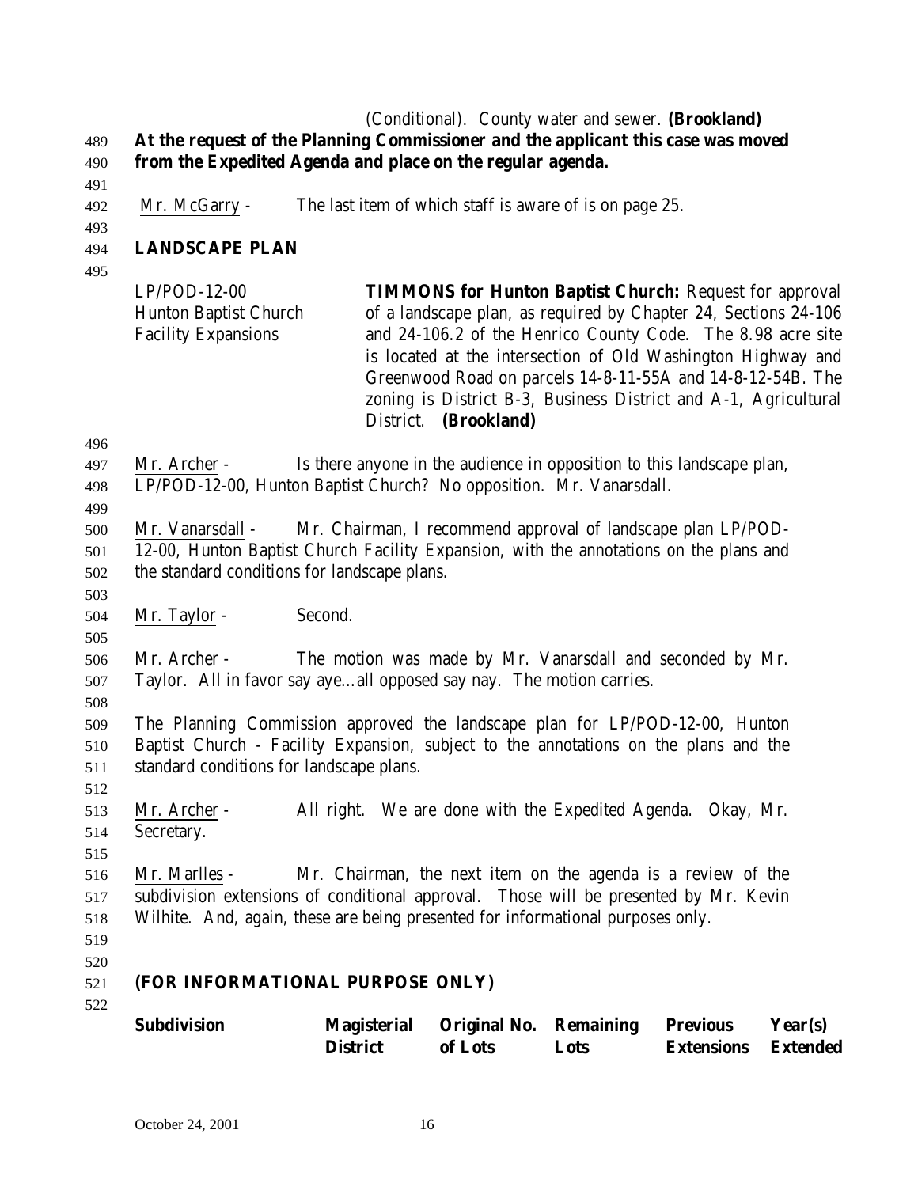(Conditional). County water and sewer. **(Brookland)**

**At the request of the Planning Commissioner and the applicant this case was moved from the Expedited Agenda and place on the regular agenda.**

Mr. McGarry - The last item of which staff is aware of is on page 25.

## LANDSCAPE PLAN

LP/POD-12-00
Hunton Baptist Church
Facility Expansions

**TIMMONS for Hunton Baptist Church:** Request for approval of a landscape plan, as required by Chapter 24, Sections 24-106 and 24-106.2 of the Henrico County Code. The 8.98 acre site is located at the intersection of Old Washington Highway and Greenwood Road on parcels 14-8-11-55A and 14-8-12-54B. The zoning is District B-3, Business District and A-1, Agricultural District. **(Brookland)**

Mr. Archer - Is there anyone in the audience in opposition to this landscape plan, LP/POD-12-00, Hunton Baptist Church? No opposition. Mr. Vanarsdall.

Mr. Vanarsdall - Mr. Chairman, I recommend approval of landscape plan LP/POD-12-00, Hunton Baptist Church Facility Expansion, with the annotations on the plans and the standard conditions for landscape plans.

Mr. Taylor - Second.

Mr. Archer - The motion was made by Mr. Vanarsdall and seconded by Mr. Taylor. All in favor say aye…all opposed say nay. The motion carries.

The Planning Commission approved the landscape plan for LP/POD-12-00, Hunton Baptist Church - Facility Expansion, subject to the annotations on the plans and the standard conditions for landscape plans.

Mr. Archer - All right. We are done with the Expedited Agenda. Okay, Mr. Secretary.

Mr. Marlles - Mr. Chairman, the next item on the agenda is a review of the subdivision extensions of conditional approval. Those will be presented by Mr. Kevin Wilhite. And, again, these are being presented for informational purposes only.

**(FOR INFORMATIONAL PURPOSE ONLY)**

| Subdivision | Magisterial District | Original No. of Lots | Remaining Lots | Previous Extensions | Year(s) Extended |
|---|---|---|---|---|---|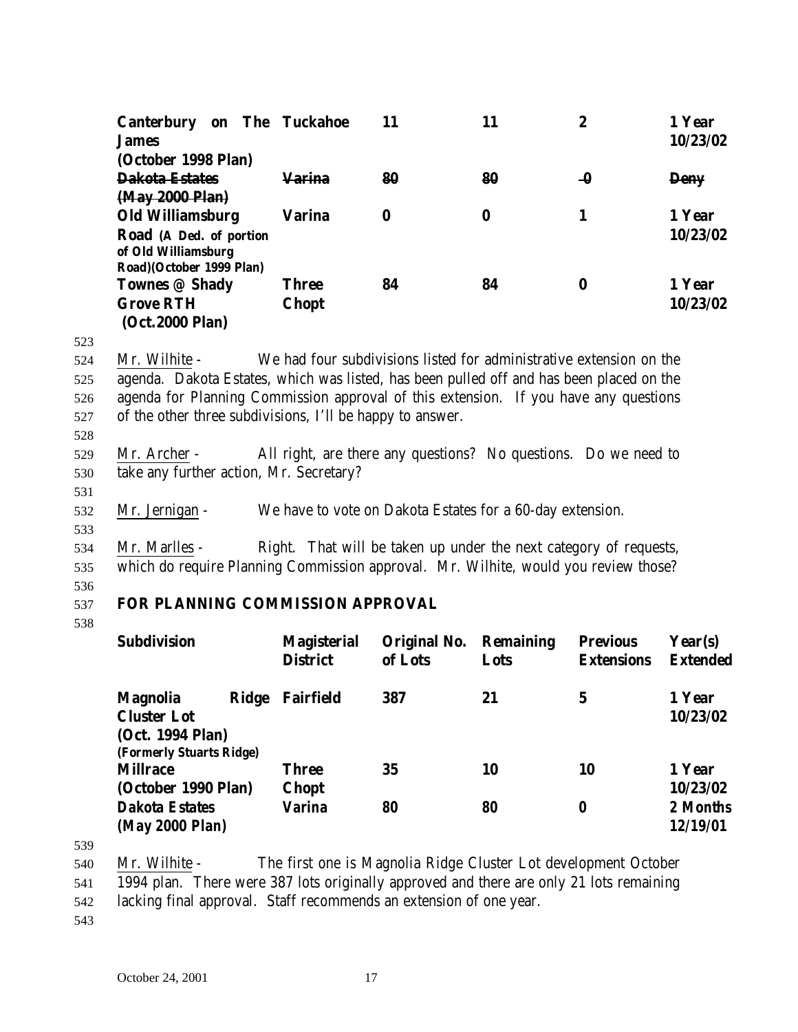| | | | | | |
|---|---|---|---|---|---|
| **Canterbury on The James (October 1998 Plan)** | **Tuckahoe** | **11** | **11** | **2** | **1 Year 10/23/02** |
| ~~**Dakota Estates (May 2000 Plan)**~~ | ~~**Varina**~~ | ~~**80**~~ | ~~**80**~~ | ~~**0**~~ | ~~**Deny**~~ |
| **Old Williamsburg Road (A Ded. of portion of Old Williamsburg Road)(October 1999 Plan)** | **Varina** | **0** | **0** | **1** | **1 Year 10/23/02** |
| **Townes @ Shady Grove RTH (Oct.2000 Plan)** | **Three Chopt** | **84** | **84** | **0** | **1 Year 10/23/02** |

523

524 Mr. Wilhite - We had four subdivisions listed for administrative extension on the
525 agenda. Dakota Estates, which was listed, has been pulled off and has been placed on the
526 agenda for Planning Commission approval of this extension. If you have any questions
527 of the other three subdivisions, I'll be happy to answer.

528

529 Mr. Archer - All right, are there any questions? No questions. Do we need to
530 take any further action, Mr. Secretary?

531

532 Mr. Jernigan - We have to vote on Dakota Estates for a 60-day extension.

533

534 Mr. Marlles - Right. That will be taken up under the next category of requests,
535 which do require Planning Commission approval. Mr. Wilhite, would you review those?

536

537 **FOR PLANNING COMMISSION APPROVAL**

538

| **Subdivision** | **Magisterial District** | **Original No. of Lots** | **Remaining Lots** | **Previous Extensions** | **Year(s) Extended** |
|---|---|---|---|---|---|
| **Magnolia Ridge Cluster Lot (Oct. 1994 Plan) (Formerly Stuarts Ridge)** | **Fairfield** | **387** | **21** | **5** | **1 Year 10/23/02** |
| **Millrace (October 1990 Plan)** | **Three Chopt** | **35** | **10** | **10** | **1 Year 10/23/02** |
| **Dakota Estates (May 2000 Plan)** | **Varina** | **80** | **80** | **0** | **2 Months 12/19/01** |

539

540 Mr. Wilhite - The first one is Magnolia Ridge Cluster Lot development October
541 1994 plan. There were 387 lots originally approved and there are only 21 lots remaining
542 lacking final approval. Staff recommends an extension of one year.

543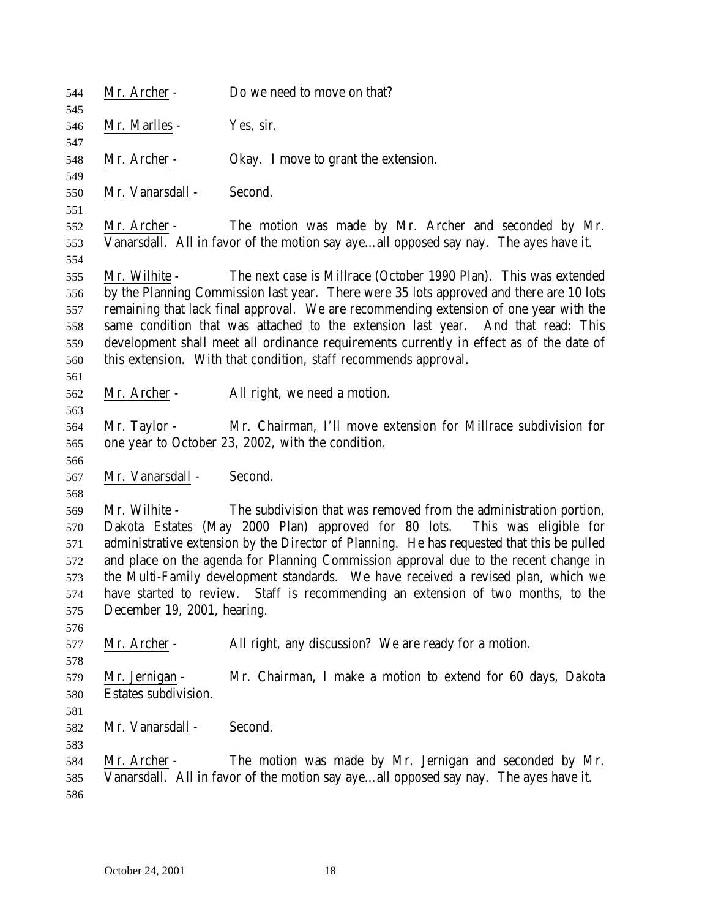Mr. Archer - Do we need to move on that?

Mr. Marlles - Yes, sir.

Mr. Archer - Okay. I move to grant the extension.

Mr. Vanarsdall - Second.

Mr. Archer - The motion was made by Mr. Archer and seconded by Mr. Vanarsdall. All in favor of the motion say aye…all opposed say nay. The ayes have it.

Mr. Wilhite - The next case is Millrace (October 1990 Plan). This was extended by the Planning Commission last year. There were 35 lots approved and there are 10 lots remaining that lack final approval. We are recommending extension of one year with the same condition that was attached to the extension last year. And that read: This development shall meet all ordinance requirements currently in effect as of the date of this extension. With that condition, staff recommends approval.

Mr. Archer - All right, we need a motion.

Mr. Taylor - Mr. Chairman, I'll move extension for Millrace subdivision for one year to October 23, 2002, with the condition.

Mr. Vanarsdall - Second.

Mr. Wilhite - The subdivision that was removed from the administration portion, Dakota Estates (May 2000 Plan) approved for 80 lots. This was eligible for administrative extension by the Director of Planning. He has requested that this be pulled and place on the agenda for Planning Commission approval due to the recent change in the Multi-Family development standards. We have received a revised plan, which we have started to review. Staff is recommending an extension of two months, to the December 19, 2001, hearing.

Mr. Archer - All right, any discussion? We are ready for a motion.

Mr. Jernigan - Mr. Chairman, I make a motion to extend for 60 days, Dakota Estates subdivision.

Mr. Vanarsdall - Second.

Mr. Archer - The motion was made by Mr. Jernigan and seconded by Mr. Vanarsdall. All in favor of the motion say aye…all opposed say nay. The ayes have it.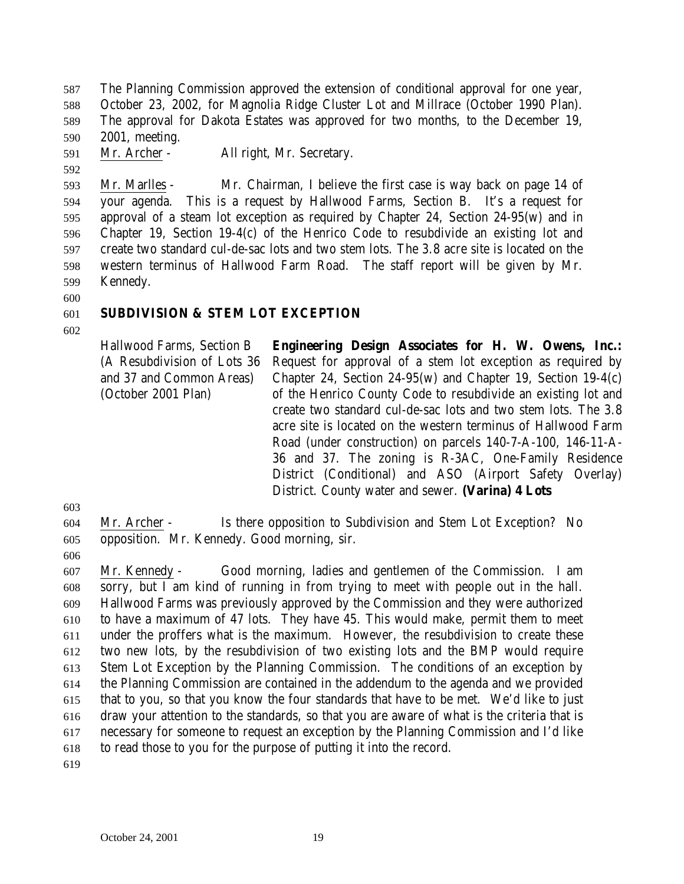The Planning Commission approved the extension of conditional approval for one year, October 23, 2002, for Magnolia Ridge Cluster Lot and Millrace (October 1990 Plan). The approval for Dakota Estates was approved for two months, to the December 19, 2001, meeting.

Mr. Archer - All right, Mr. Secretary.

Mr. Marlles - Mr. Chairman, I believe the first case is way back on page 14 of your agenda. This is a request by Hallwood Farms, Section B. It's a request for approval of a steam lot exception as required by Chapter 24, Section 24-95(w) and in Chapter 19, Section 19-4(c) of the Henrico Code to resubdivide an existing lot and create two standard cul-de-sac lots and two stem lots. The 3.8 acre site is located on the western terminus of Hallwood Farm Road. The staff report will be given by Mr. Kennedy.

**SUBDIVISION & STEM LOT EXCEPTION**

Hallwood Farms, Section B (A Resubdivision of Lots 36 and 37 and Common Areas) (October 2001 Plan)

**Engineering Design Associates for H. W. Owens, Inc.:** Request for approval of a stem lot exception as required by Chapter 24, Section 24-95(w) and Chapter 19, Section 19-4(c) of the Henrico County Code to resubdivide an existing lot and create two standard cul-de-sac lots and two stem lots. The 3.8 acre site is located on the western terminus of Hallwood Farm Road (under construction) on parcels 140-7-A-100, 146-11-A-36 and 37. The zoning is R-3AC, One-Family Residence District (Conditional) and ASO (Airport Safety Overlay) District. County water and sewer. **(Varina) 4 Lots**

Mr. Archer - Is there opposition to Subdivision and Stem Lot Exception? No opposition. Mr. Kennedy. Good morning, sir.

Mr. Kennedy - Good morning, ladies and gentlemen of the Commission. I am sorry, but I am kind of running in from trying to meet with people out in the hall. Hallwood Farms was previously approved by the Commission and they were authorized to have a maximum of 47 lots. They have 45. This would make, permit them to meet under the proffers what is the maximum. However, the resubdivision to create these two new lots, by the resubdivision of two existing lots and the BMP would require Stem Lot Exception by the Planning Commission. The conditions of an exception by the Planning Commission are contained in the addendum to the agenda and we provided that to you, so that you know the four standards that have to be met. We'd like to just draw your attention to the standards, so that you are aware of what is the criteria that is necessary for someone to request an exception by the Planning Commission and I'd like to read those to you for the purpose of putting it into the record.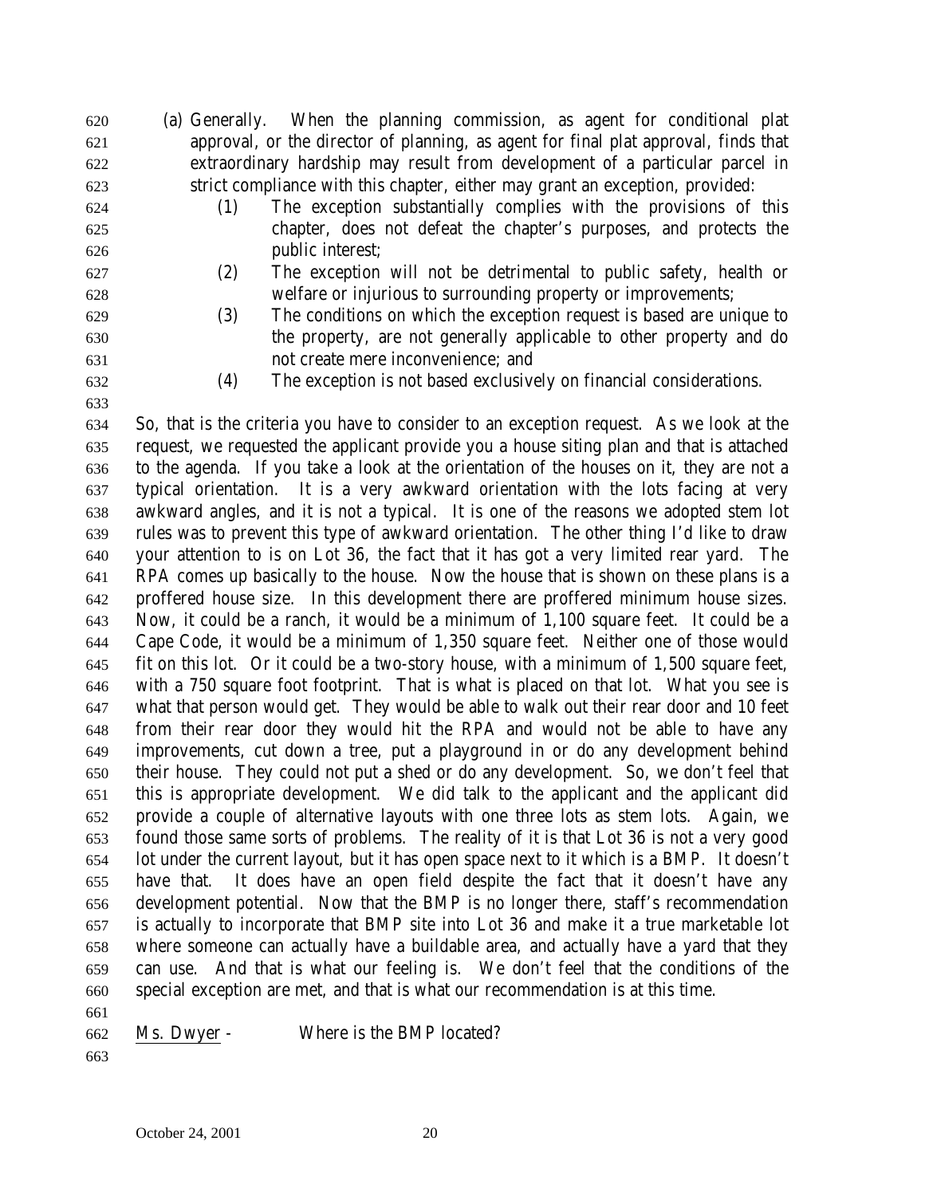(a) Generally. When the planning commission, as agent for conditional plat approval, or the director of planning, as agent for final plat approval, finds that extraordinary hardship may result from development of a particular parcel in strict compliance with this chapter, either may grant an exception, provided:

- (1) The exception substantially complies with the provisions of this chapter, does not defeat the chapter's purposes, and protects the public interest;
- (2) The exception will not be detrimental to public safety, health or welfare or injurious to surrounding property or improvements;
- (3) The conditions on which the exception request is based are unique to the property, are not generally applicable to other property and do not create mere inconvenience; and
- (4) The exception is not based exclusively on financial considerations.

So, that is the criteria you have to consider to an exception request. As we look at the request, we requested the applicant provide you a house siting plan and that is attached to the agenda. If you take a look at the orientation of the houses on it, they are not a typical orientation. It is a very awkward orientation with the lots facing at very awkward angles, and it is not a typical. It is one of the reasons we adopted stem lot rules was to prevent this type of awkward orientation. The other thing I'd like to draw your attention to is on Lot 36, the fact that it has got a very limited rear yard. The RPA comes up basically to the house. Now the house that is shown on these plans is a proffered house size. In this development there are proffered minimum house sizes. Now, it could be a ranch, it would be a minimum of 1,100 square feet. It could be a Cape Code, it would be a minimum of 1,350 square feet. Neither one of those would fit on this lot. Or it could be a two-story house, with a minimum of 1,500 square feet, with a 750 square foot footprint. That is what is placed on that lot. What you see is what that person would get. They would be able to walk out their rear door and 10 feet from their rear door they would hit the RPA and would not be able to have any improvements, cut down a tree, put a playground in or do any development behind their house. They could not put a shed or do any development. So, we don't feel that this is appropriate development. We did talk to the applicant and the applicant did provide a couple of alternative layouts with one three lots as stem lots. Again, we found those same sorts of problems. The reality of it is that Lot 36 is not a very good lot under the current layout, but it has open space next to it which is a BMP. It doesn't have that. It does have an open field despite the fact that it doesn't have any development potential. Now that the BMP is no longer there, staff's recommendation is actually to incorporate that BMP site into Lot 36 and make it a true marketable lot where someone can actually have a buildable area, and actually have a yard that they can use. And that is what our feeling is. We don't feel that the conditions of the special exception are met, and that is what our recommendation is at this time.

Ms. Dwyer - Where is the BMP located?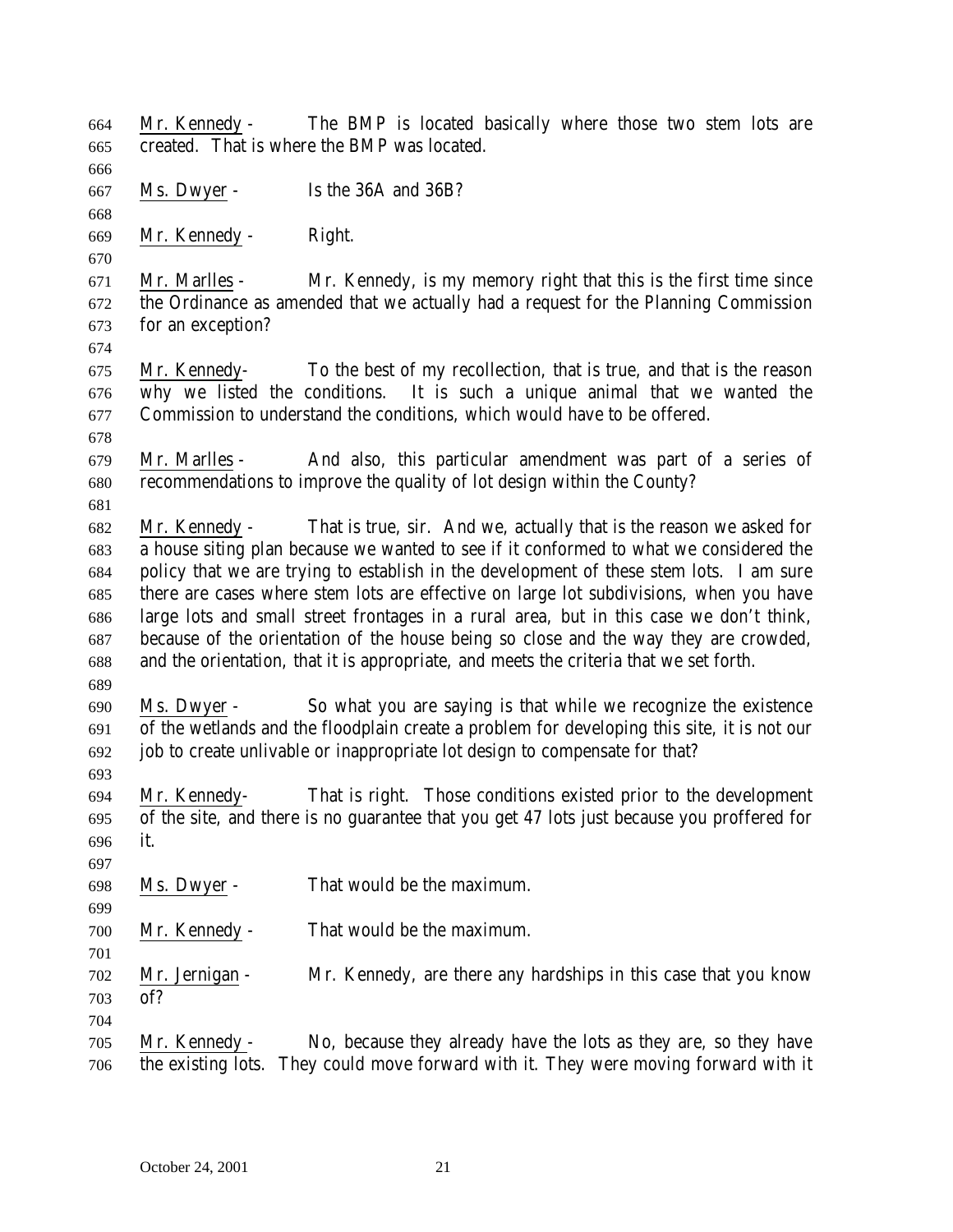664 Mr. Kennedy - The BMP is located basically where those two stem lots are
665 created. That is where the BMP was located.
666
667 Ms. Dwyer - Is the 36A and 36B?
668
669 Mr. Kennedy - Right.
670
671 Mr. Marlles - Mr. Kennedy, is my memory right that this is the first time since
672 the Ordinance as amended that we actually had a request for the Planning Commission
673 for an exception?
674
675 Mr. Kennedy- To the best of my recollection, that is true, and that is the reason
676 why we listed the conditions. It is such a unique animal that we wanted the
677 Commission to understand the conditions, which would have to be offered.
678
679 Mr. Marlles - And also, this particular amendment was part of a series of
680 recommendations to improve the quality of lot design within the County?
681
682 Mr. Kennedy - That is true, sir. And we, actually that is the reason we asked for
683 a house siting plan because we wanted to see if it conformed to what we considered the
684 policy that we are trying to establish in the development of these stem lots. I am sure
685 there are cases where stem lots are effective on large lot subdivisions, when you have
686 large lots and small street frontages in a rural area, but in this case we don't think,
687 because of the orientation of the house being so close and the way they are crowded,
688 and the orientation, that it is appropriate, and meets the criteria that we set forth.
689
690 Ms. Dwyer - So what you are saying is that while we recognize the existence
691 of the wetlands and the floodplain create a problem for developing this site, it is not our
692 job to create unlivable or inappropriate lot design to compensate for that?
693
694 Mr. Kennedy- That is right. Those conditions existed prior to the development
695 of the site, and there is no guarantee that you get 47 lots just because you proffered for
696 it.
697
698 Ms. Dwyer - That would be the maximum.
699
700 Mr. Kennedy - That would be the maximum.
701
702 Mr. Jernigan - Mr. Kennedy, are there any hardships in this case that you know
703 of?
704
705 Mr. Kennedy - No, because they already have the lots as they are, so they have
706 the existing lots. They could move forward with it. They were moving forward with it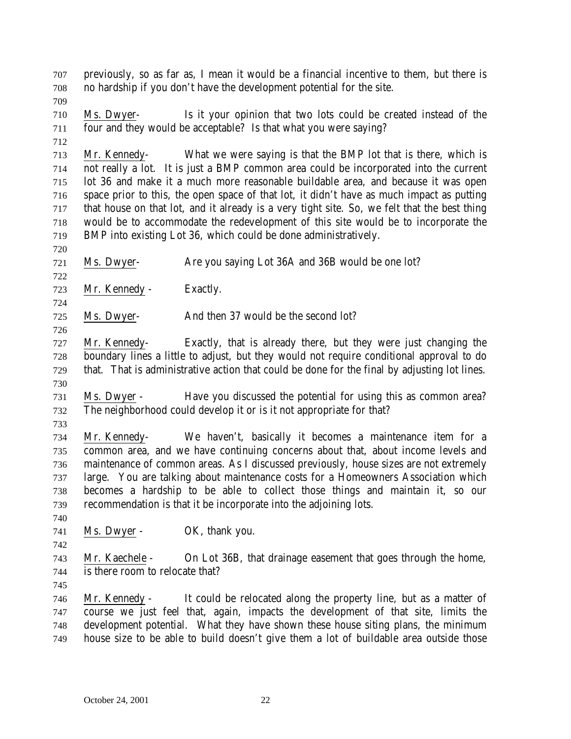previously, so as far as, I mean it would be a financial incentive to them, but there is no hardship if you don't have the development potential for the site.

Ms. Dwyer- Is it your opinion that two lots could be created instead of the four and they would be acceptable? Is that what you were saying?

Mr. Kennedy- What we were saying is that the BMP lot that is there, which is not really a lot. It is just a BMP common area could be incorporated into the current lot 36 and make it a much more reasonable buildable area, and because it was open space prior to this, the open space of that lot, it didn't have as much impact as putting that house on that lot, and it already is a very tight site. So, we felt that the best thing would be to accommodate the redevelopment of this site would be to incorporate the BMP into existing Lot 36, which could be done administratively.

Ms. Dwyer- Are you saying Lot 36A and 36B would be one lot?

Mr. Kennedy - Exactly.

Ms. Dwyer- And then 37 would be the second lot?

Mr. Kennedy- Exactly, that is already there, but they were just changing the boundary lines a little to adjust, but they would not require conditional approval to do that. That is administrative action that could be done for the final by adjusting lot lines.

Ms. Dwyer - Have you discussed the potential for using this as common area? The neighborhood could develop it or is it not appropriate for that?

Mr. Kennedy- We haven't, basically it becomes a maintenance item for a common area, and we have continuing concerns about that, about income levels and maintenance of common areas. As I discussed previously, house sizes are not extremely large. You are talking about maintenance costs for a Homeowners Association which becomes a hardship to be able to collect those things and maintain it, so our recommendation is that it be incorporate into the adjoining lots.

Ms. Dwyer - OK, thank you.

Mr. Kaechele - On Lot 36B, that drainage easement that goes through the home, is there room to relocate that?

Mr. Kennedy - It could be relocated along the property line, but as a matter of course we just feel that, again, impacts the development of that site, limits the development potential. What they have shown these house siting plans, the minimum house size to be able to build doesn't give them a lot of buildable area outside those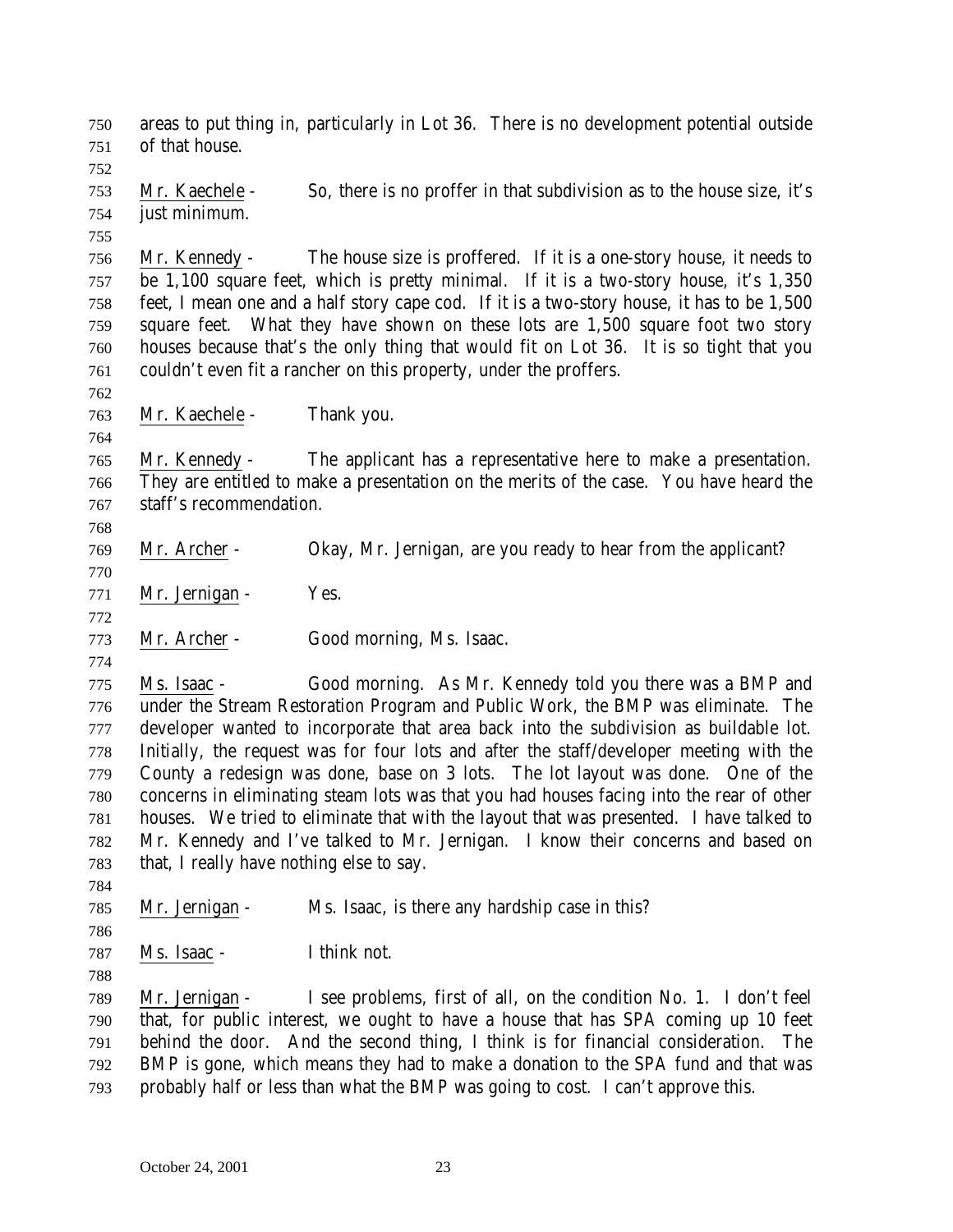areas to put thing in, particularly in Lot 36. There is no development potential outside of that house.

Mr. Kaechele - So, there is no proffer in that subdivision as to the house size, it's just minimum.

Mr. Kennedy - The house size is proffered. If it is a one-story house, it needs to be 1,100 square feet, which is pretty minimal. If it is a two-story house, it's 1,350 feet, I mean one and a half story cape cod. If it is a two-story house, it has to be 1,500 square feet. What they have shown on these lots are 1,500 square foot two story houses because that's the only thing that would fit on Lot 36. It is so tight that you couldn't even fit a rancher on this property, under the proffers.

Mr. Kaechele - Thank you.

Mr. Kennedy - The applicant has a representative here to make a presentation. They are entitled to make a presentation on the merits of the case. You have heard the staff's recommendation.

Mr. Archer - Okay, Mr. Jernigan, are you ready to hear from the applicant?

Mr. Jernigan - Yes.

Mr. Archer - Good morning, Ms. Isaac.

Ms. Isaac - Good morning. As Mr. Kennedy told you there was a BMP and under the Stream Restoration Program and Public Work, the BMP was eliminate. The developer wanted to incorporate that area back into the subdivision as buildable lot. Initially, the request was for four lots and after the staff/developer meeting with the County a redesign was done, base on 3 lots. The lot layout was done. One of the concerns in eliminating steam lots was that you had houses facing into the rear of other houses. We tried to eliminate that with the layout that was presented. I have talked to Mr. Kennedy and I've talked to Mr. Jernigan. I know their concerns and based on that, I really have nothing else to say.

Mr. Jernigan - Ms. Isaac, is there any hardship case in this?

Ms. Isaac - I think not.

Mr. Jernigan - I see problems, first of all, on the condition No. 1. I don't feel that, for public interest, we ought to have a house that has SPA coming up 10 feet behind the door. And the second thing, I think is for financial consideration. The BMP is gone, which means they had to make a donation to the SPA fund and that was probably half or less than what the BMP was going to cost. I can't approve this.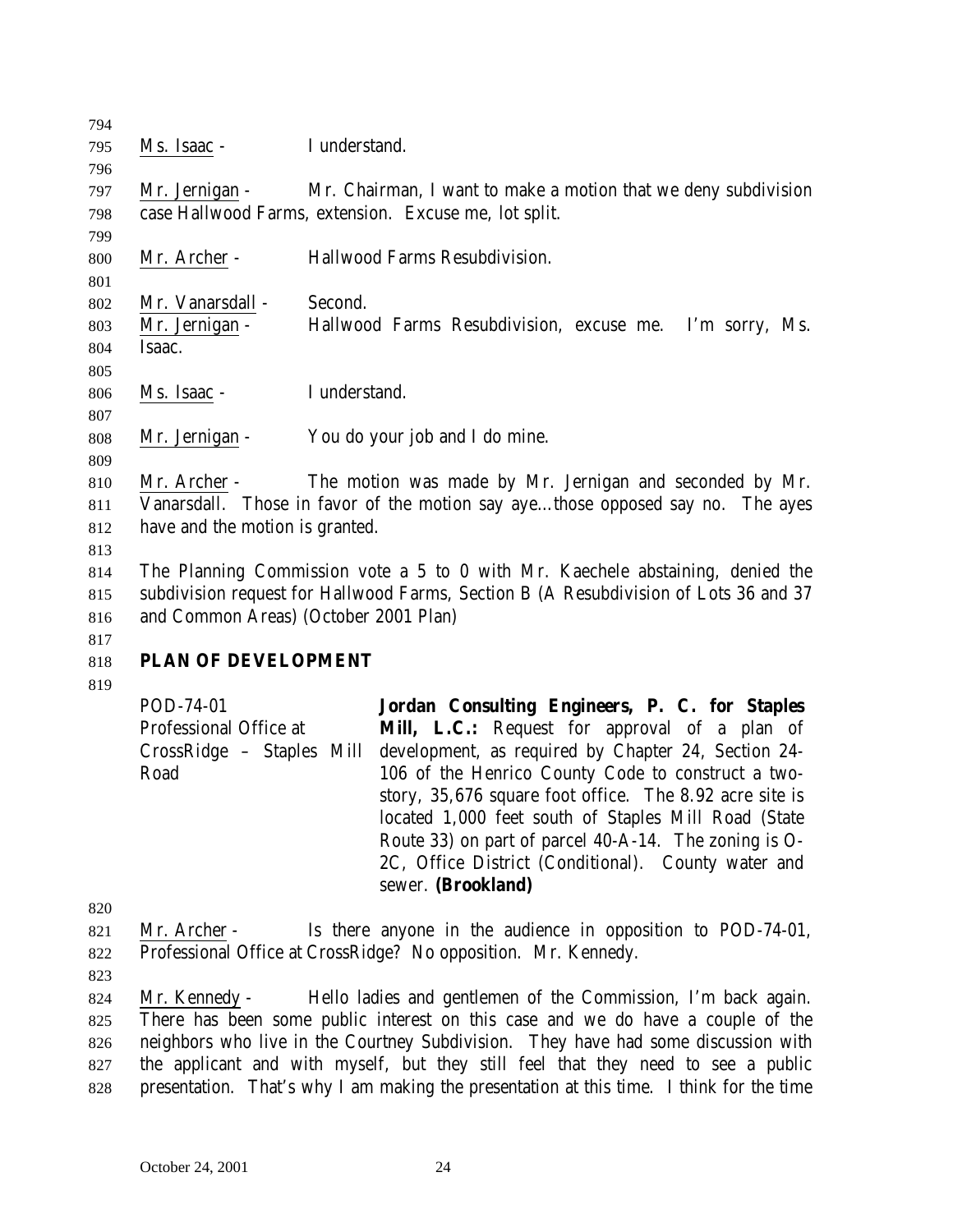Ms. Isaac - I understand.

Mr. Jernigan - Mr. Chairman, I want to make a motion that we deny subdivision case Hallwood Farms, extension. Excuse me, lot split.

Mr. Archer - Hallwood Farms Resubdivision.

Mr. Vanarsdall - Second.

Mr. Jernigan - Hallwood Farms Resubdivision, excuse me. I'm sorry, Ms. Isaac.

Ms. Isaac - I understand.

Mr. Jernigan - You do your job and I do mine.

Mr. Archer - The motion was made by Mr. Jernigan and seconded by Mr. Vanarsdall. Those in favor of the motion say aye…those opposed say no. The ayes have and the motion is granted.

The Planning Commission vote a 5 to 0 with Mr. Kaechele abstaining, denied the subdivision request for Hallwood Farms, Section B (A Resubdivision of Lots 36 and 37 and Common Areas) (October 2001 Plan)

## PLAN OF DEVELOPMENT

| | |
|---|---|
| POD-74-01<br>Professional Office at CrossRidge – Staples Mill Road | **Jordan Consulting Engineers, P. C. for Staples Mill, L.C.:** Request for approval of a plan of development, as required by Chapter 24, Section 24-106 of the Henrico County Code to construct a two-story, 35,676 square foot office. The 8.92 acre site is located 1,000 feet south of Staples Mill Road (State Route 33) on part of parcel 40-A-14. The zoning is O-2C, Office District (Conditional). County water and sewer. **(Brookland)** |

Mr. Archer - Is there anyone in the audience in opposition to POD-74-01, Professional Office at CrossRidge? No opposition. Mr. Kennedy.

Mr. Kennedy - Hello ladies and gentlemen of the Commission, I'm back again. There has been some public interest on this case and we do have a couple of the neighbors who live in the Courtney Subdivision. They have had some discussion with the applicant and with myself, but they still feel that they need to see a public presentation. That's why I am making the presentation at this time. I think for the time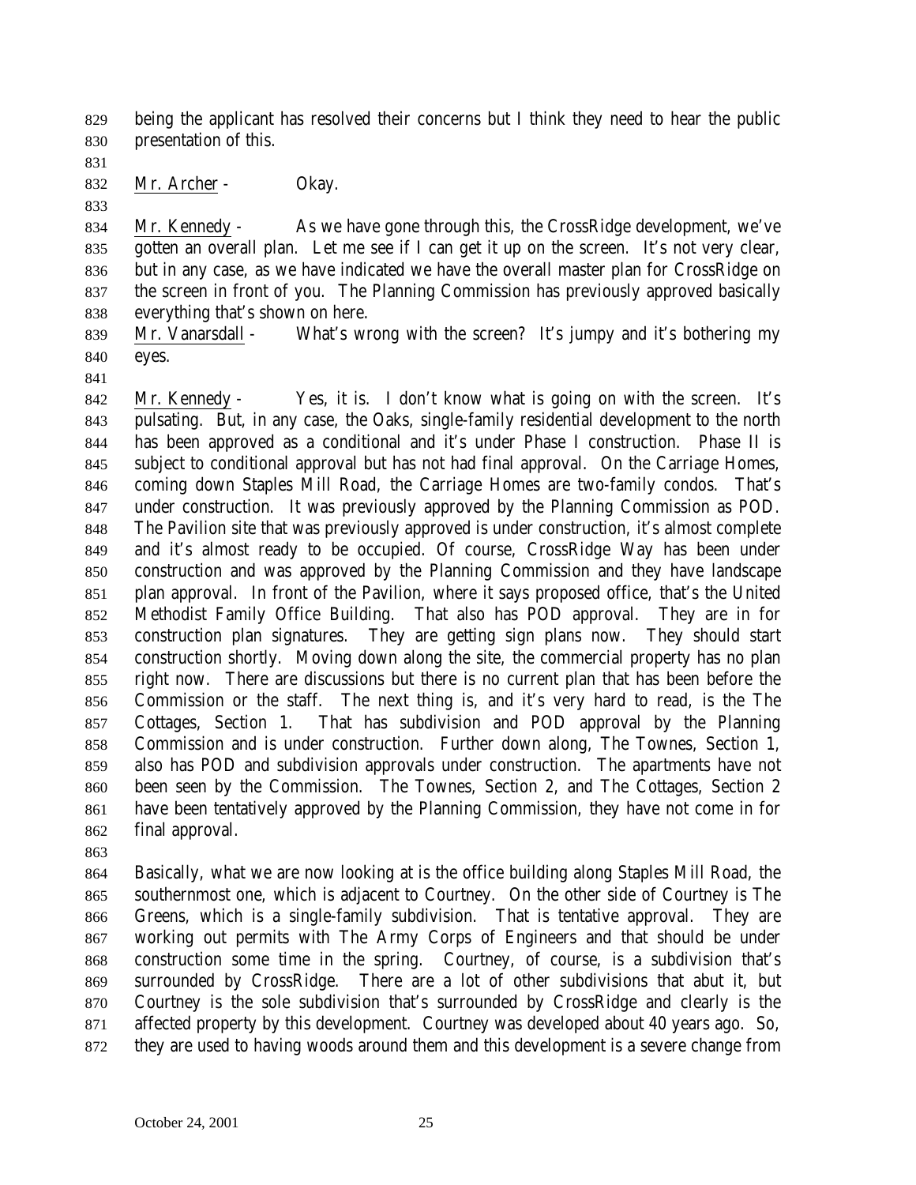being the applicant has resolved their concerns but I think they need to hear the public presentation of this.

Mr. Archer - Okay.

Mr. Kennedy - As we have gone through this, the CrossRidge development, we've gotten an overall plan. Let me see if I can get it up on the screen. It's not very clear, but in any case, as we have indicated we have the overall master plan for CrossRidge on the screen in front of you. The Planning Commission has previously approved basically everything that's shown on here.

Mr. Vanarsdall - What's wrong with the screen? It's jumpy and it's bothering my eyes.

Mr. Kennedy - Yes, it is. I don't know what is going on with the screen. It's pulsating. But, in any case, the Oaks, single-family residential development to the north has been approved as a conditional and it's under Phase I construction. Phase II is subject to conditional approval but has not had final approval. On the Carriage Homes, coming down Staples Mill Road, the Carriage Homes are two-family condos. That's under construction. It was previously approved by the Planning Commission as POD. The Pavilion site that was previously approved is under construction, it's almost complete and it's almost ready to be occupied. Of course, CrossRidge Way has been under construction and was approved by the Planning Commission and they have landscape plan approval. In front of the Pavilion, where it says proposed office, that's the United Methodist Family Office Building. That also has POD approval. They are in for construction plan signatures. They are getting sign plans now. They should start construction shortly. Moving down along the site, the commercial property has no plan right now. There are discussions but there is no current plan that has been before the Commission or the staff. The next thing is, and it's very hard to read, is the The Cottages, Section 1. That has subdivision and POD approval by the Planning Commission and is under construction. Further down along, The Townes, Section 1, also has POD and subdivision approvals under construction. The apartments have not been seen by the Commission. The Townes, Section 2, and The Cottages, Section 2 have been tentatively approved by the Planning Commission, they have not come in for final approval.

Basically, what we are now looking at is the office building along Staples Mill Road, the southernmost one, which is adjacent to Courtney. On the other side of Courtney is The Greens, which is a single-family subdivision. That is tentative approval. They are working out permits with The Army Corps of Engineers and that should be under construction some time in the spring. Courtney, of course, is a subdivision that's surrounded by CrossRidge. There are a lot of other subdivisions that abut it, but Courtney is the sole subdivision that's surrounded by CrossRidge and clearly is the affected property by this development. Courtney was developed about 40 years ago. So, they are used to having woods around them and this development is a severe change from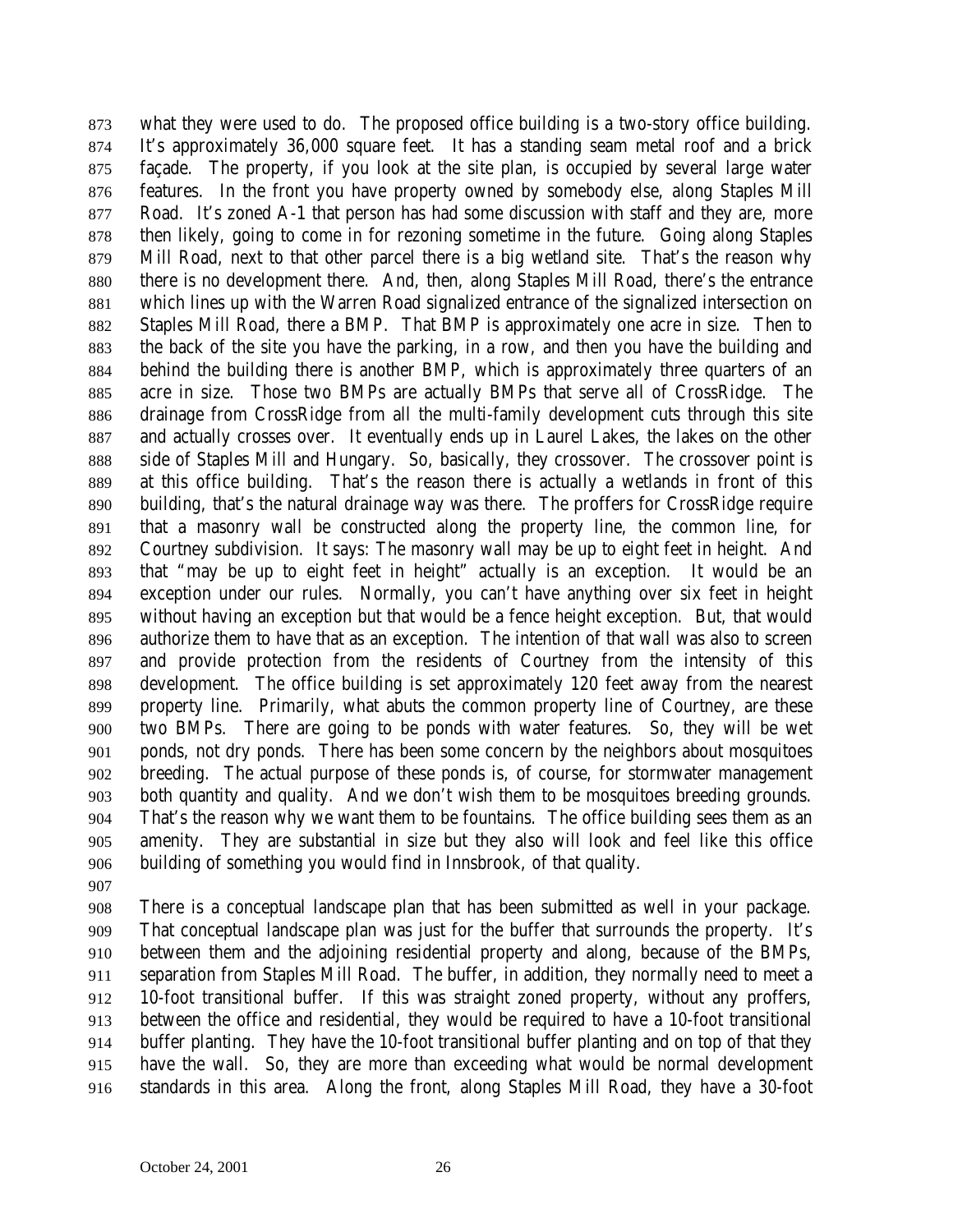what they were used to do. The proposed office building is a two-story office building. It's approximately 36,000 square feet. It has a standing seam metal roof and a brick façade. The property, if you look at the site plan, is occupied by several large water features. In the front you have property owned by somebody else, along Staples Mill Road. It's zoned A-1 that person has had some discussion with staff and they are, more then likely, going to come in for rezoning sometime in the future. Going along Staples Mill Road, next to that other parcel there is a big wetland site. That's the reason why there is no development there. And, then, along Staples Mill Road, there's the entrance which lines up with the Warren Road signalized entrance of the signalized intersection on Staples Mill Road, there a BMP. That BMP is approximately one acre in size. Then to the back of the site you have the parking, in a row, and then you have the building and behind the building there is another BMP, which is approximately three quarters of an acre in size. Those two BMPs are actually BMPs that serve all of CrossRidge. The drainage from CrossRidge from all the multi-family development cuts through this site and actually crosses over. It eventually ends up in Laurel Lakes, the lakes on the other side of Staples Mill and Hungary. So, basically, they crossover. The crossover point is at this office building. That's the reason there is actually a wetlands in front of this building, that's the natural drainage way was there. The proffers for CrossRidge require that a masonry wall be constructed along the property line, the common line, for Courtney subdivision. It says: The masonry wall may be up to eight feet in height. And that "may be up to eight feet in height" actually is an exception. It would be an exception under our rules. Normally, you can't have anything over six feet in height without having an exception but that would be a fence height exception. But, that would authorize them to have that as an exception. The intention of that wall was also to screen and provide protection from the residents of Courtney from the intensity of this development. The office building is set approximately 120 feet away from the nearest property line. Primarily, what abuts the common property line of Courtney, are these two BMPs. There are going to be ponds with water features. So, they will be wet ponds, not dry ponds. There has been some concern by the neighbors about mosquitoes breeding. The actual purpose of these ponds is, of course, for stormwater management both quantity and quality. And we don't wish them to be mosquitoes breeding grounds. That's the reason why we want them to be fountains. The office building sees them as an amenity. They are substantial in size but they also will look and feel like this office building of something you would find in Innsbrook, of that quality.

There is a conceptual landscape plan that has been submitted as well in your package. That conceptual landscape plan was just for the buffer that surrounds the property. It's between them and the adjoining residential property and along, because of the BMPs, separation from Staples Mill Road. The buffer, in addition, they normally need to meet a 10-foot transitional buffer. If this was straight zoned property, without any proffers, between the office and residential, they would be required to have a 10-foot transitional buffer planting. They have the 10-foot transitional buffer planting and on top of that they have the wall. So, they are more than exceeding what would be normal development standards in this area. Along the front, along Staples Mill Road, they have a 30-foot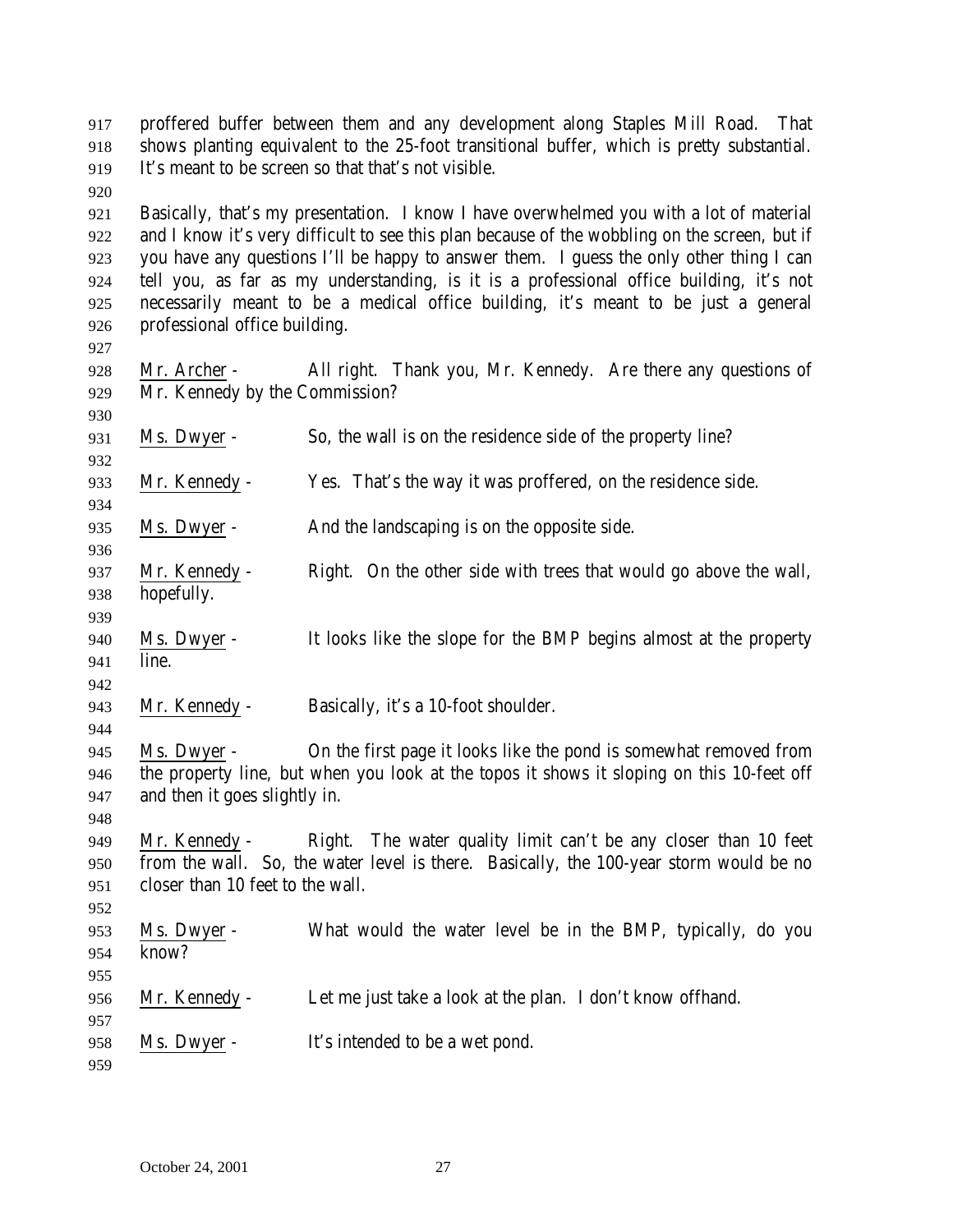proffered buffer between them and any development along Staples Mill Road. That shows planting equivalent to the 25-foot transitional buffer, which is pretty substantial. It's meant to be screen so that that's not visible.

Basically, that's my presentation. I know I have overwhelmed you with a lot of material and I know it's very difficult to see this plan because of the wobbling on the screen, but if you have any questions I'll be happy to answer them. I guess the only other thing I can tell you, as far as my understanding, is it is a professional office building, it's not necessarily meant to be a medical office building, it's meant to be just a general professional office building.

Mr. Archer - All right. Thank you, Mr. Kennedy. Are there any questions of Mr. Kennedy by the Commission?

Ms. Dwyer - So, the wall is on the residence side of the property line?

Mr. Kennedy - Yes. That's the way it was proffered, on the residence side.

Ms. Dwyer - And the landscaping is on the opposite side.

Mr. Kennedy - Right. On the other side with trees that would go above the wall, hopefully.

Ms. Dwyer - It looks like the slope for the BMP begins almost at the property line.

Mr. Kennedy - Basically, it's a 10-foot shoulder.

Ms. Dwyer - On the first page it looks like the pond is somewhat removed from the property line, but when you look at the topos it shows it sloping on this 10-feet off and then it goes slightly in.

Mr. Kennedy - Right. The water quality limit can't be any closer than 10 feet from the wall. So, the water level is there. Basically, the 100-year storm would be no closer than 10 feet to the wall.

Ms. Dwyer - What would the water level be in the BMP, typically, do you know?

Mr. Kennedy - Let me just take a look at the plan. I don't know offhand.

Ms. Dwyer - It's intended to be a wet pond.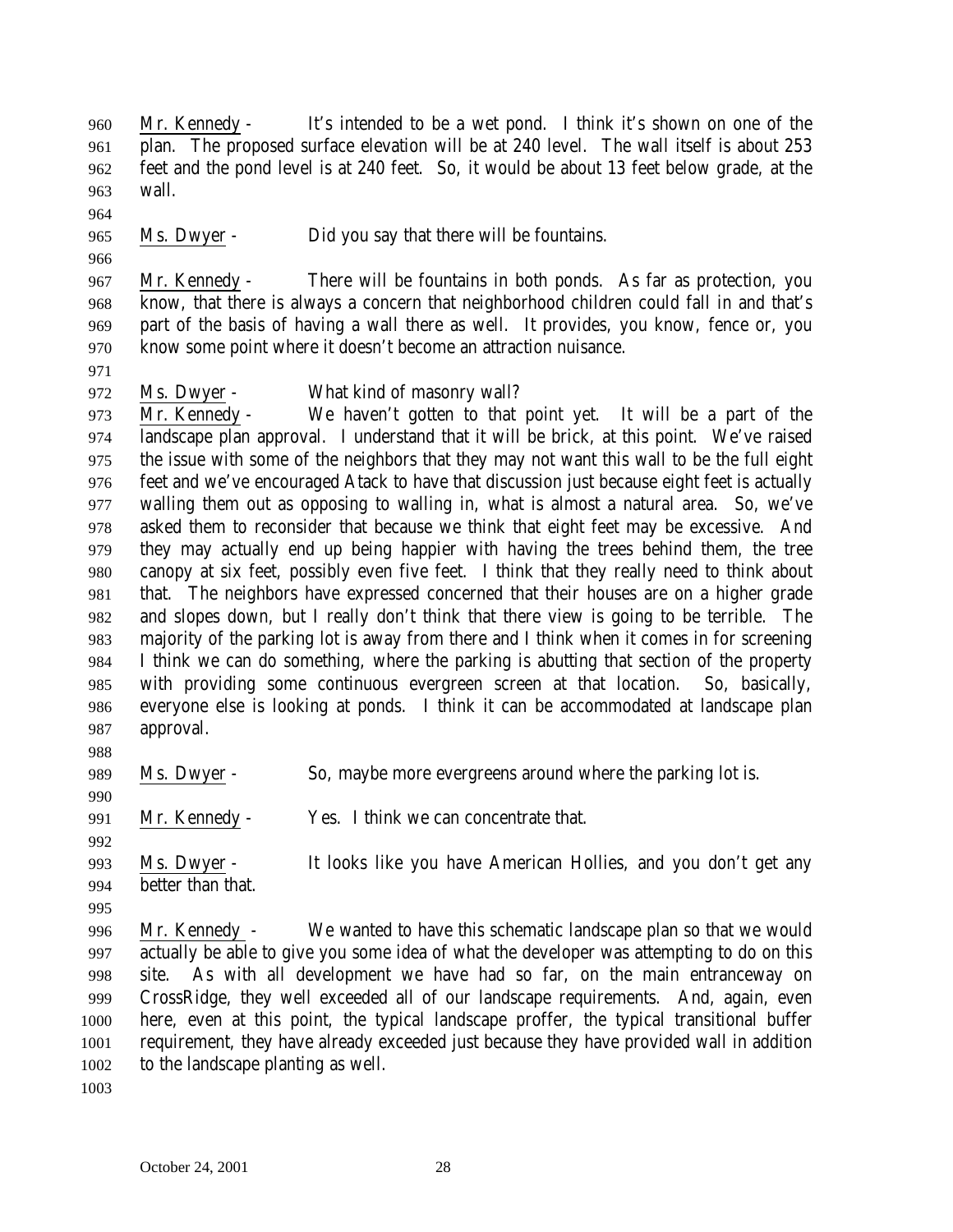Mr. Kennedy - It's intended to be a wet pond. I think it's shown on one of the plan. The proposed surface elevation will be at 240 level. The wall itself is about 253 feet and the pond level is at 240 feet. So, it would be about 13 feet below grade, at the wall.

Ms. Dwyer - Did you say that there will be fountains.

Mr. Kennedy - There will be fountains in both ponds. As far as protection, you know, that there is always a concern that neighborhood children could fall in and that's part of the basis of having a wall there as well. It provides, you know, fence or, you know some point where it doesn't become an attraction nuisance.

Ms. Dwyer - What kind of masonry wall?

Mr. Kennedy - We haven't gotten to that point yet. It will be a part of the landscape plan approval. I understand that it will be brick, at this point. We've raised the issue with some of the neighbors that they may not want this wall to be the full eight feet and we've encouraged Atack to have that discussion just because eight feet is actually walling them out as opposing to walling in, what is almost a natural area. So, we've asked them to reconsider that because we think that eight feet may be excessive. And they may actually end up being happier with having the trees behind them, the tree canopy at six feet, possibly even five feet. I think that they really need to think about that. The neighbors have expressed concerned that their houses are on a higher grade and slopes down, but I really don't think that there view is going to be terrible. The majority of the parking lot is away from there and I think when it comes in for screening I think we can do something, where the parking is abutting that section of the property with providing some continuous evergreen screen at that location. So, basically, everyone else is looking at ponds. I think it can be accommodated at landscape plan approval.

Ms. Dwyer - So, maybe more evergreens around where the parking lot is.

Mr. Kennedy - Yes. I think we can concentrate that.

Ms. Dwyer - It looks like you have American Hollies, and you don't get any better than that.

Mr. Kennedy - We wanted to have this schematic landscape plan so that we would actually be able to give you some idea of what the developer was attempting to do on this site. As with all development we have had so far, on the main entranceway on CrossRidge, they well exceeded all of our landscape requirements. And, again, even here, even at this point, the typical landscape proffer, the typical transitional buffer requirement, they have already exceeded just because they have provided wall in addition to the landscape planting as well.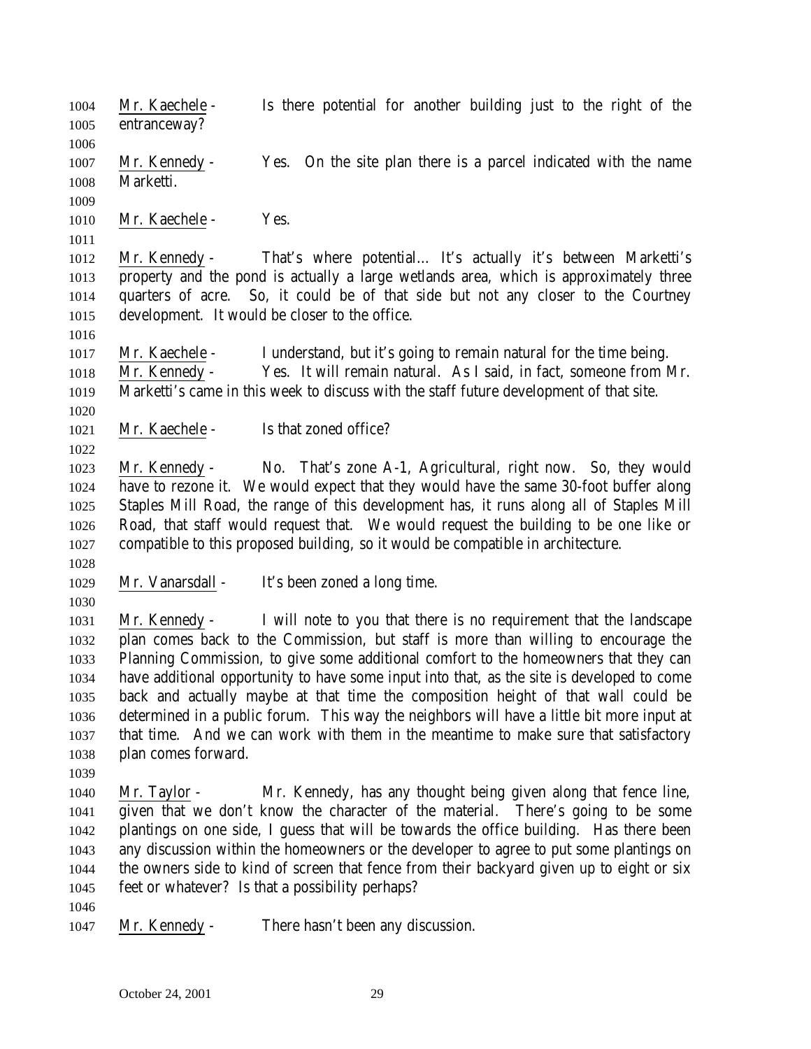Mr. Kaechele - Is there potential for another building just to the right of the entranceway?

Mr. Kennedy - Yes. On the site plan there is a parcel indicated with the name Marketti.

Mr. Kaechele - Yes.

Mr. Kennedy - That's where potential… It's actually it's between Marketti's property and the pond is actually a large wetlands area, which is approximately three quarters of acre. So, it could be of that side but not any closer to the Courtney development. It would be closer to the office.

Mr. Kaechele - I understand, but it's going to remain natural for the time being.

Mr. Kennedy - Yes. It will remain natural. As I said, in fact, someone from Mr. Marketti's came in this week to discuss with the staff future development of that site.

Mr. Kaechele - Is that zoned office?

Mr. Kennedy - No. That's zone A-1, Agricultural, right now. So, they would have to rezone it. We would expect that they would have the same 30-foot buffer along Staples Mill Road, the range of this development has, it runs along all of Staples Mill Road, that staff would request that. We would request the building to be one like or compatible to this proposed building, so it would be compatible in architecture.

Mr. Vanarsdall - It's been zoned a long time.

Mr. Kennedy - I will note to you that there is no requirement that the landscape plan comes back to the Commission, but staff is more than willing to encourage the Planning Commission, to give some additional comfort to the homeowners that they can have additional opportunity to have some input into that, as the site is developed to come back and actually maybe at that time the composition height of that wall could be determined in a public forum. This way the neighbors will have a little bit more input at that time. And we can work with them in the meantime to make sure that satisfactory plan comes forward.

Mr. Taylor - Mr. Kennedy, has any thought being given along that fence line, given that we don't know the character of the material. There's going to be some plantings on one side, I guess that will be towards the office building. Has there been any discussion within the homeowners or the developer to agree to put some plantings on the owners side to kind of screen that fence from their backyard given up to eight or six feet or whatever? Is that a possibility perhaps?

Mr. Kennedy - There hasn't been any discussion.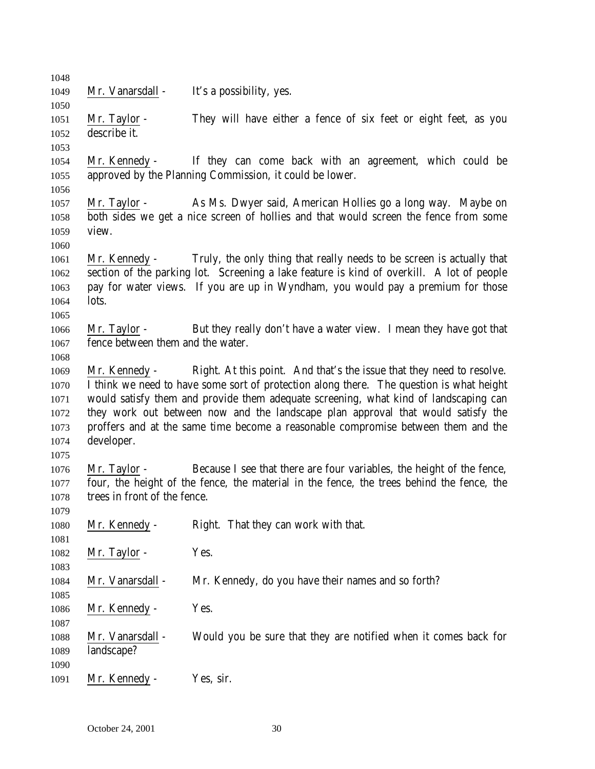Mr. Vanarsdall - It's a possibility, yes.

Mr. Taylor - They will have either a fence of six feet or eight feet, as you describe it.

Mr. Kennedy - If they can come back with an agreement, which could be approved by the Planning Commission, it could be lower.

Mr. Taylor - As Ms. Dwyer said, American Hollies go a long way. Maybe on both sides we get a nice screen of hollies and that would screen the fence from some view.

Mr. Kennedy - Truly, the only thing that really needs to be screen is actually that section of the parking lot. Screening a lake feature is kind of overkill. A lot of people pay for water views. If you are up in Wyndham, you would pay a premium for those lots.

Mr. Taylor - But they really don't have a water view. I mean they have got that fence between them and the water.

Mr. Kennedy - Right. At this point. And that's the issue that they need to resolve. I think we need to have some sort of protection along there. The question is what height would satisfy them and provide them adequate screening, what kind of landscaping can they work out between now and the landscape plan approval that would satisfy the proffers and at the same time become a reasonable compromise between them and the developer.

Mr. Taylor - Because I see that there are four variables, the height of the fence, four, the height of the fence, the material in the fence, the trees behind the fence, the trees in front of the fence.

Mr. Kennedy - Right. That they can work with that.

Mr. Taylor - Yes.

Mr. Vanarsdall - Mr. Kennedy, do you have their names and so forth?

Mr. Kennedy - Yes.

Mr. Vanarsdall - Would you be sure that they are notified when it comes back for landscape?

Mr. Kennedy - Yes, sir.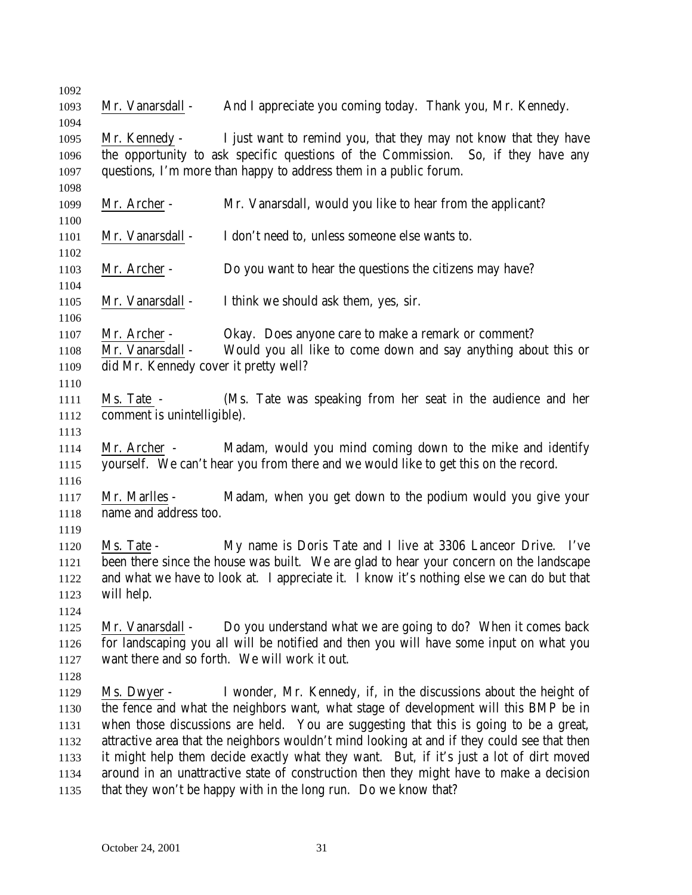Mr. Vanarsdall - And I appreciate you coming today. Thank you, Mr. Kennedy.

Mr. Kennedy - I just want to remind you, that they may not know that they have the opportunity to ask specific questions of the Commission. So, if they have any questions, I'm more than happy to address them in a public forum.

Mr. Archer - Mr. Vanarsdall, would you like to hear from the applicant?

Mr. Vanarsdall - I don't need to, unless someone else wants to.

Mr. Archer - Do you want to hear the questions the citizens may have?

Mr. Vanarsdall - I think we should ask them, yes, sir.

Mr. Archer - Okay. Does anyone care to make a remark or comment?

Mr. Vanarsdall - Would you all like to come down and say anything about this or did Mr. Kennedy cover it pretty well?

Ms. Tate - (Ms. Tate was speaking from her seat in the audience and her comment is unintelligible).

Mr. Archer - Madam, would you mind coming down to the mike and identify yourself. We can't hear you from there and we would like to get this on the record.

Mr. Marlles - Madam, when you get down to the podium would you give your name and address too.

Ms. Tate - My name is Doris Tate and I live at 3306 Lanceor Drive. I've been there since the house was built. We are glad to hear your concern on the landscape and what we have to look at. I appreciate it. I know it's nothing else we can do but that will help.

Mr. Vanarsdall - Do you understand what we are going to do? When it comes back for landscaping you all will be notified and then you will have some input on what you want there and so forth. We will work it out.

Ms. Dwyer - I wonder, Mr. Kennedy, if, in the discussions about the height of the fence and what the neighbors want, what stage of development will this BMP be in when those discussions are held. You are suggesting that this is going to be a great, attractive area that the neighbors wouldn't mind looking at and if they could see that then it might help them decide exactly what they want. But, if it's just a lot of dirt moved around in an unattractive state of construction then they might have to make a decision that they won't be happy with in the long run. Do we know that?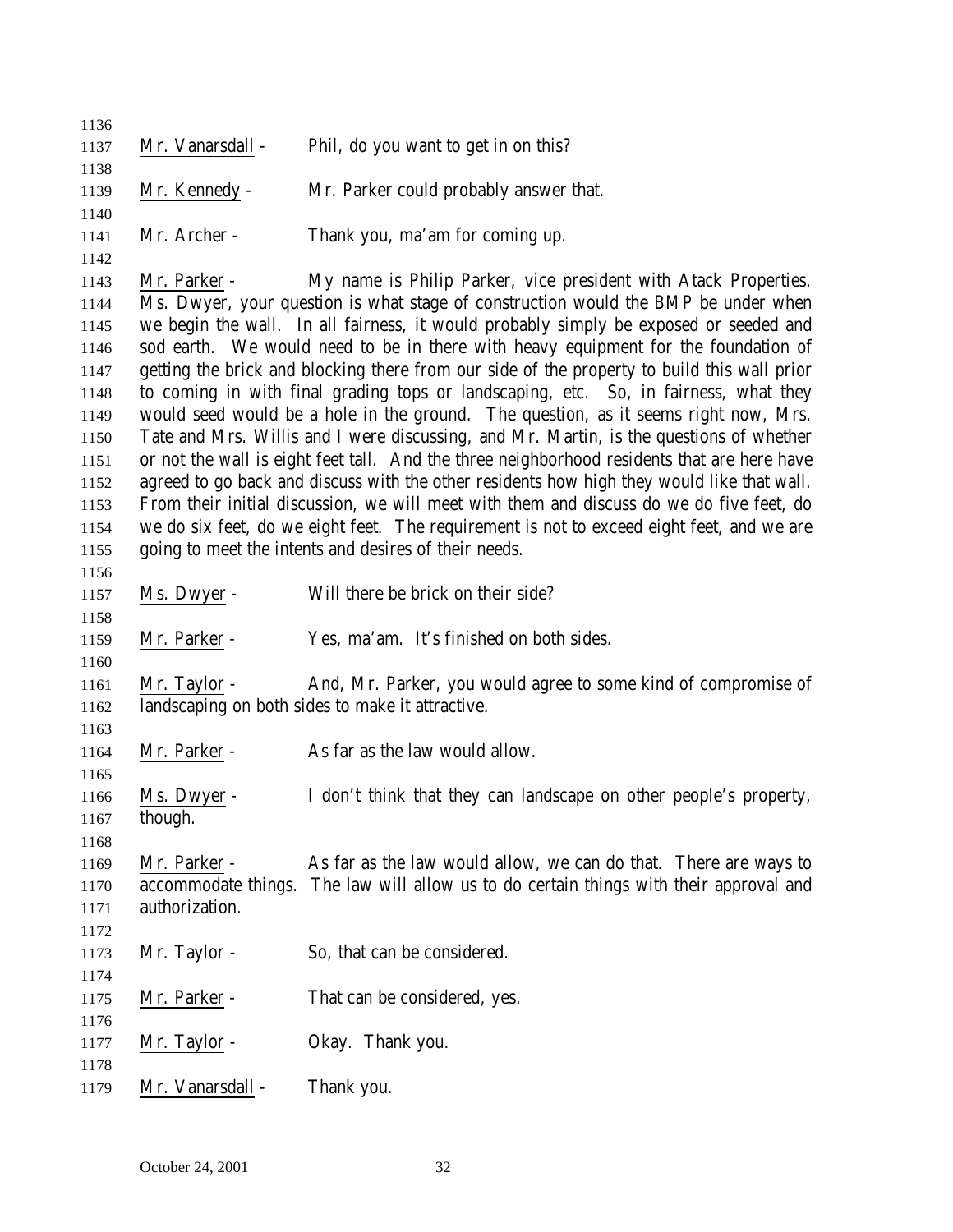Mr. Vanarsdall - Phil, do you want to get in on this?

Mr. Kennedy - Mr. Parker could probably answer that.

Mr. Archer - Thank you, ma'am for coming up.

Mr. Parker - My name is Philip Parker, vice president with Atack Properties. Ms. Dwyer, your question is what stage of construction would the BMP be under when we begin the wall. In all fairness, it would probably simply be exposed or seeded and sod earth. We would need to be in there with heavy equipment for the foundation of getting the brick and blocking there from our side of the property to build this wall prior to coming in with final grading tops or landscaping, etc. So, in fairness, what they would seed would be a hole in the ground. The question, as it seems right now, Mrs. Tate and Mrs. Willis and I were discussing, and Mr. Martin, is the questions of whether or not the wall is eight feet tall. And the three neighborhood residents that are here have agreed to go back and discuss with the other residents how high they would like that wall. From their initial discussion, we will meet with them and discuss do we do five feet, do we do six feet, do we eight feet. The requirement is not to exceed eight feet, and we are going to meet the intents and desires of their needs.

Ms. Dwyer - Will there be brick on their side?

Mr. Parker - Yes, ma'am. It's finished on both sides.

Mr. Taylor - And, Mr. Parker, you would agree to some kind of compromise of landscaping on both sides to make it attractive.

Mr. Parker - As far as the law would allow.

Ms. Dwyer - I don't think that they can landscape on other people's property, though.

Mr. Parker - As far as the law would allow, we can do that. There are ways to accommodate things. The law will allow us to do certain things with their approval and authorization.

Mr. Taylor - So, that can be considered.

Mr. Parker - That can be considered, yes.

Mr. Taylor - Okay. Thank you.

Mr. Vanarsdall - Thank you.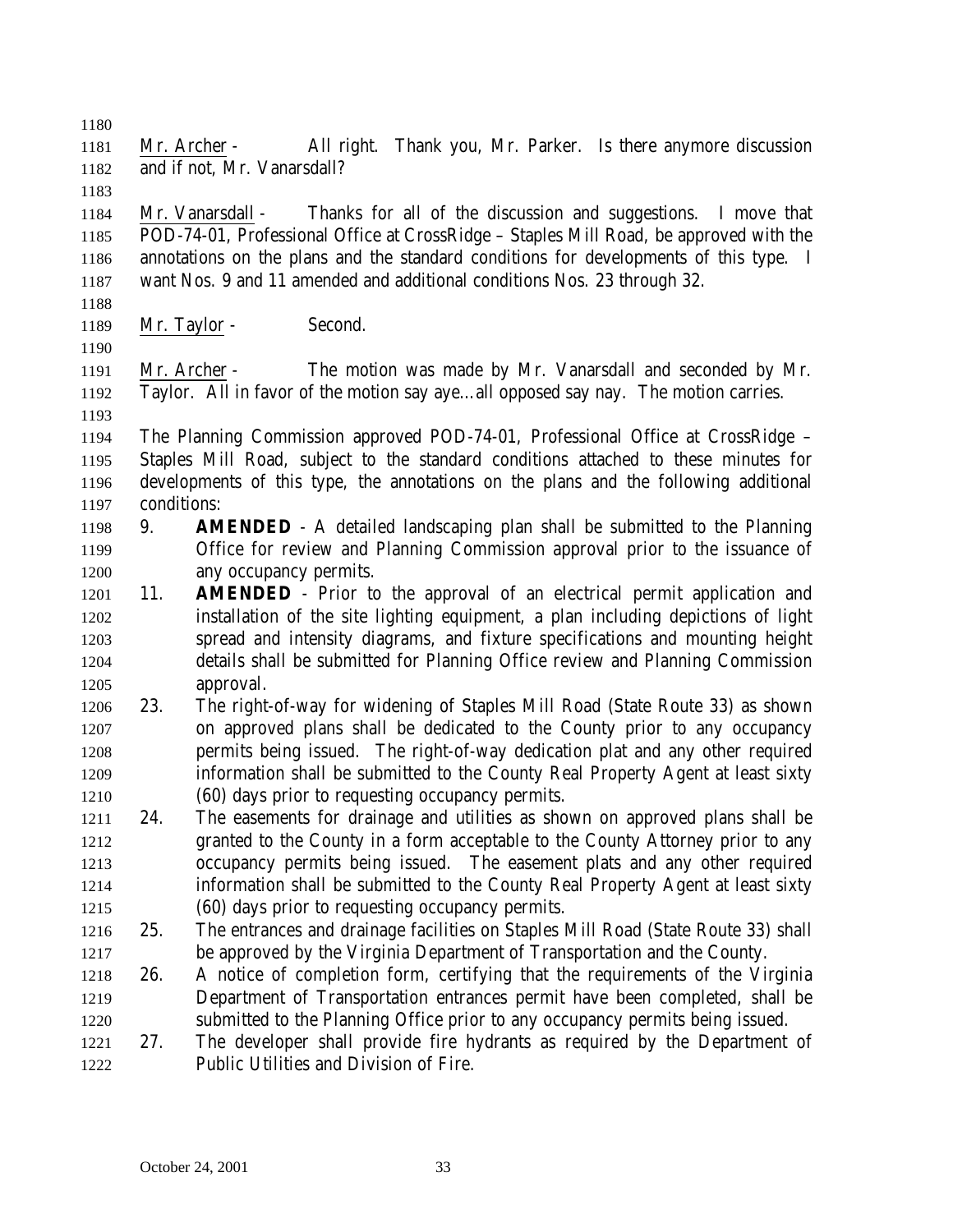Mr. Archer - All right. Thank you, Mr. Parker. Is there anymore discussion and if not, Mr. Vanarsdall?

Mr. Vanarsdall - Thanks for all of the discussion and suggestions. I move that POD-74-01, Professional Office at CrossRidge – Staples Mill Road, be approved with the annotations on the plans and the standard conditions for developments of this type. I want Nos. 9 and 11 amended and additional conditions Nos. 23 through 32.

Mr. Taylor - Second.

Mr. Archer - The motion was made by Mr. Vanarsdall and seconded by Mr. Taylor. All in favor of the motion say aye…all opposed say nay. The motion carries.

The Planning Commission approved POD-74-01, Professional Office at CrossRidge – Staples Mill Road, subject to the standard conditions attached to these minutes for developments of this type, the annotations on the plans and the following additional conditions:

9. **AMENDED** - A detailed landscaping plan shall be submitted to the Planning Office for review and Planning Commission approval prior to the issuance of any occupancy permits.
11. **AMENDED** - Prior to the approval of an electrical permit application and installation of the site lighting equipment, a plan including depictions of light spread and intensity diagrams, and fixture specifications and mounting height details shall be submitted for Planning Office review and Planning Commission approval.
23. The right-of-way for widening of Staples Mill Road (State Route 33) as shown on approved plans shall be dedicated to the County prior to any occupancy permits being issued. The right-of-way dedication plat and any other required information shall be submitted to the County Real Property Agent at least sixty (60) days prior to requesting occupancy permits.
24. The easements for drainage and utilities as shown on approved plans shall be granted to the County in a form acceptable to the County Attorney prior to any occupancy permits being issued. The easement plats and any other required information shall be submitted to the County Real Property Agent at least sixty (60) days prior to requesting occupancy permits.
25. The entrances and drainage facilities on Staples Mill Road (State Route 33) shall be approved by the Virginia Department of Transportation and the County.
26. A notice of completion form, certifying that the requirements of the Virginia Department of Transportation entrances permit have been completed, shall be submitted to the Planning Office prior to any occupancy permits being issued.
27. The developer shall provide fire hydrants as required by the Department of Public Utilities and Division of Fire.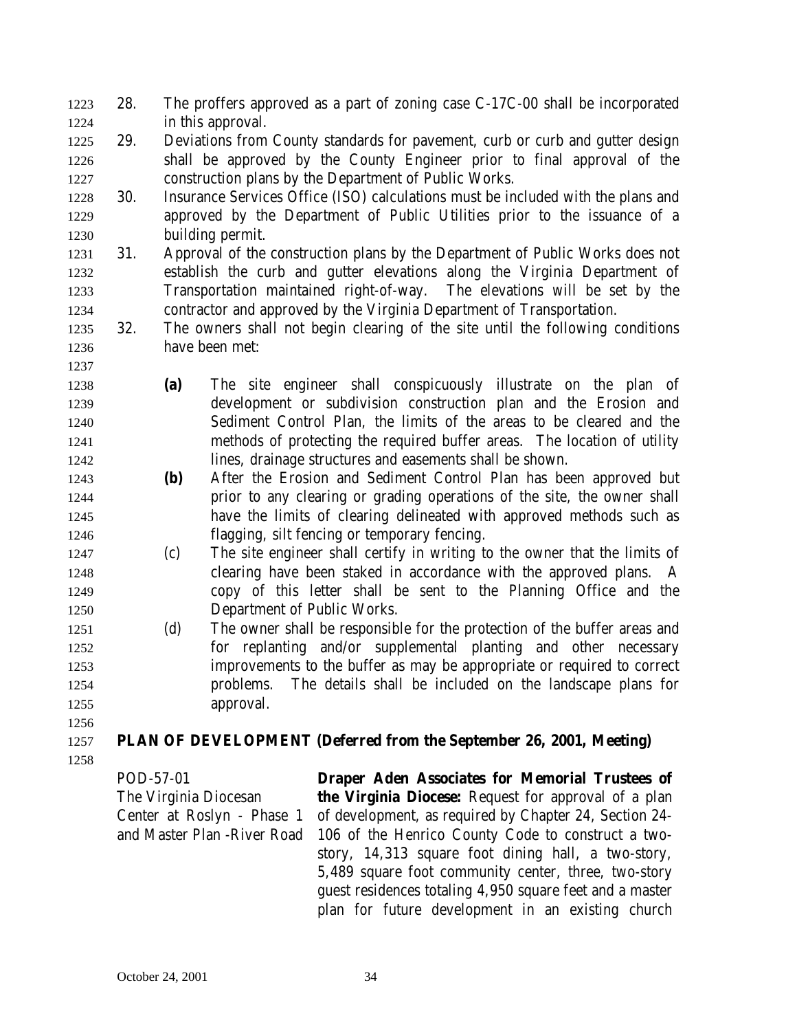28. The proffers approved as a part of zoning case C-17C-00 shall be incorporated in this approval.
29. Deviations from County standards for pavement, curb or curb and gutter design shall be approved by the County Engineer prior to final approval of the construction plans by the Department of Public Works.
30. Insurance Services Office (ISO) calculations must be included with the plans and approved by the Department of Public Utilities prior to the issuance of a building permit.
31. Approval of the construction plans by the Department of Public Works does not establish the curb and gutter elevations along the Virginia Department of Transportation maintained right-of-way. The elevations will be set by the contractor and approved by the Virginia Department of Transportation.
32. The owners shall not begin clearing of the site until the following conditions have been met:

    **(a)** The site engineer shall conspicuously illustrate on the plan of development or subdivision construction plan and the Erosion and Sediment Control Plan, the limits of the areas to be cleared and the methods of protecting the required buffer areas. The location of utility lines, drainage structures and easements shall be shown.

    **(b)** After the Erosion and Sediment Control Plan has been approved but prior to any clearing or grading operations of the site, the owner shall have the limits of clearing delineated with approved methods such as flagging, silt fencing or temporary fencing.

    (c) The site engineer shall certify in writing to the owner that the limits of clearing have been staked in accordance with the approved plans. A copy of this letter shall be sent to the Planning Office and the Department of Public Works.

    (d) The owner shall be responsible for the protection of the buffer areas and for replanting and/or supplemental planting and other necessary improvements to the buffer as may be appropriate or required to correct problems. The details shall be included on the landscape plans for approval.

**PLAN OF DEVELOPMENT (Deferred from the September 26, 2001, Meeting)**

POD-57-01
The Virginia Diocesan Center at Roslyn - Phase 1 and Master Plan -River Road

**Draper Aden Associates for Memorial Trustees of the Virginia Diocese:** Request for approval of a plan of development, as required by Chapter 24, Section 24-106 of the Henrico County Code to construct a two-story, 14,313 square foot dining hall, a two-story, 5,489 square foot community center, three, two-story guest residences totaling 4,950 square feet and a master plan for future development in an existing church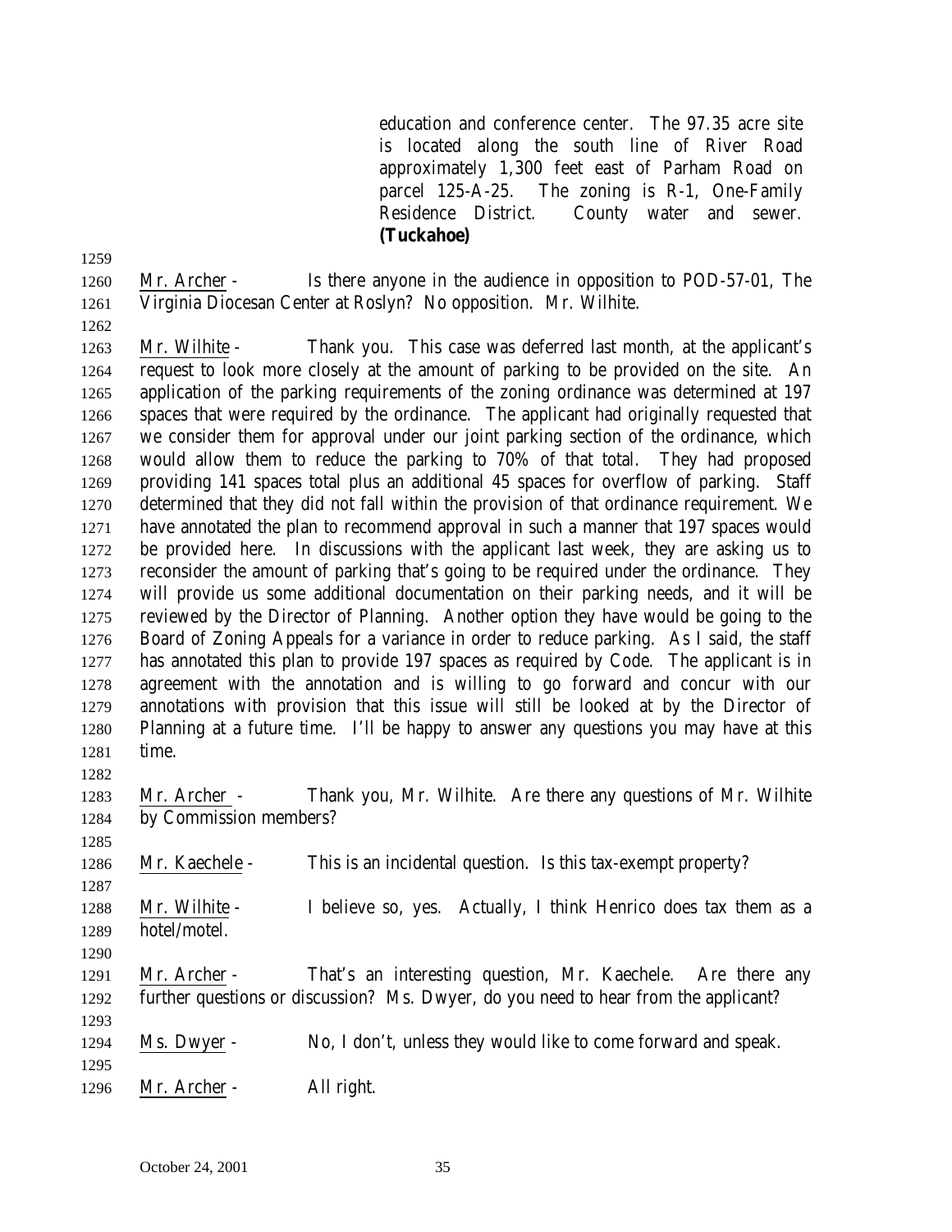education and conference center. The 97.35 acre site is located along the south line of River Road approximately 1,300 feet east of Parham Road on parcel 125-A-25. The zoning is R-1, One-Family Residence District. County water and sewer. **(Tuckahoe)**

Mr. Archer - Is there anyone in the audience in opposition to POD-57-01, The Virginia Diocesan Center at Roslyn? No opposition. Mr. Wilhite.

Mr. Wilhite - Thank you. This case was deferred last month, at the applicant's request to look more closely at the amount of parking to be provided on the site. An application of the parking requirements of the zoning ordinance was determined at 197 spaces that were required by the ordinance. The applicant had originally requested that we consider them for approval under our joint parking section of the ordinance, which would allow them to reduce the parking to 70% of that total. They had proposed providing 141 spaces total plus an additional 45 spaces for overflow of parking. Staff determined that they did not fall within the provision of that ordinance requirement. We have annotated the plan to recommend approval in such a manner that 197 spaces would be provided here. In discussions with the applicant last week, they are asking us to reconsider the amount of parking that's going to be required under the ordinance. They will provide us some additional documentation on their parking needs, and it will be reviewed by the Director of Planning. Another option they have would be going to the Board of Zoning Appeals for a variance in order to reduce parking. As I said, the staff has annotated this plan to provide 197 spaces as required by Code. The applicant is in agreement with the annotation and is willing to go forward and concur with our annotations with provision that this issue will still be looked at by the Director of Planning at a future time. I'll be happy to answer any questions you may have at this time.

Mr. Archer - Thank you, Mr. Wilhite. Are there any questions of Mr. Wilhite by Commission members?

Mr. Kaechele - This is an incidental question. Is this tax-exempt property?

Mr. Wilhite - I believe so, yes. Actually, I think Henrico does tax them as a hotel/motel.

Mr. Archer - That's an interesting question, Mr. Kaechele. Are there any further questions or discussion? Ms. Dwyer, do you need to hear from the applicant?

Ms. Dwyer - No, I don't, unless they would like to come forward and speak.

Mr. Archer - All right.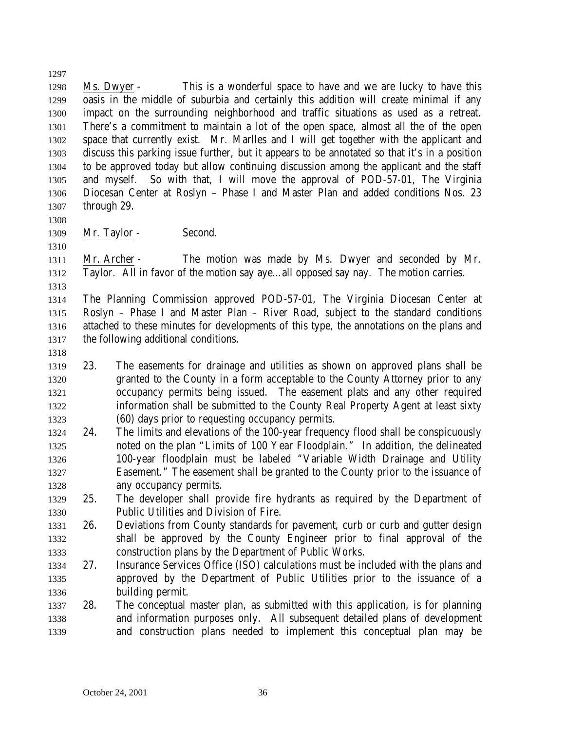Ms. Dwyer - This is a wonderful space to have and we are lucky to have this oasis in the middle of suburbia and certainly this addition will create minimal if any impact on the surrounding neighborhood and traffic situations as used as a retreat. There's a commitment to maintain a lot of the open space, almost all the of the open space that currently exist. Mr. Marlles and I will get together with the applicant and discuss this parking issue further, but it appears to be annotated so that it's in a position to be approved today but allow continuing discussion among the applicant and the staff and myself. So with that, I will move the approval of POD-57-01, The Virginia Diocesan Center at Roslyn – Phase I and Master Plan and added conditions Nos. 23 through 29.

Mr. Taylor - Second.

Mr. Archer - The motion was made by Ms. Dwyer and seconded by Mr. Taylor. All in favor of the motion say aye…all opposed say nay. The motion carries.

The Planning Commission approved POD-57-01, The Virginia Diocesan Center at Roslyn – Phase I and Master Plan – River Road, subject to the standard conditions attached to these minutes for developments of this type, the annotations on the plans and the following additional conditions.

23. The easements for drainage and utilities as shown on approved plans shall be granted to the County in a form acceptable to the County Attorney prior to any occupancy permits being issued. The easement plats and any other required information shall be submitted to the County Real Property Agent at least sixty (60) days prior to requesting occupancy permits.
24. The limits and elevations of the 100-year frequency flood shall be conspicuously noted on the plan "Limits of 100 Year Floodplain." In addition, the delineated 100-year floodplain must be labeled "Variable Width Drainage and Utility Easement." The easement shall be granted to the County prior to the issuance of any occupancy permits.
25. The developer shall provide fire hydrants as required by the Department of Public Utilities and Division of Fire.
26. Deviations from County standards for pavement, curb or curb and gutter design shall be approved by the County Engineer prior to final approval of the construction plans by the Department of Public Works.
27. Insurance Services Office (ISO) calculations must be included with the plans and approved by the Department of Public Utilities prior to the issuance of a building permit.
28. The conceptual master plan, as submitted with this application, is for planning and information purposes only. All subsequent detailed plans of development and construction plans needed to implement this conceptual plan may be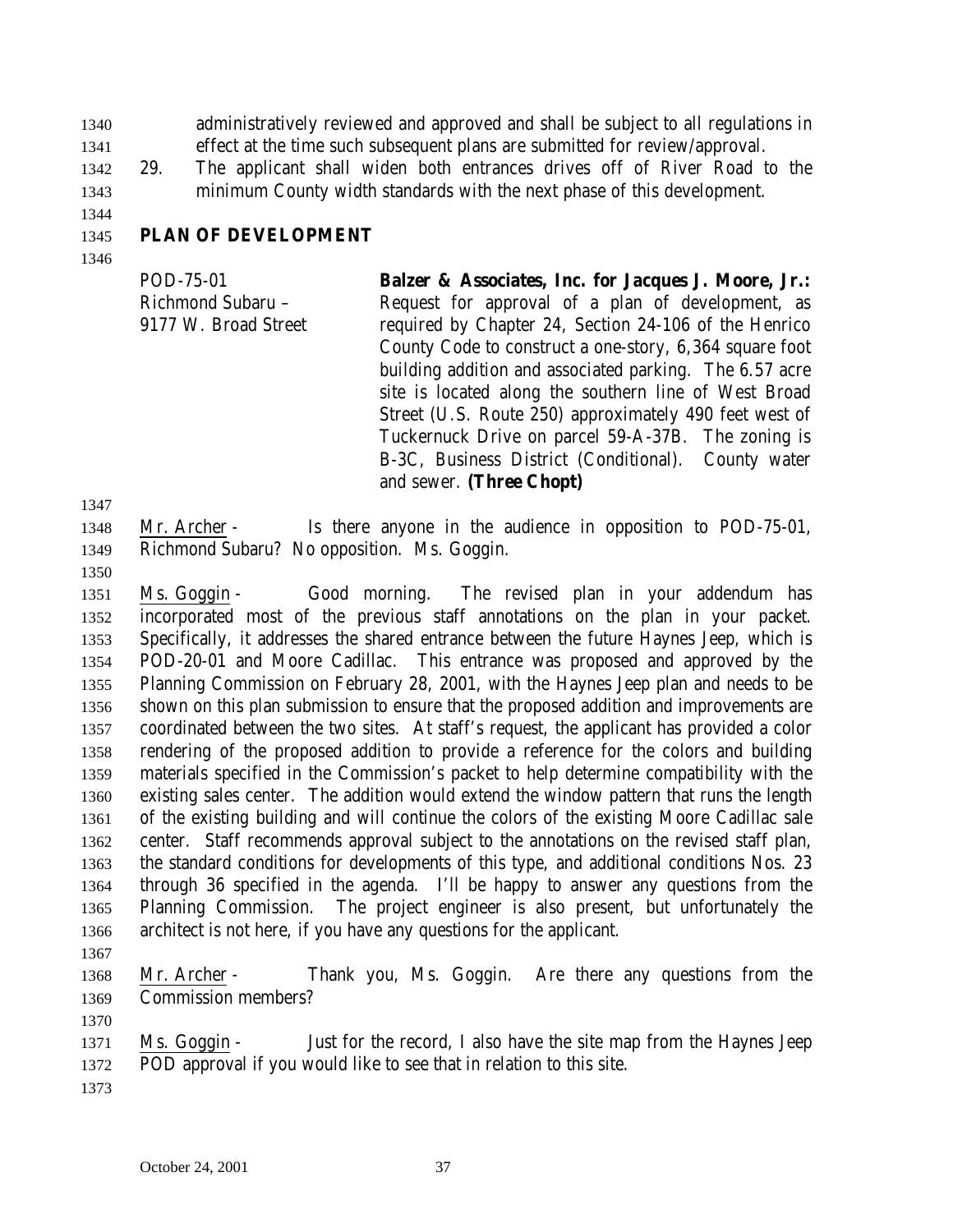administratively reviewed and approved and shall be subject to all regulations in effect at the time such subsequent plans are submitted for review/approval.

29. The applicant shall widen both entrances drives off of River Road to the minimum County width standards with the next phase of this development.

## PLAN OF DEVELOPMENT

| | |
|---|---|
| POD-75-01<br>Richmond Subaru –<br>9177 W. Broad Street | **Balzer & Associates, Inc. for Jacques J. Moore, Jr.:** Request for approval of a plan of development, as required by Chapter 24, Section 24-106 of the Henrico County Code to construct a one-story, 6,364 square foot building addition and associated parking. The 6.57 acre site is located along the southern line of West Broad Street (U.S. Route 250) approximately 490 feet west of Tuckernuck Drive on parcel 59-A-37B. The zoning is B-3C, Business District (Conditional). County water and sewer. **(Three Chopt)** |

Mr. Archer - Is there anyone in the audience in opposition to POD-75-01, Richmond Subaru? No opposition. Ms. Goggin.

Ms. Goggin - Good morning. The revised plan in your addendum has incorporated most of the previous staff annotations on the plan in your packet. Specifically, it addresses the shared entrance between the future Haynes Jeep, which is POD-20-01 and Moore Cadillac. This entrance was proposed and approved by the Planning Commission on February 28, 2001, with the Haynes Jeep plan and needs to be shown on this plan submission to ensure that the proposed addition and improvements are coordinated between the two sites. At staff's request, the applicant has provided a color rendering of the proposed addition to provide a reference for the colors and building materials specified in the Commission's packet to help determine compatibility with the existing sales center. The addition would extend the window pattern that runs the length of the existing building and will continue the colors of the existing Moore Cadillac sale center. Staff recommends approval subject to the annotations on the revised staff plan, the standard conditions for developments of this type, and additional conditions Nos. 23 through 36 specified in the agenda. I'll be happy to answer any questions from the Planning Commission. The project engineer is also present, but unfortunately the architect is not here, if you have any questions for the applicant.

Mr. Archer - Thank you, Ms. Goggin. Are there any questions from the Commission members?

Ms. Goggin - Just for the record, I also have the site map from the Haynes Jeep POD approval if you would like to see that in relation to this site.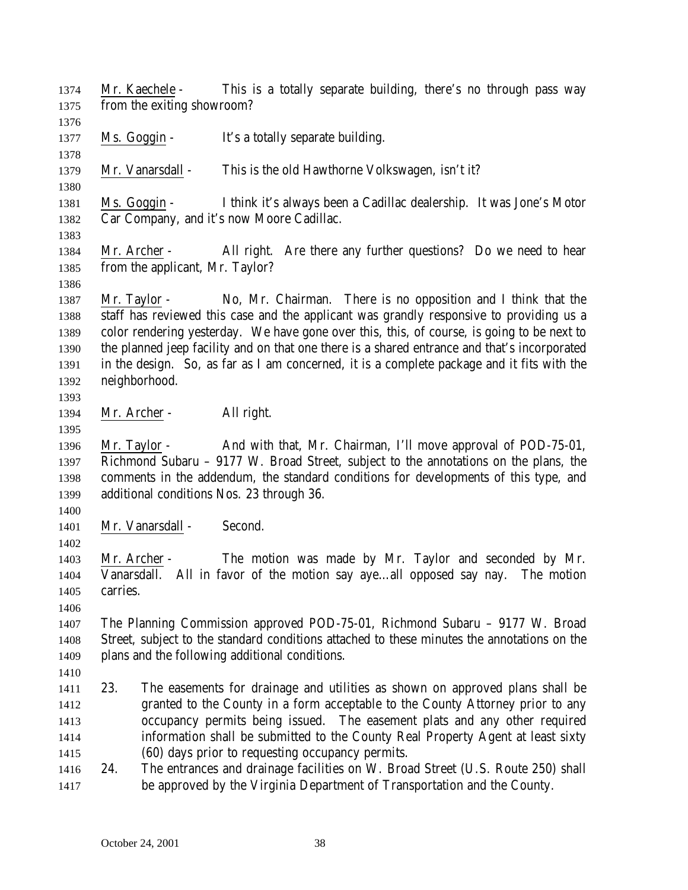Mr. Kaechele - This is a totally separate building, there's no through pass way from the exiting showroom?

Ms. Goggin - It's a totally separate building.

Mr. Vanarsdall - This is the old Hawthorne Volkswagen, isn't it?

Ms. Goggin - I think it's always been a Cadillac dealership. It was Jone's Motor Car Company, and it's now Moore Cadillac.

Mr. Archer - All right. Are there any further questions? Do we need to hear from the applicant, Mr. Taylor?

Mr. Taylor - No, Mr. Chairman. There is no opposition and I think that the staff has reviewed this case and the applicant was grandly responsive to providing us a color rendering yesterday. We have gone over this, this, of course, is going to be next to the planned jeep facility and on that one there is a shared entrance and that's incorporated in the design. So, as far as I am concerned, it is a complete package and it fits with the neighborhood.

Mr. Archer - All right.

Mr. Taylor - And with that, Mr. Chairman, I'll move approval of POD-75-01, Richmond Subaru – 9177 W. Broad Street, subject to the annotations on the plans, the comments in the addendum, the standard conditions for developments of this type, and additional conditions Nos. 23 through 36.

Mr. Vanarsdall - Second.

Mr. Archer - The motion was made by Mr. Taylor and seconded by Mr. Vanarsdall. All in favor of the motion say aye…all opposed say nay. The motion carries.

The Planning Commission approved POD-75-01, Richmond Subaru – 9177 W. Broad Street, subject to the standard conditions attached to these minutes the annotations on the plans and the following additional conditions.

23. The easements for drainage and utilities as shown on approved plans shall be granted to the County in a form acceptable to the County Attorney prior to any occupancy permits being issued. The easement plats and any other required information shall be submitted to the County Real Property Agent at least sixty (60) days prior to requesting occupancy permits.
24. The entrances and drainage facilities on W. Broad Street (U.S. Route 250) shall be approved by the Virginia Department of Transportation and the County.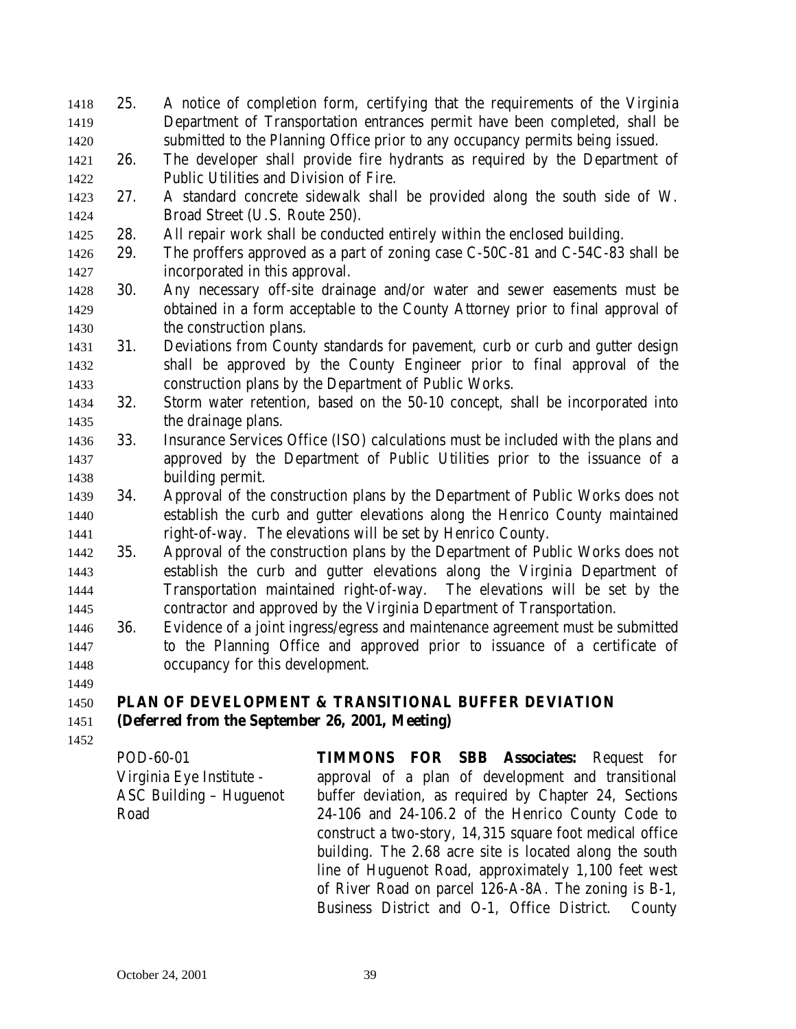25. A notice of completion form, certifying that the requirements of the Virginia Department of Transportation entrances permit have been completed, shall be submitted to the Planning Office prior to any occupancy permits being issued.
26. The developer shall provide fire hydrants as required by the Department of Public Utilities and Division of Fire.
27. A standard concrete sidewalk shall be provided along the south side of W. Broad Street (U.S. Route 250).
28. All repair work shall be conducted entirely within the enclosed building.
29. The proffers approved as a part of zoning case C-50C-81 and C-54C-83 shall be incorporated in this approval.
30. Any necessary off-site drainage and/or water and sewer easements must be obtained in a form acceptable to the County Attorney prior to final approval of the construction plans.
31. Deviations from County standards for pavement, curb or curb and gutter design shall be approved by the County Engineer prior to final approval of the construction plans by the Department of Public Works.
32. Storm water retention, based on the 50-10 concept, shall be incorporated into the drainage plans.
33. Insurance Services Office (ISO) calculations must be included with the plans and approved by the Department of Public Utilities prior to the issuance of a building permit.
34. Approval of the construction plans by the Department of Public Works does not establish the curb and gutter elevations along the Henrico County maintained right-of-way. The elevations will be set by Henrico County.
35. Approval of the construction plans by the Department of Public Works does not establish the curb and gutter elevations along the Virginia Department of Transportation maintained right-of-way. The elevations will be set by the contractor and approved by the Virginia Department of Transportation.
36. Evidence of a joint ingress/egress and maintenance agreement must be submitted to the Planning Office and approved prior to issuance of a certificate of occupancy for this development.

***PLAN OF DEVELOPMENT & TRANSITIONAL BUFFER DEVIATION (Deferred from the September 26, 2001, Meeting)***

POD-60-01
Virginia Eye Institute - ASC Building – Huguenot Road

**TIMMONS FOR SBB Associates:** Request for approval of a plan of development and transitional buffer deviation, as required by Chapter 24, Sections 24-106 and 24-106.2 of the Henrico County Code to construct a two-story, 14,315 square foot medical office building. The 2.68 acre site is located along the south line of Huguenot Road, approximately 1,100 feet west of River Road on parcel 126-A-8A. The zoning is B-1, Business District and O-1, Office District. County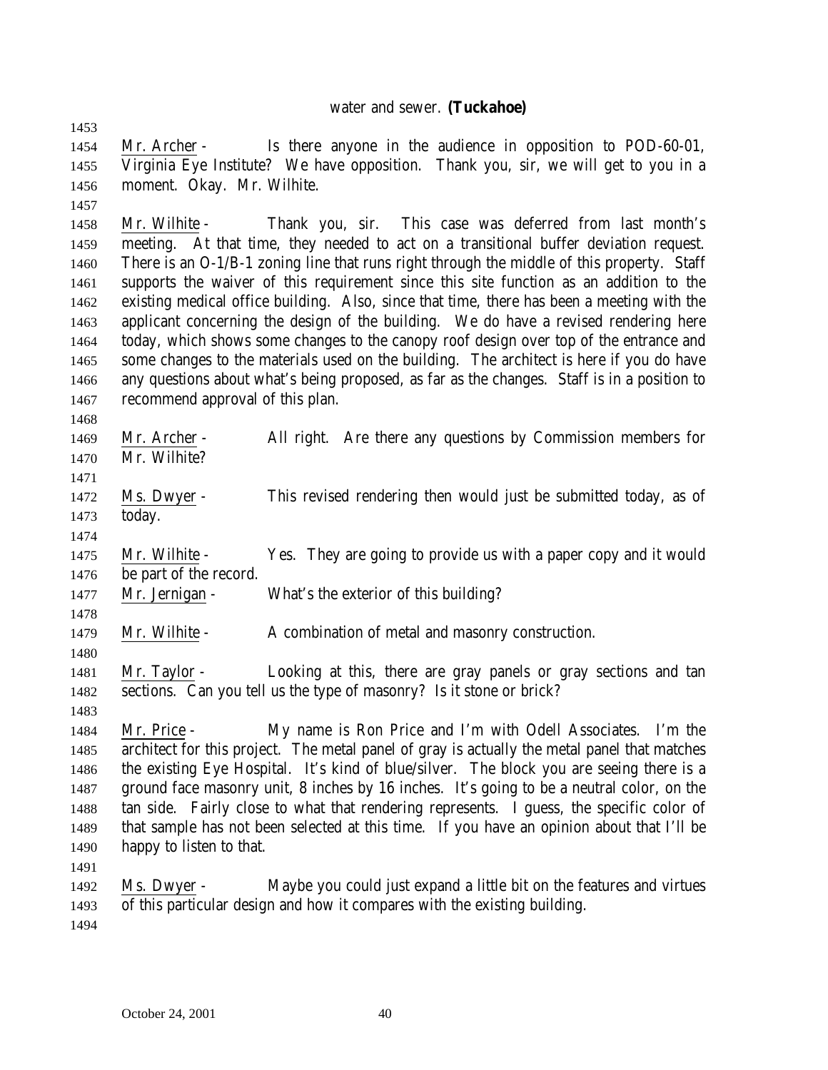water and sewer. **(Tuckahoe)**

Mr. Archer - Is there anyone in the audience in opposition to POD-60-01, Virginia Eye Institute? We have opposition. Thank you, sir, we will get to you in a moment. Okay. Mr. Wilhite.

Mr. Wilhite - Thank you, sir. This case was deferred from last month's meeting. At that time, they needed to act on a transitional buffer deviation request. There is an O-1/B-1 zoning line that runs right through the middle of this property. Staff supports the waiver of this requirement since this site function as an addition to the existing medical office building. Also, since that time, there has been a meeting with the applicant concerning the design of the building. We do have a revised rendering here today, which shows some changes to the canopy roof design over top of the entrance and some changes to the materials used on the building. The architect is here if you do have any questions about what's being proposed, as far as the changes. Staff is in a position to recommend approval of this plan.

Mr. Archer - All right. Are there any questions by Commission members for Mr. Wilhite?

Ms. Dwyer - This revised rendering then would just be submitted today, as of today.

Mr. Wilhite - Yes. They are going to provide us with a paper copy and it would be part of the record.

Mr. Jernigan - What's the exterior of this building?

Mr. Wilhite - A combination of metal and masonry construction.

Mr. Taylor - Looking at this, there are gray panels or gray sections and tan sections. Can you tell us the type of masonry? Is it stone or brick?

Mr. Price - My name is Ron Price and I'm with Odell Associates. I'm the architect for this project. The metal panel of gray is actually the metal panel that matches the existing Eye Hospital. It's kind of blue/silver. The block you are seeing there is a ground face masonry unit, 8 inches by 16 inches. It's going to be a neutral color, on the tan side. Fairly close to what that rendering represents. I guess, the specific color of that sample has not been selected at this time. If you have an opinion about that I'll be happy to listen to that.

Ms. Dwyer - Maybe you could just expand a little bit on the features and virtues of this particular design and how it compares with the existing building.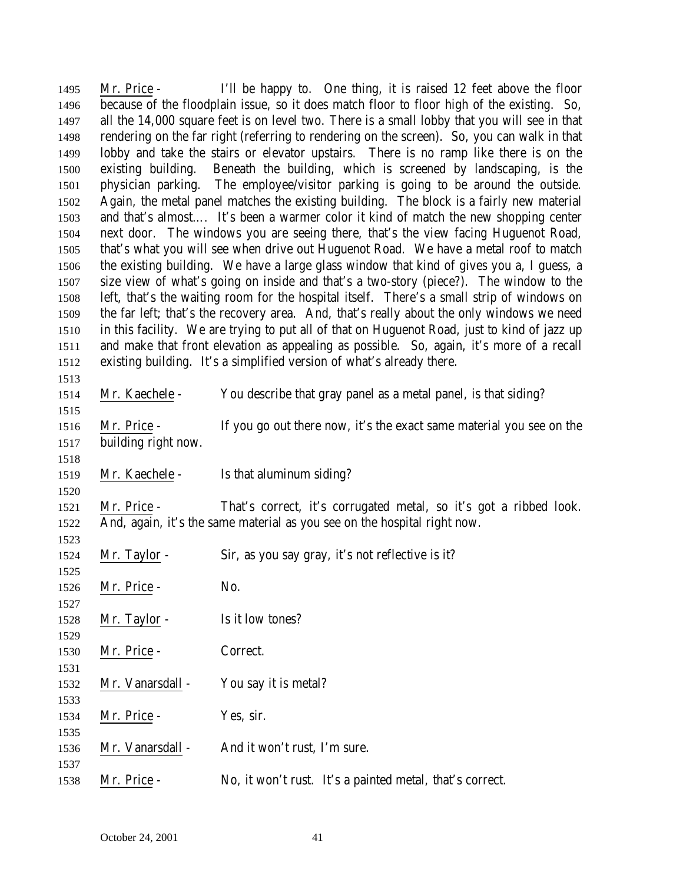Mr. Price - I'll be happy to. One thing, it is raised 12 feet above the floor because of the floodplain issue, so it does match floor to floor high of the existing. So, all the 14,000 square feet is on level two. There is a small lobby that you will see in that rendering on the far right (referring to rendering on the screen). So, you can walk in that lobby and take the stairs or elevator upstairs. There is no ramp like there is on the existing building. Beneath the building, which is screened by landscaping, is the physician parking. The employee/visitor parking is going to be around the outside. Again, the metal panel matches the existing building. The block is a fairly new material and that's almost…. It's been a warmer color it kind of match the new shopping center next door. The windows you are seeing there, that's the view facing Huguenot Road, that's what you will see when drive out Huguenot Road. We have a metal roof to match the existing building. We have a large glass window that kind of gives you a, I guess, a size view of what's going on inside and that's a two-story (piece?). The window to the left, that's the waiting room for the hospital itself. There's a small strip of windows on the far left; that's the recovery area. And, that's really about the only windows we need in this facility. We are trying to put all of that on Huguenot Road, just to kind of jazz up and make that front elevation as appealing as possible. So, again, it's more of a recall existing building. It's a simplified version of what's already there.

Mr. Kaechele - You describe that gray panel as a metal panel, is that siding?

Mr. Price - If you go out there now, it's the exact same material you see on the building right now.

Mr. Kaechele - Is that aluminum siding?

Mr. Price - That's correct, it's corrugated metal, so it's got a ribbed look. And, again, it's the same material as you see on the hospital right now.

Mr. Taylor - Sir, as you say gray, it's not reflective is it?

Mr. Price - No.

Mr. Taylor - Is it low tones?

Mr. Price - Correct.

Mr. Vanarsdall - You say it is metal?

Mr. Price - Yes, sir.

Mr. Vanarsdall - And it won't rust, I'm sure.

Mr. Price - No, it won't rust. It's a painted metal, that's correct.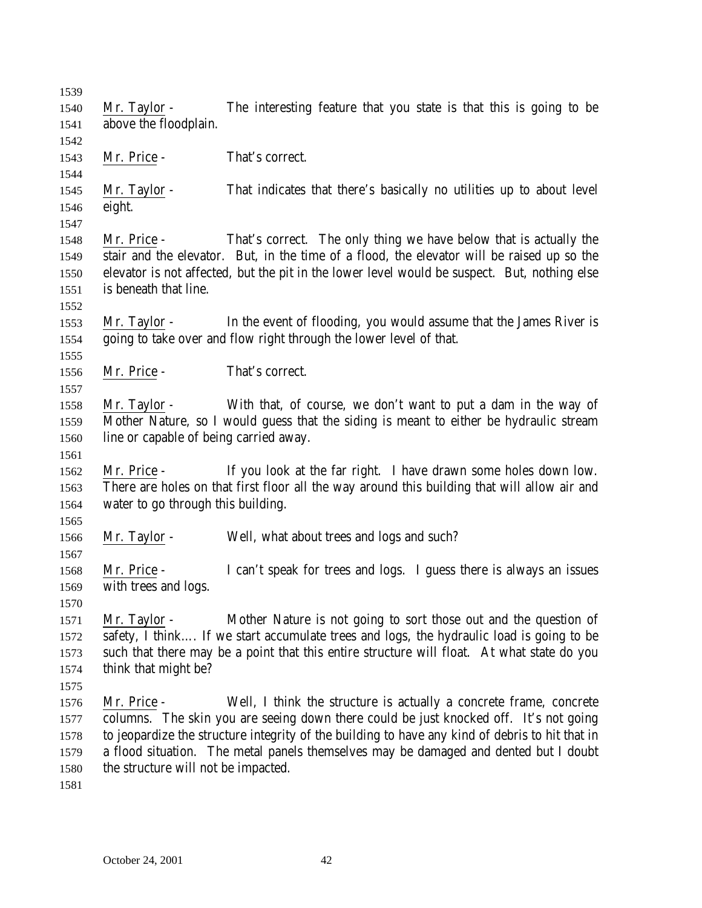Mr. Taylor - The interesting feature that you state is that this is going to be above the floodplain.

Mr. Price - That's correct.

Mr. Taylor - That indicates that there's basically no utilities up to about level eight.

Mr. Price - That's correct. The only thing we have below that is actually the stair and the elevator. But, in the time of a flood, the elevator will be raised up so the elevator is not affected, but the pit in the lower level would be suspect. But, nothing else is beneath that line.

Mr. Taylor - In the event of flooding, you would assume that the James River is going to take over and flow right through the lower level of that.

Mr. Price - That's correct.

Mr. Taylor - With that, of course, we don't want to put a dam in the way of Mother Nature, so I would guess that the siding is meant to either be hydraulic stream line or capable of being carried away.

Mr. Price - If you look at the far right. I have drawn some holes down low. There are holes on that first floor all the way around this building that will allow air and water to go through this building.

Mr. Taylor - Well, what about trees and logs and such?

Mr. Price - I can't speak for trees and logs. I guess there is always an issues with trees and logs.

Mr. Taylor - Mother Nature is not going to sort those out and the question of safety, I think…. If we start accumulate trees and logs, the hydraulic load is going to be such that there may be a point that this entire structure will float. At what state do you think that might be?

Mr. Price - Well, I think the structure is actually a concrete frame, concrete columns. The skin you are seeing down there could be just knocked off. It's not going to jeopardize the structure integrity of the building to have any kind of debris to hit that in a flood situation. The metal panels themselves may be damaged and dented but I doubt the structure will not be impacted.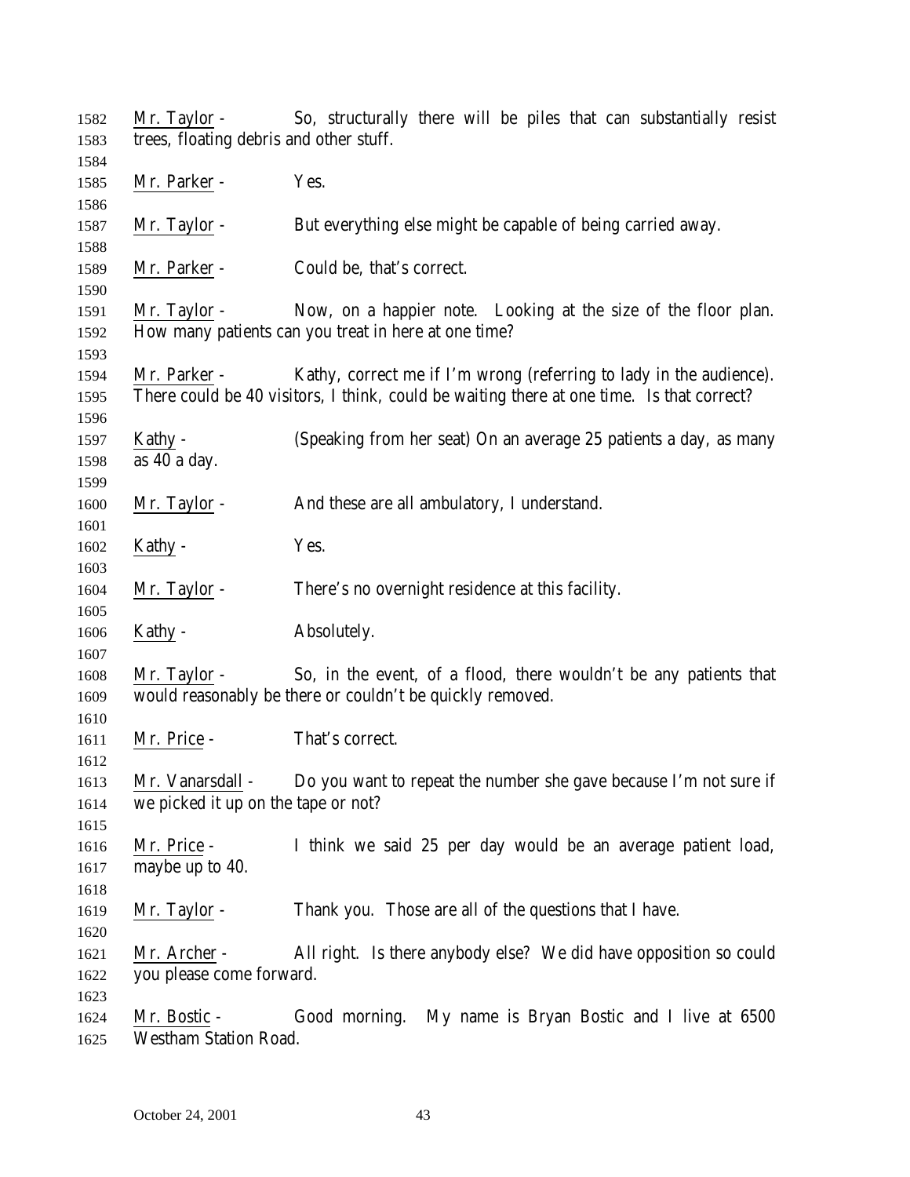Mr. Taylor - So, structurally there will be piles that can substantially resist trees, floating debris and other stuff.

Mr. Parker - Yes.

Mr. Taylor - But everything else might be capable of being carried away.

Mr. Parker - Could be, that's correct.

Mr. Taylor - Now, on a happier note. Looking at the size of the floor plan. How many patients can you treat in here at one time?

Mr. Parker - Kathy, correct me if I'm wrong (referring to lady in the audience). There could be 40 visitors, I think, could be waiting there at one time. Is that correct?

Kathy - (Speaking from her seat) On an average 25 patients a day, as many as 40 a day.

Mr. Taylor - And these are all ambulatory, I understand.

Kathy - Yes.

Mr. Taylor - There's no overnight residence at this facility.

Kathy - Absolutely.

Mr. Taylor - So, in the event, of a flood, there wouldn't be any patients that would reasonably be there or couldn't be quickly removed.

Mr. Price - That's correct.

Mr. Vanarsdall - Do you want to repeat the number she gave because I'm not sure if we picked it up on the tape or not?

Mr. Price - I think we said 25 per day would be an average patient load, maybe up to 40.

Mr. Taylor - Thank you. Those are all of the questions that I have.

Mr. Archer - All right. Is there anybody else? We did have opposition so could you please come forward.

Mr. Bostic - Good morning. My name is Bryan Bostic and I live at 6500 Westham Station Road.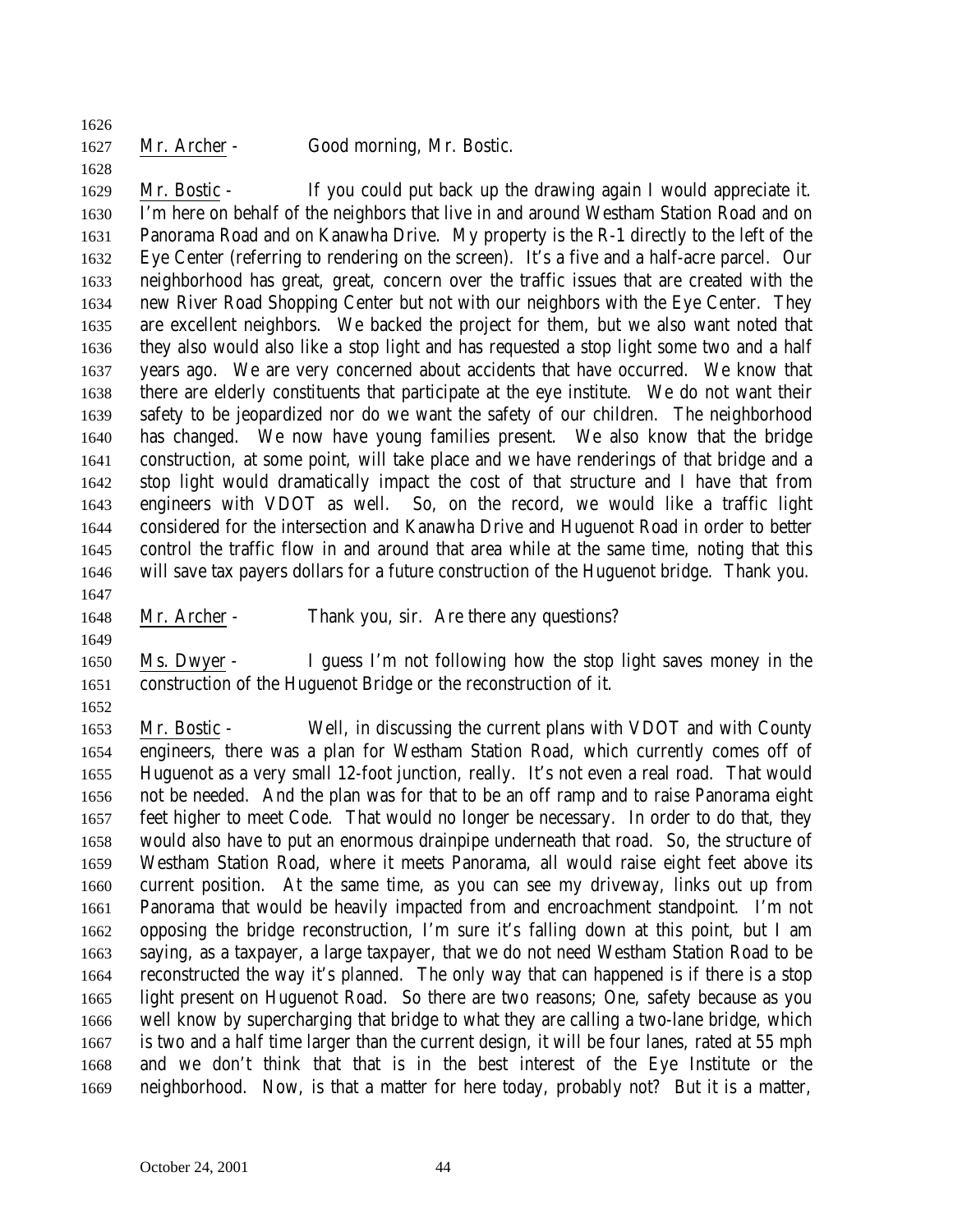Mr. Archer - Good morning, Mr. Bostic.

Mr. Bostic - If you could put back up the drawing again I would appreciate it. I'm here on behalf of the neighbors that live in and around Westham Station Road and on Panorama Road and on Kanawha Drive. My property is the R-1 directly to the left of the Eye Center (referring to rendering on the screen). It's a five and a half-acre parcel. Our neighborhood has great, great, concern over the traffic issues that are created with the new River Road Shopping Center but not with our neighbors with the Eye Center. They are excellent neighbors. We backed the project for them, but we also want noted that they also would also like a stop light and has requested a stop light some two and a half years ago. We are very concerned about accidents that have occurred. We know that there are elderly constituents that participate at the eye institute. We do not want their safety to be jeopardized nor do we want the safety of our children. The neighborhood has changed. We now have young families present. We also know that the bridge construction, at some point, will take place and we have renderings of that bridge and a stop light would dramatically impact the cost of that structure and I have that from engineers with VDOT as well. So, on the record, we would like a traffic light considered for the intersection and Kanawha Drive and Huguenot Road in order to better control the traffic flow in and around that area while at the same time, noting that this will save tax payers dollars for a future construction of the Huguenot bridge. Thank you.

Mr. Archer - Thank you, sir. Are there any questions?

Ms. Dwyer - I guess I'm not following how the stop light saves money in the construction of the Huguenot Bridge or the reconstruction of it.

Mr. Bostic - Well, in discussing the current plans with VDOT and with County engineers, there was a plan for Westham Station Road, which currently comes off of Huguenot as a very small 12-foot junction, really. It's not even a real road. That would not be needed. And the plan was for that to be an off ramp and to raise Panorama eight feet higher to meet Code. That would no longer be necessary. In order to do that, they would also have to put an enormous drainpipe underneath that road. So, the structure of Westham Station Road, where it meets Panorama, all would raise eight feet above its current position. At the same time, as you can see my driveway, links out up from Panorama that would be heavily impacted from and encroachment standpoint. I'm not opposing the bridge reconstruction, I'm sure it's falling down at this point, but I am saying, as a taxpayer, a large taxpayer, that we do not need Westham Station Road to be reconstructed the way it's planned. The only way that can happened is if there is a stop light present on Huguenot Road. So there are two reasons; One, safety because as you well know by supercharging that bridge to what they are calling a two-lane bridge, which is two and a half time larger than the current design, it will be four lanes, rated at 55 mph and we don't think that that is in the best interest of the Eye Institute or the neighborhood. Now, is that a matter for here today, probably not? But it is a matter,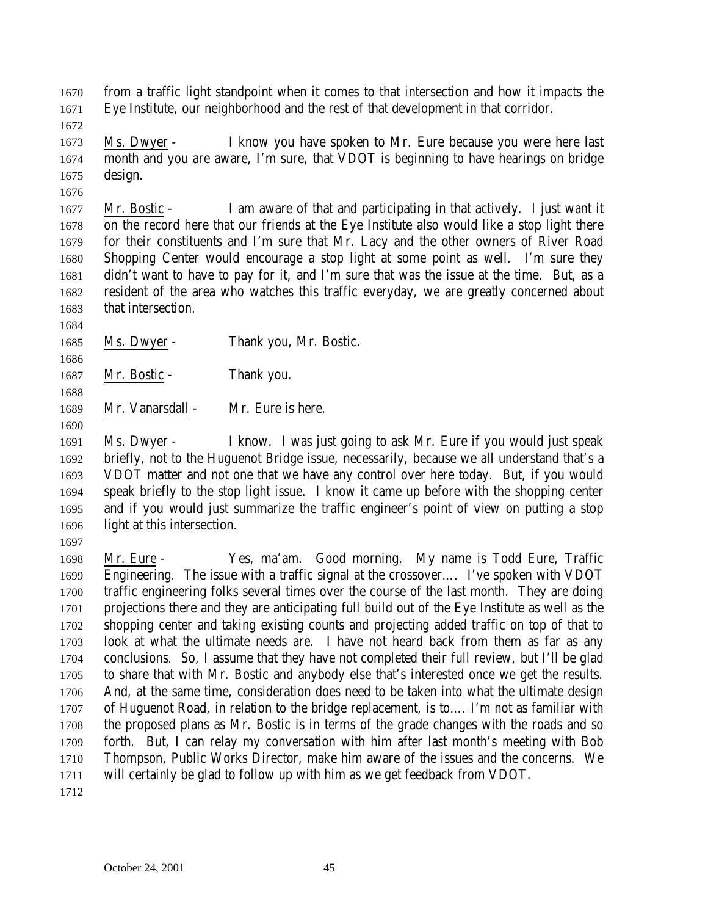from a traffic light standpoint when it comes to that intersection and how it impacts the Eye Institute, our neighborhood and the rest of that development in that corridor.

Ms. Dwyer - I know you have spoken to Mr. Eure because you were here last month and you are aware, I'm sure, that VDOT is beginning to have hearings on bridge design.

Mr. Bostic - I am aware of that and participating in that actively. I just want it on the record here that our friends at the Eye Institute also would like a stop light there for their constituents and I'm sure that Mr. Lacy and the other owners of River Road Shopping Center would encourage a stop light at some point as well. I'm sure they didn't want to have to pay for it, and I'm sure that was the issue at the time. But, as a resident of the area who watches this traffic everyday, we are greatly concerned about that intersection.

Ms. Dwyer - Thank you, Mr. Bostic.

Mr. Bostic - Thank you.

Mr. Vanarsdall - Mr. Eure is here.

Ms. Dwyer - I know. I was just going to ask Mr. Eure if you would just speak briefly, not to the Huguenot Bridge issue, necessarily, because we all understand that's a VDOT matter and not one that we have any control over here today. But, if you would speak briefly to the stop light issue. I know it came up before with the shopping center and if you would just summarize the traffic engineer's point of view on putting a stop light at this intersection.

Mr. Eure - Yes, ma'am. Good morning. My name is Todd Eure, Traffic Engineering. The issue with a traffic signal at the crossover…. I've spoken with VDOT traffic engineering folks several times over the course of the last month. They are doing projections there and they are anticipating full build out of the Eye Institute as well as the shopping center and taking existing counts and projecting added traffic on top of that to look at what the ultimate needs are. I have not heard back from them as far as any conclusions. So, I assume that they have not completed their full review, but I'll be glad to share that with Mr. Bostic and anybody else that's interested once we get the results. And, at the same time, consideration does need to be taken into what the ultimate design of Huguenot Road, in relation to the bridge replacement, is to…. I'm not as familiar with the proposed plans as Mr. Bostic is in terms of the grade changes with the roads and so forth. But, I can relay my conversation with him after last month's meeting with Bob Thompson, Public Works Director, make him aware of the issues and the concerns. We will certainly be glad to follow up with him as we get feedback from VDOT.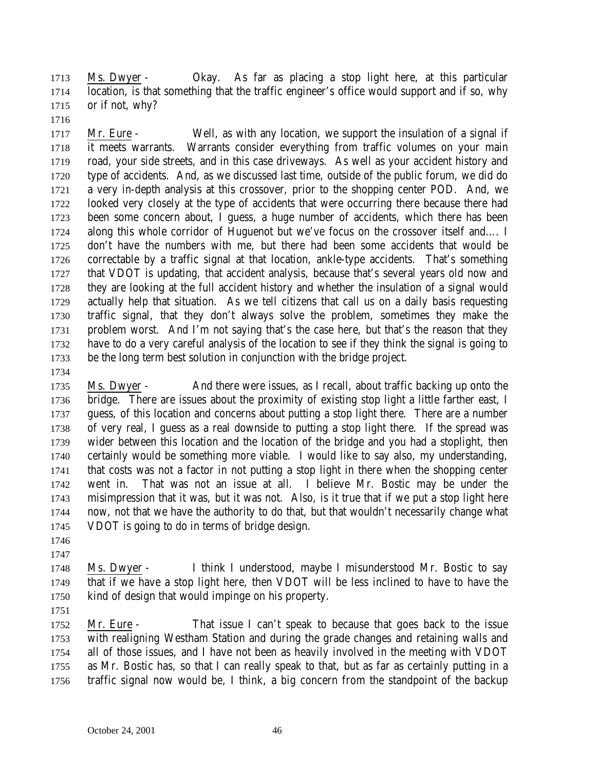Ms. Dwyer - Okay. As far as placing a stop light here, at this particular location, is that something that the traffic engineer's office would support and if so, why or if not, why?

Mr. Eure - Well, as with any location, we support the insulation of a signal if it meets warrants. Warrants consider everything from traffic volumes on your main road, your side streets, and in this case driveways. As well as your accident history and type of accidents. And, as we discussed last time, outside of the public forum, we did do a very in-depth analysis at this crossover, prior to the shopping center POD. And, we looked very closely at the type of accidents that were occurring there because there had been some concern about, I guess, a huge number of accidents, which there has been along this whole corridor of Huguenot but we've focus on the crossover itself and.... I don't have the numbers with me, but there had been some accidents that would be correctable by a traffic signal at that location, ankle-type accidents. That's something that VDOT is updating, that accident analysis, because that's several years old now and they are looking at the full accident history and whether the insulation of a signal would actually help that situation. As we tell citizens that call us on a daily basis requesting traffic signal, that they don't always solve the problem, sometimes they make the problem worst. And I'm not saying that's the case here, but that's the reason that they have to do a very careful analysis of the location to see if they think the signal is going to be the long term best solution in conjunction with the bridge project.

Ms. Dwyer - And there were issues, as I recall, about traffic backing up onto the bridge. There are issues about the proximity of existing stop light a little farther east, I guess, of this location and concerns about putting a stop light there. There are a number of very real, I guess as a real downside to putting a stop light there. If the spread was wider between this location and the location of the bridge and you had a stoplight, then certainly would be something more viable. I would like to say also, my understanding, that costs was not a factor in not putting a stop light in there when the shopping center went in. That was not an issue at all. I believe Mr. Bostic may be under the misimpression that it was, but it was not. Also, is it true that if we put a stop light here now, not that we have the authority to do that, but that wouldn't necessarily change what VDOT is going to do in terms of bridge design.

Ms. Dwyer - I think I understood, maybe I misunderstood Mr. Bostic to say that if we have a stop light here, then VDOT will be less inclined to have to have the kind of design that would impinge on his property.

Mr. Eure - That issue I can't speak to because that goes back to the issue with realigning Westham Station and during the grade changes and retaining walls and all of those issues, and I have not been as heavily involved in the meeting with VDOT as Mr. Bostic has, so that I can really speak to that, but as far as certainly putting in a traffic signal now would be, I think, a big concern from the standpoint of the backup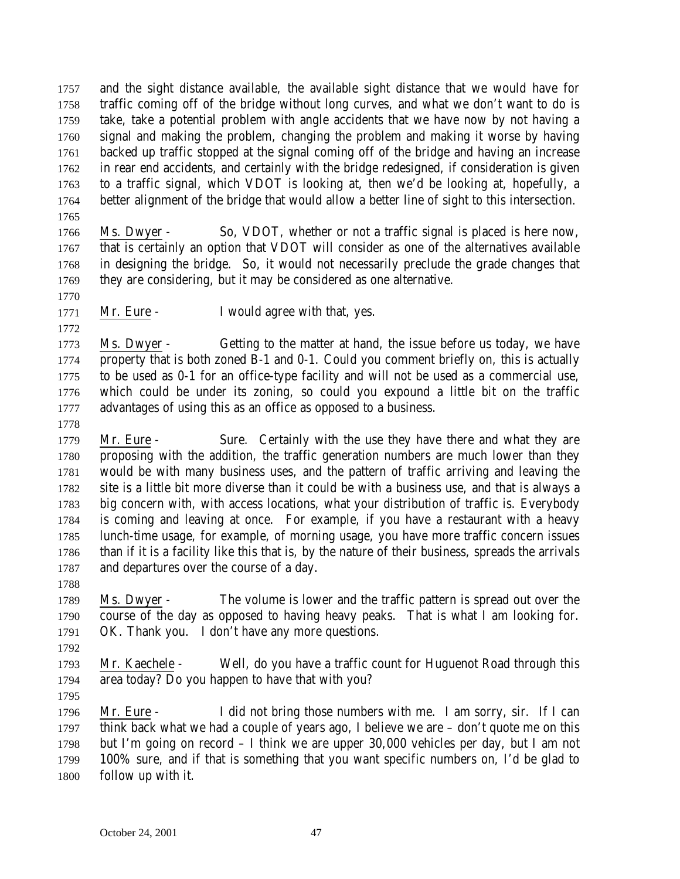and the sight distance available, the available sight distance that we would have for traffic coming off of the bridge without long curves, and what we don't want to do is take, take a potential problem with angle accidents that we have now by not having a signal and making the problem, changing the problem and making it worse by having backed up traffic stopped at the signal coming off of the bridge and having an increase in rear end accidents, and certainly with the bridge redesigned, if consideration is given to a traffic signal, which VDOT is looking at, then we'd be looking at, hopefully, a better alignment of the bridge that would allow a better line of sight to this intersection.

Ms. Dwyer - So, VDOT, whether or not a traffic signal is placed is here now, that is certainly an option that VDOT will consider as one of the alternatives available in designing the bridge. So, it would not necessarily preclude the grade changes that they are considering, but it may be considered as one alternative.

Mr. Eure - I would agree with that, yes.

Ms. Dwyer - Getting to the matter at hand, the issue before us today, we have property that is both zoned B-1 and 0-1. Could you comment briefly on, this is actually to be used as 0-1 for an office-type facility and will not be used as a commercial use, which could be under its zoning, so could you expound a little bit on the traffic advantages of using this as an office as opposed to a business.

Mr. Eure - Sure. Certainly with the use they have there and what they are proposing with the addition, the traffic generation numbers are much lower than they would be with many business uses, and the pattern of traffic arriving and leaving the site is a little bit more diverse than it could be with a business use, and that is always a big concern with, with access locations, what your distribution of traffic is. Everybody is coming and leaving at once. For example, if you have a restaurant with a heavy lunch-time usage, for example, of morning usage, you have more traffic concern issues than if it is a facility like this that is, by the nature of their business, spreads the arrivals and departures over the course of a day.

Ms. Dwyer - The volume is lower and the traffic pattern is spread out over the course of the day as opposed to having heavy peaks. That is what I am looking for. OK. Thank you. I don't have any more questions.

Mr. Kaechele - Well, do you have a traffic count for Huguenot Road through this area today? Do you happen to have that with you?

Mr. Eure - I did not bring those numbers with me. I am sorry, sir. If I can think back what we had a couple of years ago, I believe we are – don't quote me on this but I'm going on record – I think we are upper 30,000 vehicles per day, but I am not 100% sure, and if that is something that you want specific numbers on, I'd be glad to follow up with it.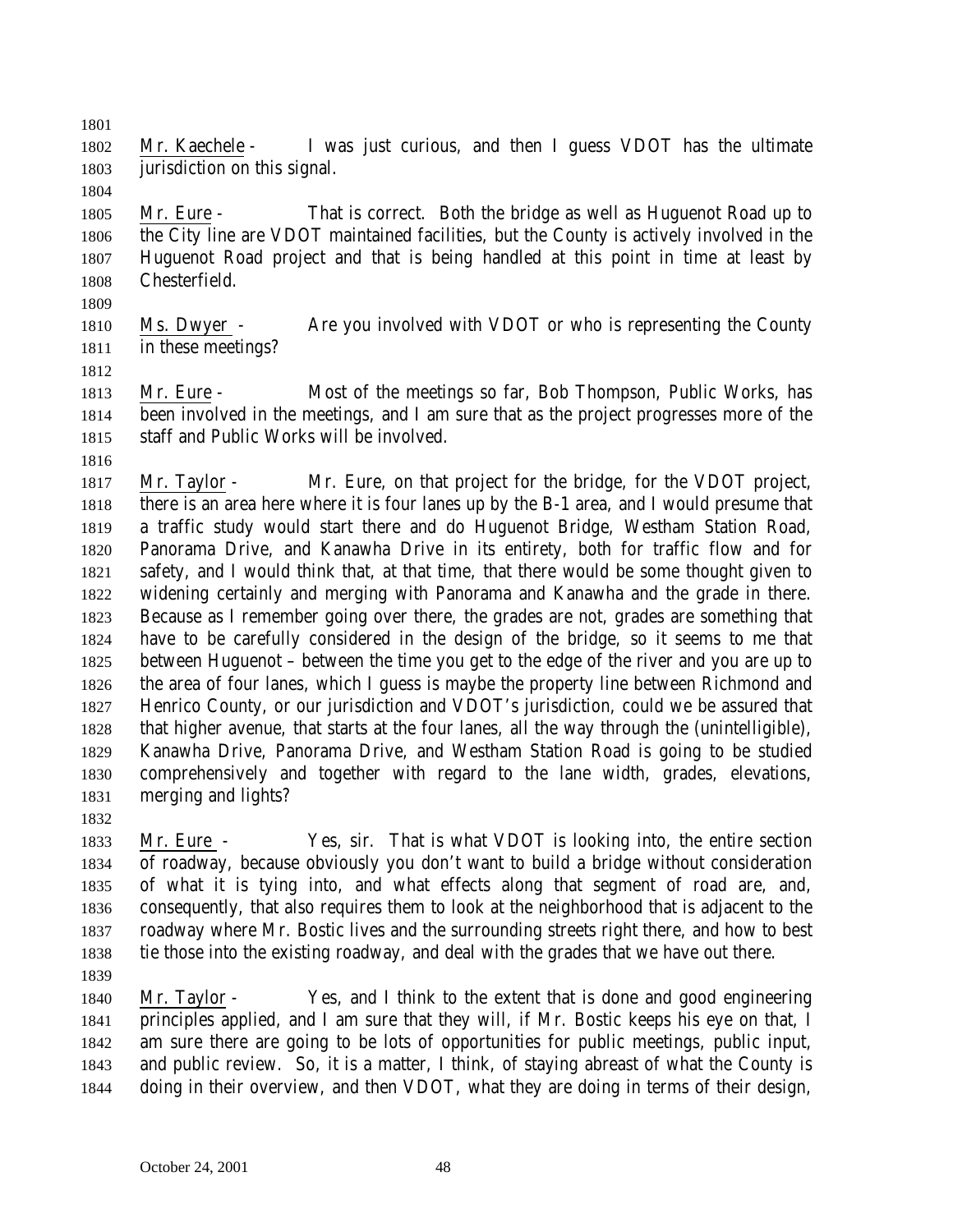Mr. Kaechele - I was just curious, and then I guess VDOT has the ultimate jurisdiction on this signal.

Mr. Eure - That is correct. Both the bridge as well as Huguenot Road up to the City line are VDOT maintained facilities, but the County is actively involved in the Huguenot Road project and that is being handled at this point in time at least by Chesterfield.

Ms. Dwyer - Are you involved with VDOT or who is representing the County in these meetings?

Mr. Eure - Most of the meetings so far, Bob Thompson, Public Works, has been involved in the meetings, and I am sure that as the project progresses more of the staff and Public Works will be involved.

Mr. Taylor - Mr. Eure, on that project for the bridge, for the VDOT project, there is an area here where it is four lanes up by the B-1 area, and I would presume that a traffic study would start there and do Huguenot Bridge, Westham Station Road, Panorama Drive, and Kanawha Drive in its entirety, both for traffic flow and for safety, and I would think that, at that time, that there would be some thought given to widening certainly and merging with Panorama and Kanawha and the grade in there. Because as I remember going over there, the grades are not, grades are something that have to be carefully considered in the design of the bridge, so it seems to me that between Huguenot – between the time you get to the edge of the river and you are up to the area of four lanes, which I guess is maybe the property line between Richmond and Henrico County, or our jurisdiction and VDOT's jurisdiction, could we be assured that that higher avenue, that starts at the four lanes, all the way through the (unintelligible), Kanawha Drive, Panorama Drive, and Westham Station Road is going to be studied comprehensively and together with regard to the lane width, grades, elevations, merging and lights?

Mr. Eure - Yes, sir. That is what VDOT is looking into, the entire section of roadway, because obviously you don't want to build a bridge without consideration of what it is tying into, and what effects along that segment of road are, and, consequently, that also requires them to look at the neighborhood that is adjacent to the roadway where Mr. Bostic lives and the surrounding streets right there, and how to best tie those into the existing roadway, and deal with the grades that we have out there.

Mr. Taylor - Yes, and I think to the extent that is done and good engineering principles applied, and I am sure that they will, if Mr. Bostic keeps his eye on that, I am sure there are going to be lots of opportunities for public meetings, public input, and public review. So, it is a matter, I think, of staying abreast of what the County is doing in their overview, and then VDOT, what they are doing in terms of their design,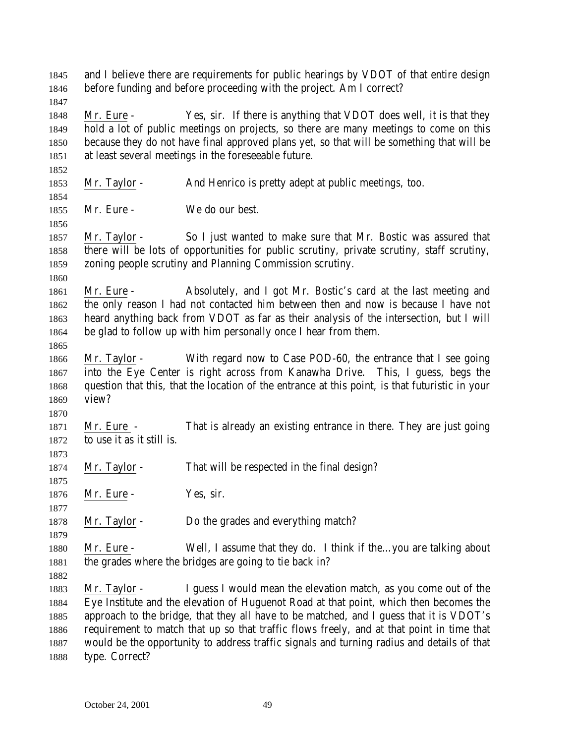and I believe there are requirements for public hearings by VDOT of that entire design before funding and before proceeding with the project. Am I correct?

Mr. Eure - Yes, sir. If there is anything that VDOT does well, it is that they hold a lot of public meetings on projects, so there are many meetings to come on this because they do not have final approved plans yet, so that will be something that will be at least several meetings in the foreseeable future.

Mr. Taylor - And Henrico is pretty adept at public meetings, too.

Mr. Eure - We do our best.

Mr. Taylor - So I just wanted to make sure that Mr. Bostic was assured that there will be lots of opportunities for public scrutiny, private scrutiny, staff scrutiny, zoning people scrutiny and Planning Commission scrutiny.

Mr. Eure - Absolutely, and I got Mr. Bostic's card at the last meeting and the only reason I had not contacted him between then and now is because I have not heard anything back from VDOT as far as their analysis of the intersection, but I will be glad to follow up with him personally once I hear from them.

Mr. Taylor - With regard now to Case POD-60, the entrance that I see going into the Eye Center is right across from Kanawha Drive. This, I guess, begs the question that this, that the location of the entrance at this point, is that futuristic in your view?

Mr. Eure - That is already an existing entrance in there. They are just going to use it as it still is.

Mr. Taylor - That will be respected in the final design?

Mr. Eure - Yes, sir.

Mr. Taylor - Do the grades and everything match?

Mr. Eure - Well, I assume that they do. I think if the…you are talking about the grades where the bridges are going to tie back in?

Mr. Taylor - I guess I would mean the elevation match, as you come out of the Eye Institute and the elevation of Huguenot Road at that point, which then becomes the approach to the bridge, that they all have to be matched, and I guess that it is VDOT's requirement to match that up so that traffic flows freely, and at that point in time that would be the opportunity to address traffic signals and turning radius and details of that type. Correct?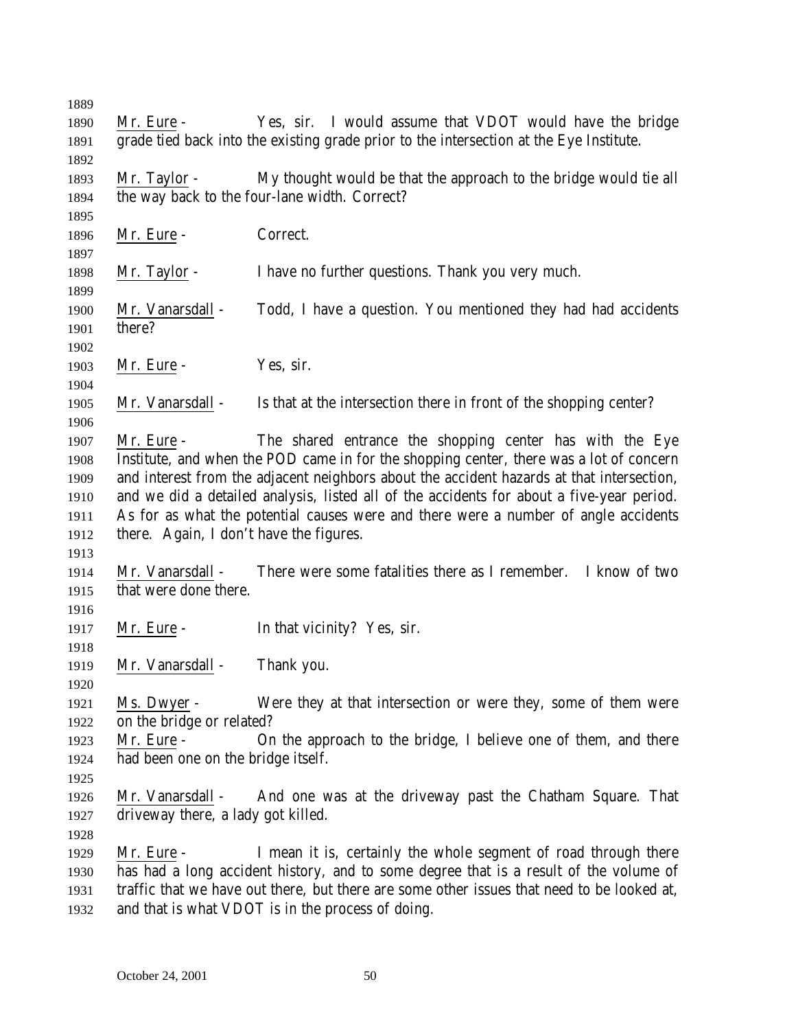Mr. Eure - Yes, sir. I would assume that VDOT would have the bridge grade tied back into the existing grade prior to the intersection at the Eye Institute.

Mr. Taylor - My thought would be that the approach to the bridge would tie all the way back to the four-lane width. Correct?

Mr. Eure - Correct.

Mr. Taylor - I have no further questions. Thank you very much.

Mr. Vanarsdall - Todd, I have a question. You mentioned they had had accidents there?

Mr. Eure - Yes, sir.

Mr. Vanarsdall - Is that at the intersection there in front of the shopping center?

Mr. Eure - The shared entrance the shopping center has with the Eye Institute, and when the POD came in for the shopping center, there was a lot of concern and interest from the adjacent neighbors about the accident hazards at that intersection, and we did a detailed analysis, listed all of the accidents for about a five-year period. As for as what the potential causes were and there were a number of angle accidents there. Again, I don't have the figures.

Mr. Vanarsdall - There were some fatalities there as I remember. I know of two that were done there.

Mr. Eure - In that vicinity? Yes, sir.

Mr. Vanarsdall - Thank you.

Ms. Dwyer - Were they at that intersection or were they, some of them were on the bridge or related?

Mr. Eure - On the approach to the bridge, I believe one of them, and there had been one on the bridge itself.

Mr. Vanarsdall - And one was at the driveway past the Chatham Square. That driveway there, a lady got killed.

Mr. Eure - I mean it is, certainly the whole segment of road through there has had a long accident history, and to some degree that is a result of the volume of traffic that we have out there, but there are some other issues that need to be looked at, and that is what VDOT is in the process of doing.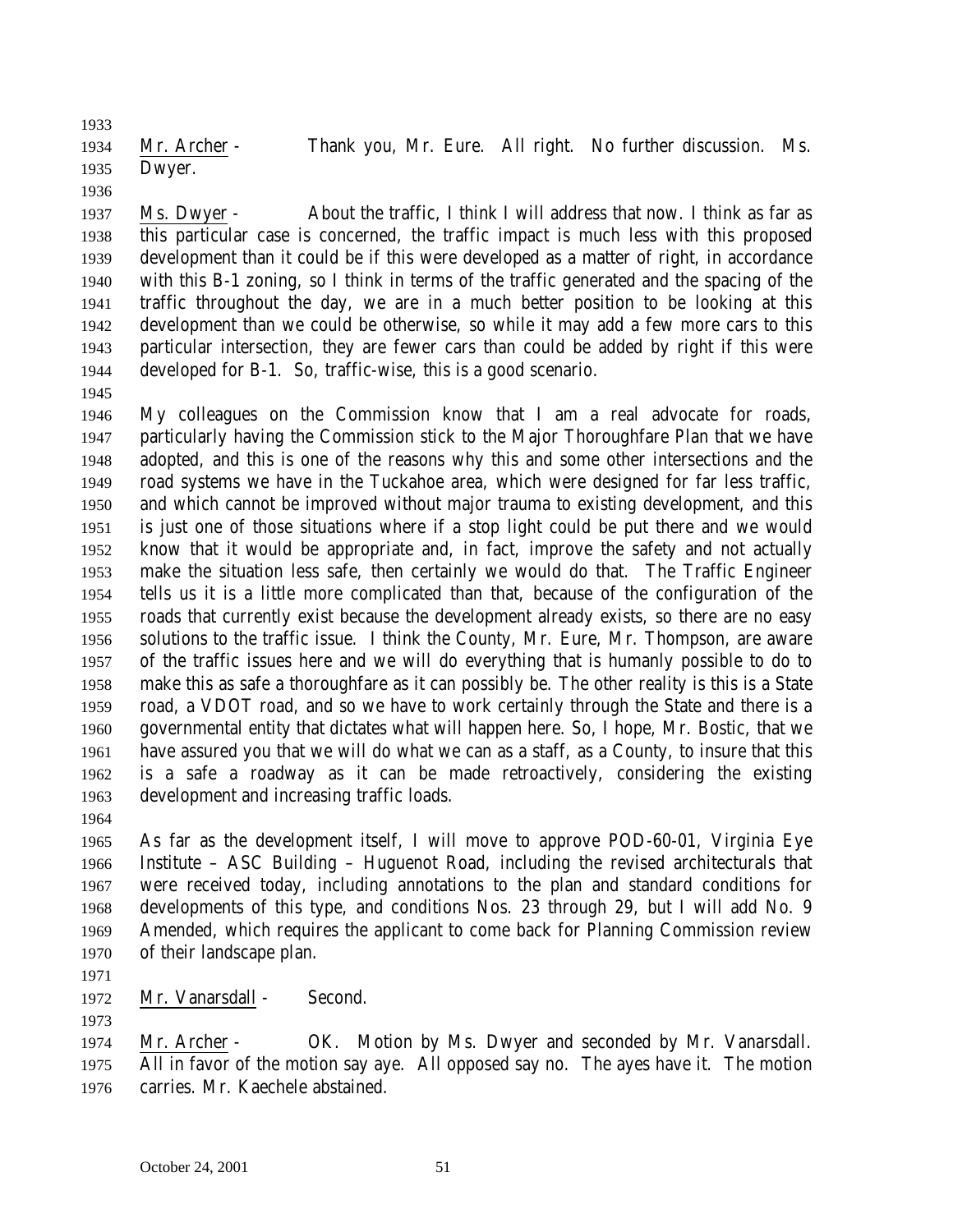Mr. Archer - Thank you, Mr. Eure. All right. No further discussion. Ms. Dwyer.

Ms. Dwyer - About the traffic, I think I will address that now. I think as far as this particular case is concerned, the traffic impact is much less with this proposed development than it could be if this were developed as a matter of right, in accordance with this B-1 zoning, so I think in terms of the traffic generated and the spacing of the traffic throughout the day, we are in a much better position to be looking at this development than we could be otherwise, so while it may add a few more cars to this particular intersection, they are fewer cars than could be added by right if this were developed for B-1. So, traffic-wise, this is a good scenario.

My colleagues on the Commission know that I am a real advocate for roads, particularly having the Commission stick to the Major Thoroughfare Plan that we have adopted, and this is one of the reasons why this and some other intersections and the road systems we have in the Tuckahoe area, which were designed for far less traffic, and which cannot be improved without major trauma to existing development, and this is just one of those situations where if a stop light could be put there and we would know that it would be appropriate and, in fact, improve the safety and not actually make the situation less safe, then certainly we would do that. The Traffic Engineer tells us it is a little more complicated than that, because of the configuration of the roads that currently exist because the development already exists, so there are no easy solutions to the traffic issue. I think the County, Mr. Eure, Mr. Thompson, are aware of the traffic issues here and we will do everything that is humanly possible to do to make this as safe a thoroughfare as it can possibly be. The other reality is this is a State road, a VDOT road, and so we have to work certainly through the State and there is a governmental entity that dictates what will happen here. So, I hope, Mr. Bostic, that we have assured you that we will do what we can as a staff, as a County, to insure that this is a safe a roadway as it can be made retroactively, considering the existing development and increasing traffic loads.

As far as the development itself, I will move to approve POD-60-01, Virginia Eye Institute – ASC Building – Huguenot Road, including the revised architecturals that were received today, including annotations to the plan and standard conditions for developments of this type, and conditions Nos. 23 through 29, but I will add No. 9 Amended, which requires the applicant to come back for Planning Commission review of their landscape plan.

Mr. Vanarsdall - Second.

Mr. Archer - OK. Motion by Ms. Dwyer and seconded by Mr. Vanarsdall. All in favor of the motion say aye. All opposed say no. The ayes have it. The motion carries. Mr. Kaechele abstained.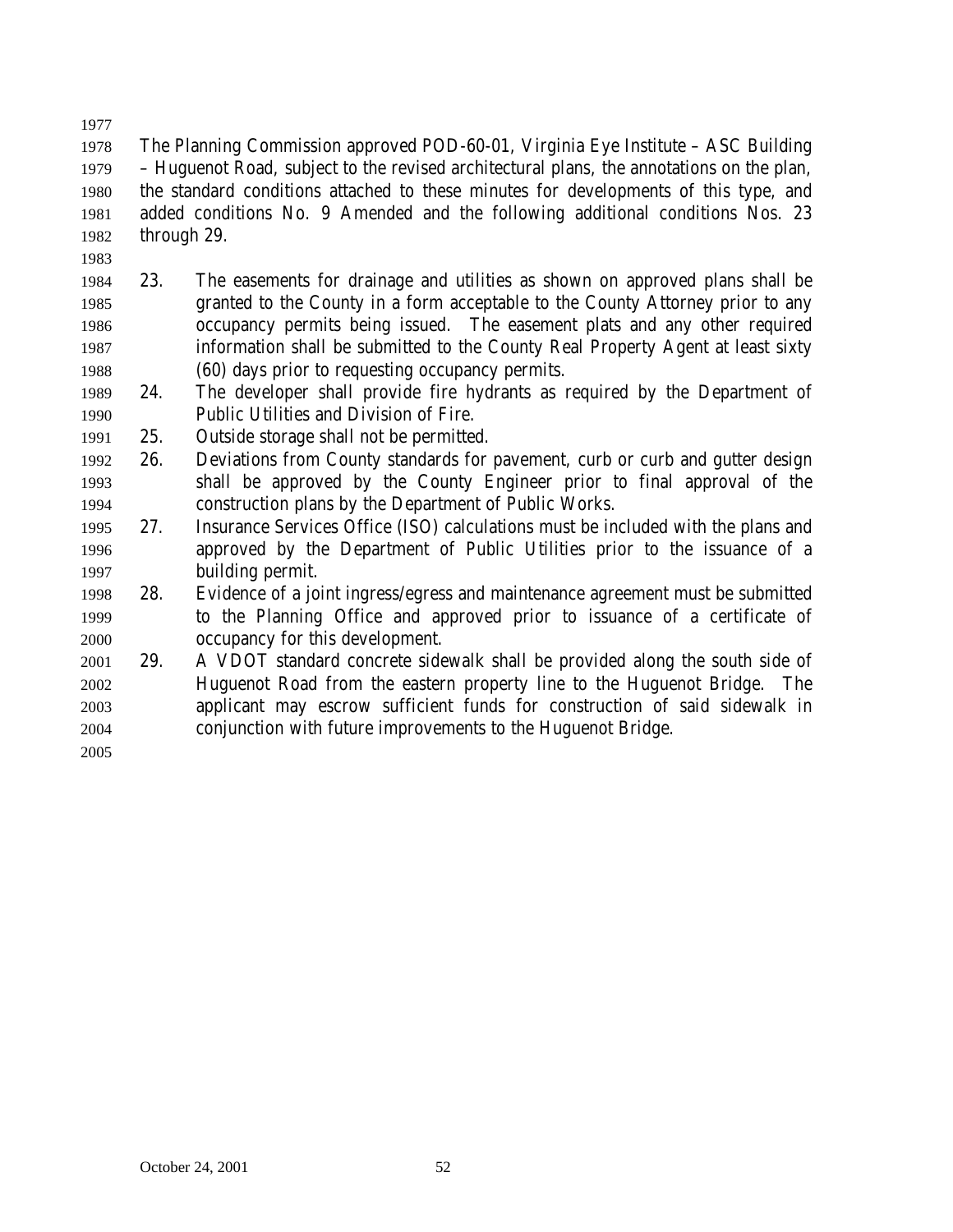The Planning Commission approved POD-60-01, Virginia Eye Institute – ASC Building – Huguenot Road, subject to the revised architectural plans, the annotations on the plan, the standard conditions attached to these minutes for developments of this type, and added conditions No. 9 Amended and the following additional conditions Nos. 23 through 29.

23. The easements for drainage and utilities as shown on approved plans shall be granted to the County in a form acceptable to the County Attorney prior to any occupancy permits being issued. The easement plats and any other required information shall be submitted to the County Real Property Agent at least sixty (60) days prior to requesting occupancy permits.
24. The developer shall provide fire hydrants as required by the Department of Public Utilities and Division of Fire.
25. Outside storage shall not be permitted.
26. Deviations from County standards for pavement, curb or curb and gutter design shall be approved by the County Engineer prior to final approval of the construction plans by the Department of Public Works.
27. Insurance Services Office (ISO) calculations must be included with the plans and approved by the Department of Public Utilities prior to the issuance of a building permit.
28. Evidence of a joint ingress/egress and maintenance agreement must be submitted to the Planning Office and approved prior to issuance of a certificate of occupancy for this development.
29. A VDOT standard concrete sidewalk shall be provided along the south side of Huguenot Road from the eastern property line to the Huguenot Bridge. The applicant may escrow sufficient funds for construction of said sidewalk in conjunction with future improvements to the Huguenot Bridge.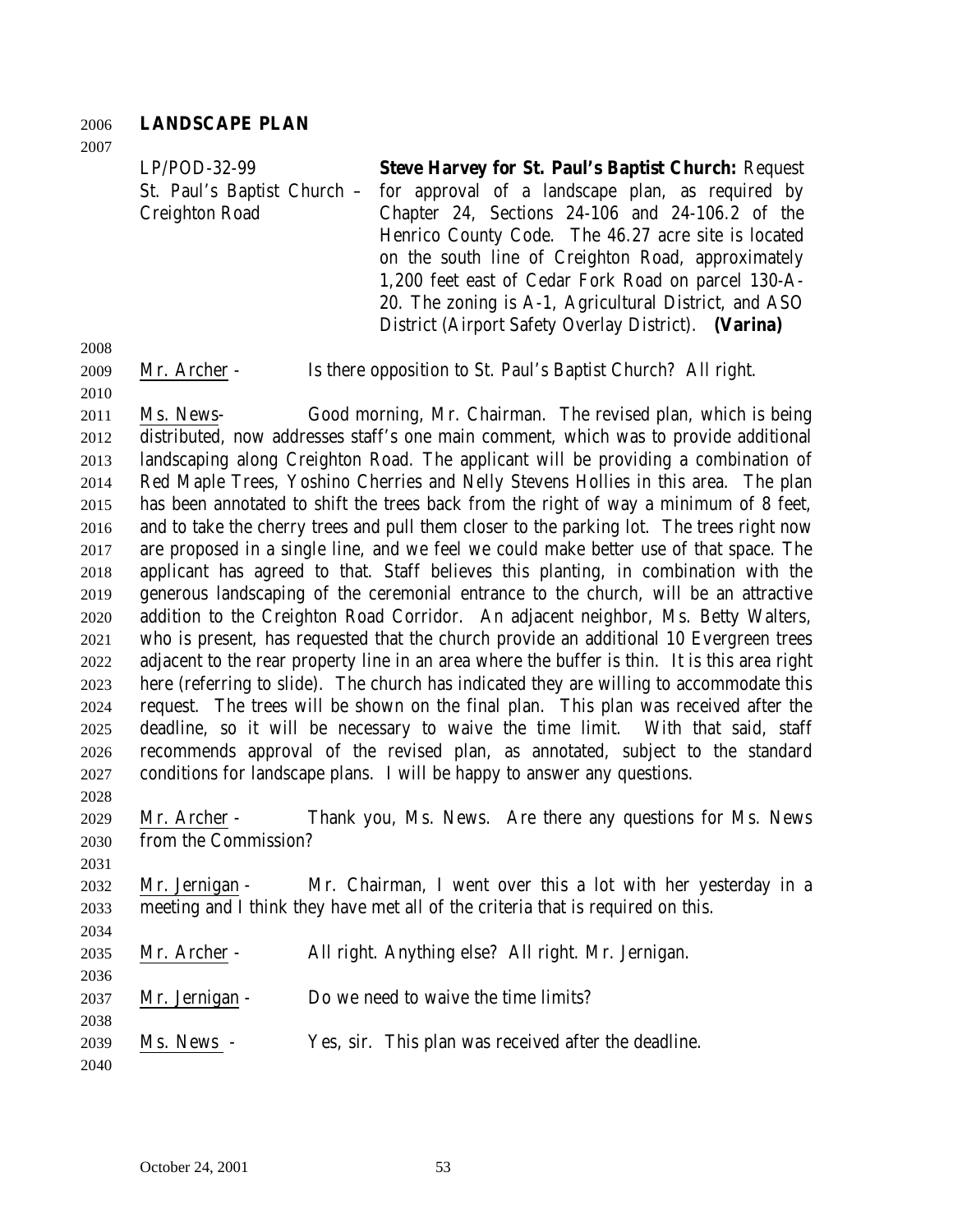**LANDSCAPE PLAN**

| | |
|---|---|
| LP/POD-32-99<br>St. Paul's Baptist Church – Creighton Road | **Steve Harvey for St. Paul's Baptist Church:** Request for approval of a landscape plan, as required by Chapter 24, Sections 24-106 and 24-106.2 of the Henrico County Code. The 46.27 acre site is located on the south line of Creighton Road, approximately 1,200 feet east of Cedar Fork Road on parcel 130-A-20. The zoning is A-1, Agricultural District, and ASO District (Airport Safety Overlay District). **(Varina)** |

Mr. Archer - Is there opposition to St. Paul's Baptist Church? All right.

Ms. News- Good morning, Mr. Chairman. The revised plan, which is being distributed, now addresses staff's one main comment, which was to provide additional landscaping along Creighton Road. The applicant will be providing a combination of Red Maple Trees, Yoshino Cherries and Nelly Stevens Hollies in this area. The plan has been annotated to shift the trees back from the right of way a minimum of 8 feet, and to take the cherry trees and pull them closer to the parking lot. The trees right now are proposed in a single line, and we feel we could make better use of that space. The applicant has agreed to that. Staff believes this planting, in combination with the generous landscaping of the ceremonial entrance to the church, will be an attractive addition to the Creighton Road Corridor. An adjacent neighbor, Ms. Betty Walters, who is present, has requested that the church provide an additional 10 Evergreen trees adjacent to the rear property line in an area where the buffer is thin. It is this area right here (referring to slide). The church has indicated they are willing to accommodate this request. The trees will be shown on the final plan. This plan was received after the deadline, so it will be necessary to waive the time limit. With that said, staff recommends approval of the revised plan, as annotated, subject to the standard conditions for landscape plans. I will be happy to answer any questions.

Mr. Archer - Thank you, Ms. News. Are there any questions for Ms. News from the Commission?

Mr. Jernigan - Mr. Chairman, I went over this a lot with her yesterday in a meeting and I think they have met all of the criteria that is required on this.

Mr. Archer - All right. Anything else? All right. Mr. Jernigan.

Mr. Jernigan - Do we need to waive the time limits?

Ms. News - Yes, sir. This plan was received after the deadline.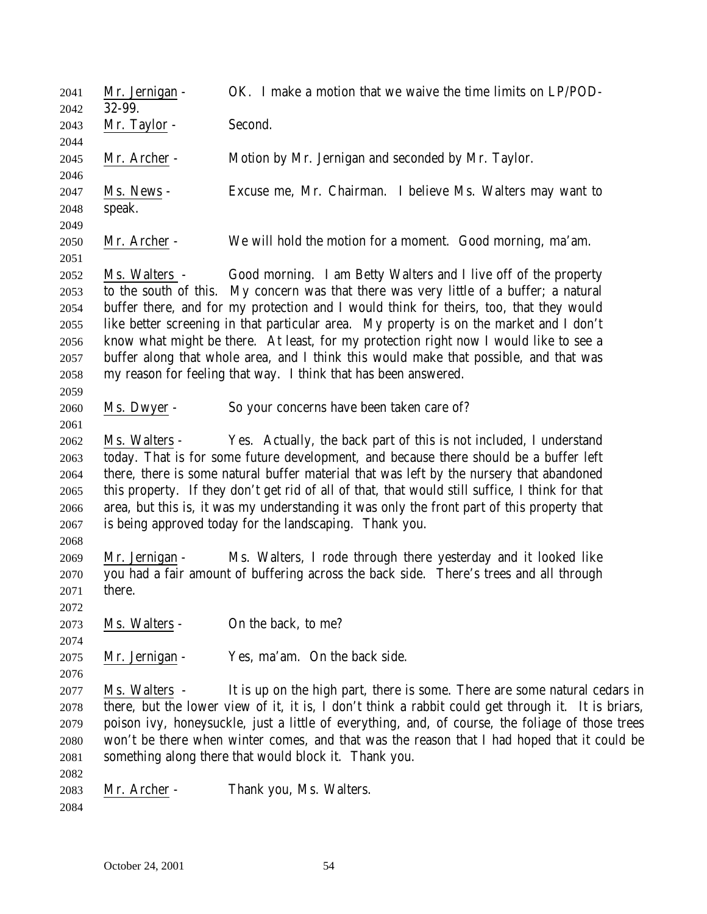Mr. Jernigan - OK. I make a motion that we waive the time limits on LP/POD-32-99.

Mr. Taylor - Second.

Mr. Archer - Motion by Mr. Jernigan and seconded by Mr. Taylor.

Ms. News - Excuse me, Mr. Chairman. I believe Ms. Walters may want to speak.

Mr. Archer - We will hold the motion for a moment. Good morning, ma'am.

Ms. Walters - Good morning. I am Betty Walters and I live off of the property to the south of this. My concern was that there was very little of a buffer; a natural buffer there, and for my protection and I would think for theirs, too, that they would like better screening in that particular area. My property is on the market and I don't know what might be there. At least, for my protection right now I would like to see a buffer along that whole area, and I think this would make that possible, and that was my reason for feeling that way. I think that has been answered.

Ms. Dwyer - So your concerns have been taken care of?

Ms. Walters - Yes. Actually, the back part of this is not included, I understand today. That is for some future development, and because there should be a buffer left there, there is some natural buffer material that was left by the nursery that abandoned this property. If they don't get rid of all of that, that would still suffice, I think for that area, but this is, it was my understanding it was only the front part of this property that is being approved today for the landscaping. Thank you.

Mr. Jernigan - Ms. Walters, I rode through there yesterday and it looked like you had a fair amount of buffering across the back side. There's trees and all through there.

Ms. Walters - On the back, to me?

Mr. Jernigan - Yes, ma'am. On the back side.

Ms. Walters - It is up on the high part, there is some. There are some natural cedars in there, but the lower view of it, it is, I don't think a rabbit could get through it. It is briars, poison ivy, honeysuckle, just a little of everything, and, of course, the foliage of those trees won't be there when winter comes, and that was the reason that I had hoped that it could be something along there that would block it. Thank you.

Mr. Archer - Thank you, Ms. Walters.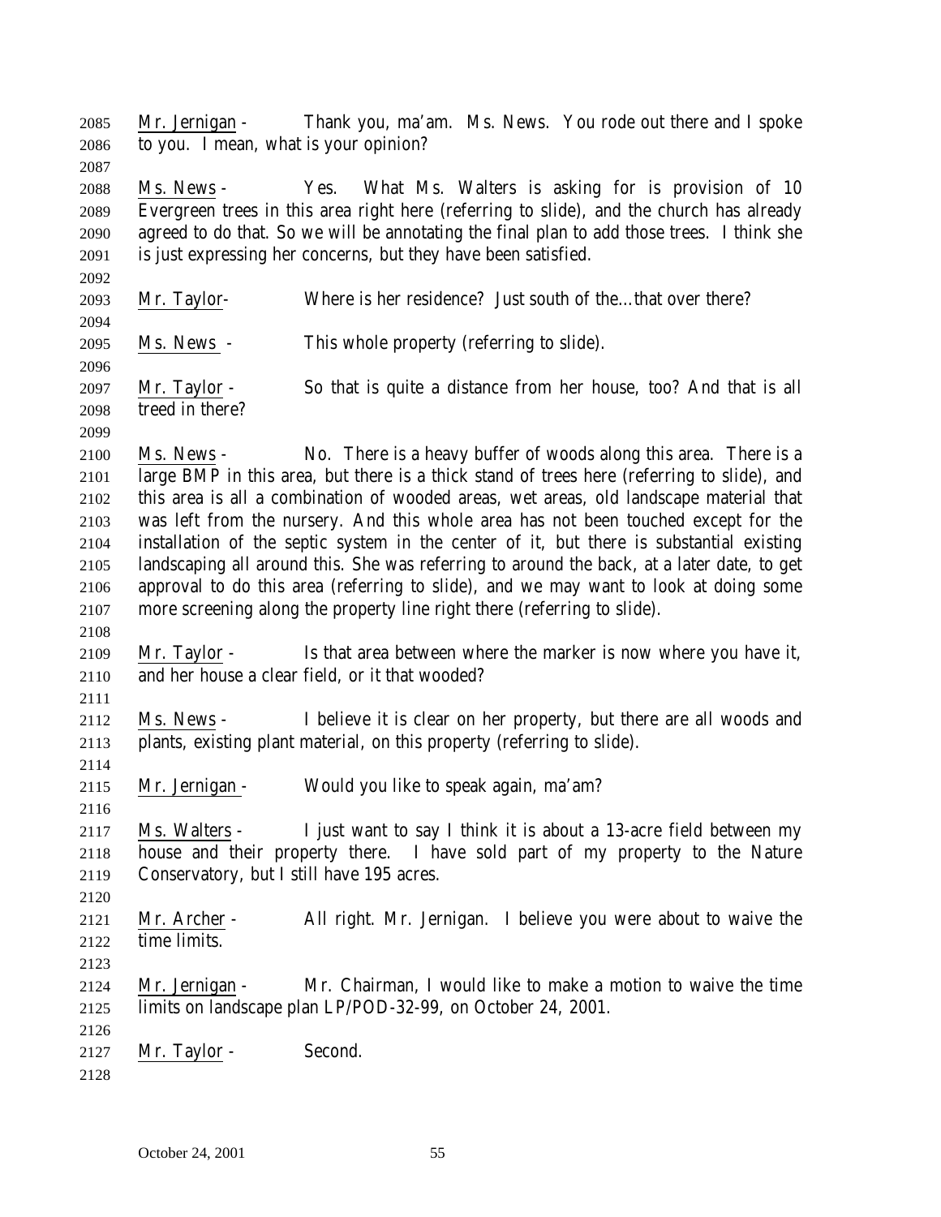Mr. Jernigan - Thank you, ma'am. Ms. News. You rode out there and I spoke to you. I mean, what is your opinion?

Ms. News - Yes. What Ms. Walters is asking for is provision of 10 Evergreen trees in this area right here (referring to slide), and the church has already agreed to do that. So we will be annotating the final plan to add those trees. I think she is just expressing her concerns, but they have been satisfied.

Mr. Taylor- Where is her residence? Just south of the…that over there?

Ms. News - This whole property (referring to slide).

Mr. Taylor - So that is quite a distance from her house, too? And that is all treed in there?

Ms. News - No. There is a heavy buffer of woods along this area. There is a large BMP in this area, but there is a thick stand of trees here (referring to slide), and this area is all a combination of wooded areas, wet areas, old landscape material that was left from the nursery. And this whole area has not been touched except for the installation of the septic system in the center of it, but there is substantial existing landscaping all around this. She was referring to around the back, at a later date, to get approval to do this area (referring to slide), and we may want to look at doing some more screening along the property line right there (referring to slide).

Mr. Taylor - Is that area between where the marker is now where you have it, and her house a clear field, or it that wooded?

Ms. News - I believe it is clear on her property, but there are all woods and plants, existing plant material, on this property (referring to slide).

Mr. Jernigan - Would you like to speak again, ma'am?

Ms. Walters - I just want to say I think it is about a 13-acre field between my house and their property there. I have sold part of my property to the Nature Conservatory, but I still have 195 acres.

Mr. Archer - All right. Mr. Jernigan. I believe you were about to waive the time limits.

Mr. Jernigan - Mr. Chairman, I would like to make a motion to waive the time limits on landscape plan LP/POD-32-99, on October 24, 2001.

Mr. Taylor - Second.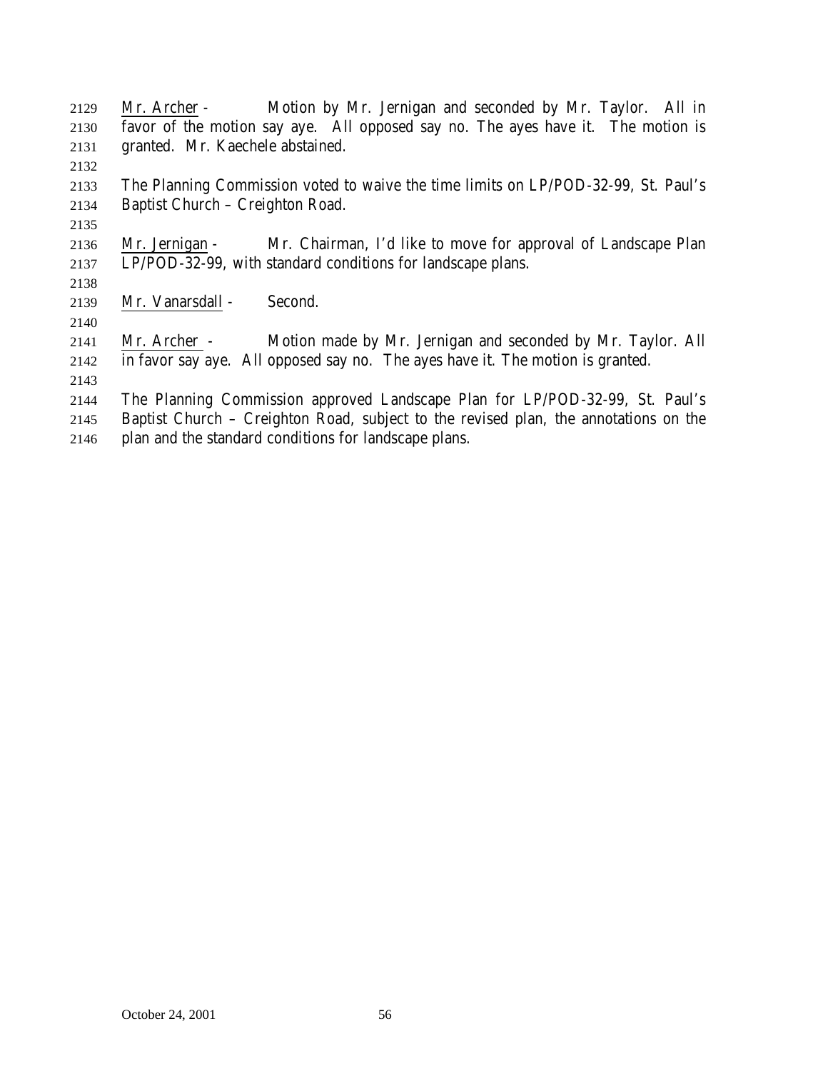Mr. Archer - Motion by Mr. Jernigan and seconded by Mr. Taylor. All in favor of the motion say aye. All opposed say no. The ayes have it. The motion is granted. Mr. Kaechele abstained.

The Planning Commission voted to waive the time limits on LP/POD-32-99, St. Paul's Baptist Church – Creighton Road.

Mr. Jernigan - Mr. Chairman, I'd like to move for approval of Landscape Plan LP/POD-32-99, with standard conditions for landscape plans.

Mr. Vanarsdall - Second.

Mr. Archer - Motion made by Mr. Jernigan and seconded by Mr. Taylor. All in favor say aye. All opposed say no. The ayes have it. The motion is granted.

The Planning Commission approved Landscape Plan for LP/POD-32-99, St. Paul's Baptist Church – Creighton Road, subject to the revised plan, the annotations on the plan and the standard conditions for landscape plans.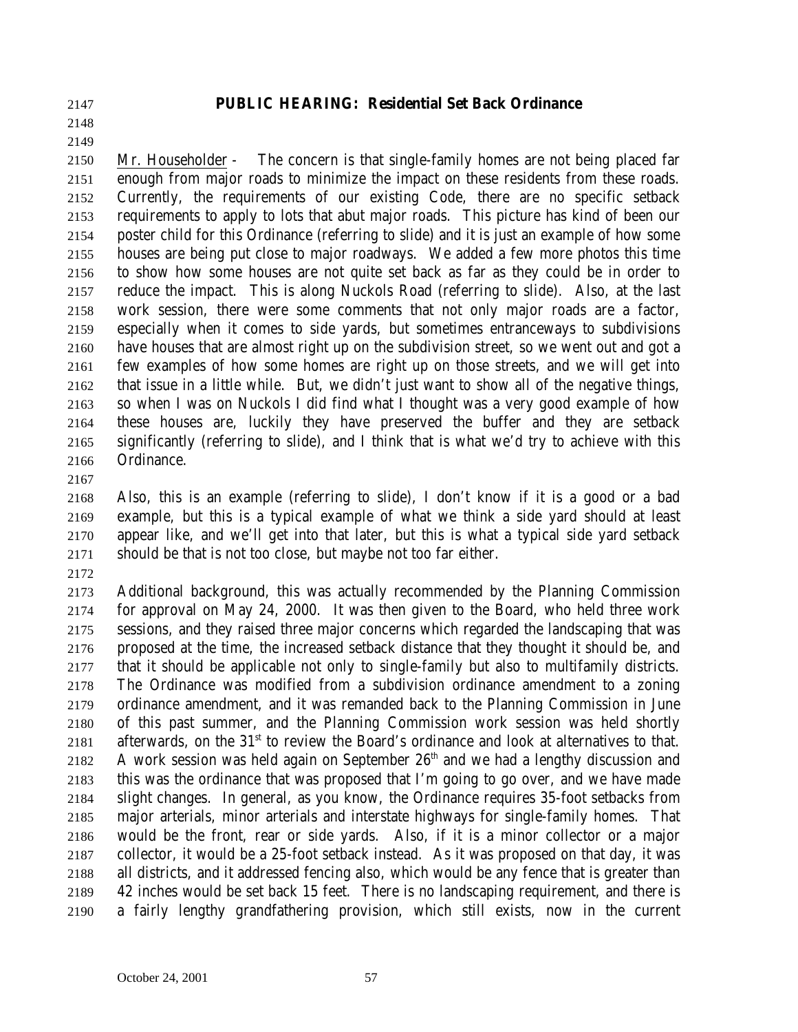## PUBLIC HEARING: Residential Set Back Ordinance

Mr. Householder - The concern is that single-family homes are not being placed far enough from major roads to minimize the impact on these residents from these roads. Currently, the requirements of our existing Code, there are no specific setback requirements to apply to lots that abut major roads. This picture has kind of been our poster child for this Ordinance (referring to slide) and it is just an example of how some houses are being put close to major roadways. We added a few more photos this time to show how some houses are not quite set back as far as they could be in order to reduce the impact. This is along Nuckols Road (referring to slide). Also, at the last work session, there were some comments that not only major roads are a factor, especially when it comes to side yards, but sometimes entranceways to subdivisions have houses that are almost right up on the subdivision street, so we went out and got a few examples of how some homes are right up on those streets, and we will get into that issue in a little while. But, we didn't just want to show all of the negative things, so when I was on Nuckols I did find what I thought was a very good example of how these houses are, luckily they have preserved the buffer and they are setback significantly (referring to slide), and I think that is what we'd try to achieve with this Ordinance.

Also, this is an example (referring to slide), I don't know if it is a good or a bad example, but this is a typical example of what we think a side yard should at least appear like, and we'll get into that later, but this is what a typical side yard setback should be that is not too close, but maybe not too far either.

Additional background, this was actually recommended by the Planning Commission for approval on May 24, 2000. It was then given to the Board, who held three work sessions, and they raised three major concerns which regarded the landscaping that was proposed at the time, the increased setback distance that they thought it should be, and that it should be applicable not only to single-family but also to multifamily districts. The Ordinance was modified from a subdivision ordinance amendment to a zoning ordinance amendment, and it was remanded back to the Planning Commission in June of this past summer, and the Planning Commission work session was held shortly afterwards, on the 31st to review the Board's ordinance and look at alternatives to that. A work session was held again on September 26th and we had a lengthy discussion and this was the ordinance that was proposed that I'm going to go over, and we have made slight changes. In general, as you know, the Ordinance requires 35-foot setbacks from major arterials, minor arterials and interstate highways for single-family homes. That would be the front, rear or side yards. Also, if it is a minor collector or a major collector, it would be a 25-foot setback instead. As it was proposed on that day, it was all districts, and it addressed fencing also, which would be any fence that is greater than 42 inches would be set back 15 feet. There is no landscaping requirement, and there is a fairly lengthy grandfathering provision, which still exists, now in the current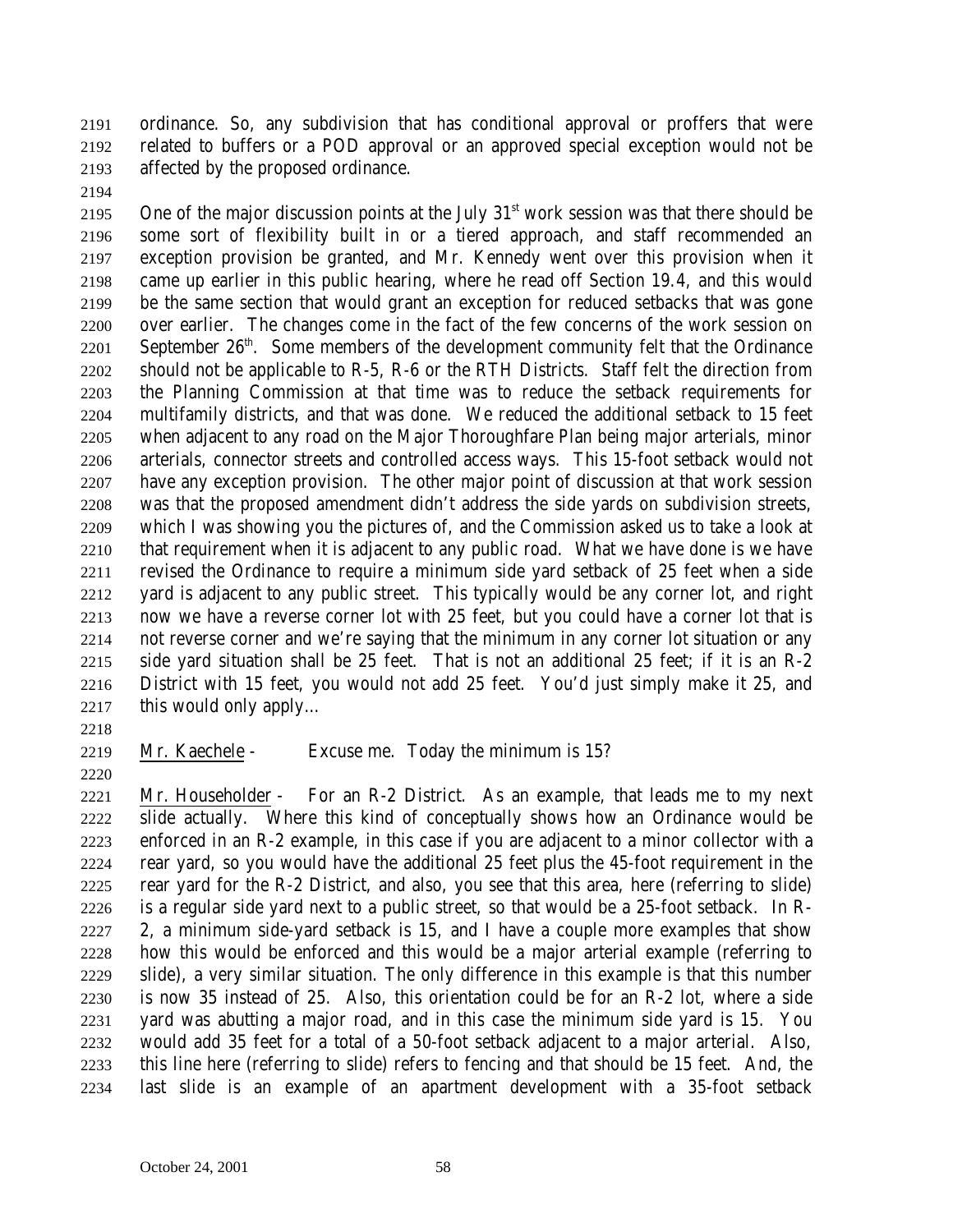ordinance. So, any subdivision that has conditional approval or proffers that were related to buffers or a POD approval or an approved special exception would not be affected by the proposed ordinance.

One of the major discussion points at the July 31st work session was that there should be some sort of flexibility built in or a tiered approach, and staff recommended an exception provision be granted, and Mr. Kennedy went over this provision when it came up earlier in this public hearing, where he read off Section 19.4, and this would be the same section that would grant an exception for reduced setbacks that was gone over earlier. The changes come in the fact of the few concerns of the work session on September 26th. Some members of the development community felt that the Ordinance should not be applicable to R-5, R-6 or the RTH Districts. Staff felt the direction from the Planning Commission at that time was to reduce the setback requirements for multifamily districts, and that was done. We reduced the additional setback to 15 feet when adjacent to any road on the Major Thoroughfare Plan being major arterials, minor arterials, connector streets and controlled access ways. This 15-foot setback would not have any exception provision. The other major point of discussion at that work session was that the proposed amendment didn't address the side yards on subdivision streets, which I was showing you the pictures of, and the Commission asked us to take a look at that requirement when it is adjacent to any public road. What we have done is we have revised the Ordinance to require a minimum side yard setback of 25 feet when a side yard is adjacent to any public street. This typically would be any corner lot, and right now we have a reverse corner lot with 25 feet, but you could have a corner lot that is not reverse corner and we're saying that the minimum in any corner lot situation or any side yard situation shall be 25 feet. That is not an additional 25 feet; if it is an R-2 District with 15 feet, you would not add 25 feet. You'd just simply make it 25, and this would only apply…

Mr. Kaechele - Excuse me. Today the minimum is 15?

Mr. Householder - For an R-2 District. As an example, that leads me to my next slide actually. Where this kind of conceptually shows how an Ordinance would be enforced in an R-2 example, in this case if you are adjacent to a minor collector with a rear yard, so you would have the additional 25 feet plus the 45-foot requirement in the rear yard for the R-2 District, and also, you see that this area, here (referring to slide) is a regular side yard next to a public street, so that would be a 25-foot setback. In R-2, a minimum side-yard setback is 15, and I have a couple more examples that show how this would be enforced and this would be a major arterial example (referring to slide), a very similar situation. The only difference in this example is that this number is now 35 instead of 25. Also, this orientation could be for an R-2 lot, where a side yard was abutting a major road, and in this case the minimum side yard is 15. You would add 35 feet for a total of a 50-foot setback adjacent to a major arterial. Also, this line here (referring to slide) refers to fencing and that should be 15 feet. And, the last slide is an example of an apartment development with a 35-foot setback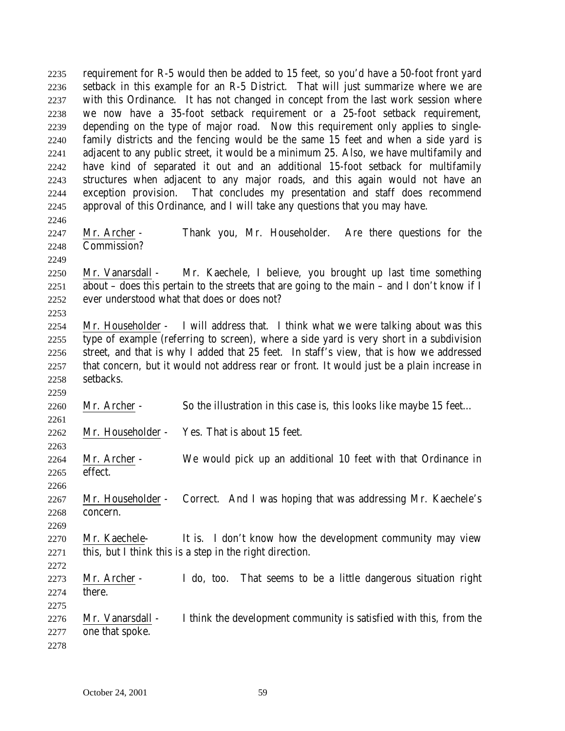requirement for R-5 would then be added to 15 feet, so you'd have a 50-foot front yard setback in this example for an R-5 District. That will just summarize where we are with this Ordinance. It has not changed in concept from the last work session where we now have a 35-foot setback requirement or a 25-foot setback requirement, depending on the type of major road. Now this requirement only applies to single-family districts and the fencing would be the same 15 feet and when a side yard is adjacent to any public street, it would be a minimum 25. Also, we have multifamily and have kind of separated it out and an additional 15-foot setback for multifamily structures when adjacent to any major roads, and this again would not have an exception provision. That concludes my presentation and staff does recommend approval of this Ordinance, and I will take any questions that you may have.

Mr. Archer - Thank you, Mr. Householder. Are there questions for the Commission?

Mr. Vanarsdall - Mr. Kaechele, I believe, you brought up last time something about – does this pertain to the streets that are going to the main – and I don't know if I ever understood what that does or does not?

Mr. Householder - I will address that. I think what we were talking about was this type of example (referring to screen), where a side yard is very short in a subdivision street, and that is why I added that 25 feet. In staff's view, that is how we addressed that concern, but it would not address rear or front. It would just be a plain increase in setbacks.

Mr. Archer - So the illustration in this case is, this looks like maybe 15 feet…

Mr. Householder - Yes. That is about 15 feet.

Mr. Archer - We would pick up an additional 10 feet with that Ordinance in effect.

Mr. Householder - Correct. And I was hoping that was addressing Mr. Kaechele's concern.

Mr. Kaechele- It is. I don't know how the development community may view this, but I think this is a step in the right direction.

Mr. Archer - I do, too. That seems to be a little dangerous situation right there.

Mr. Vanarsdall - I think the development community is satisfied with this, from the one that spoke.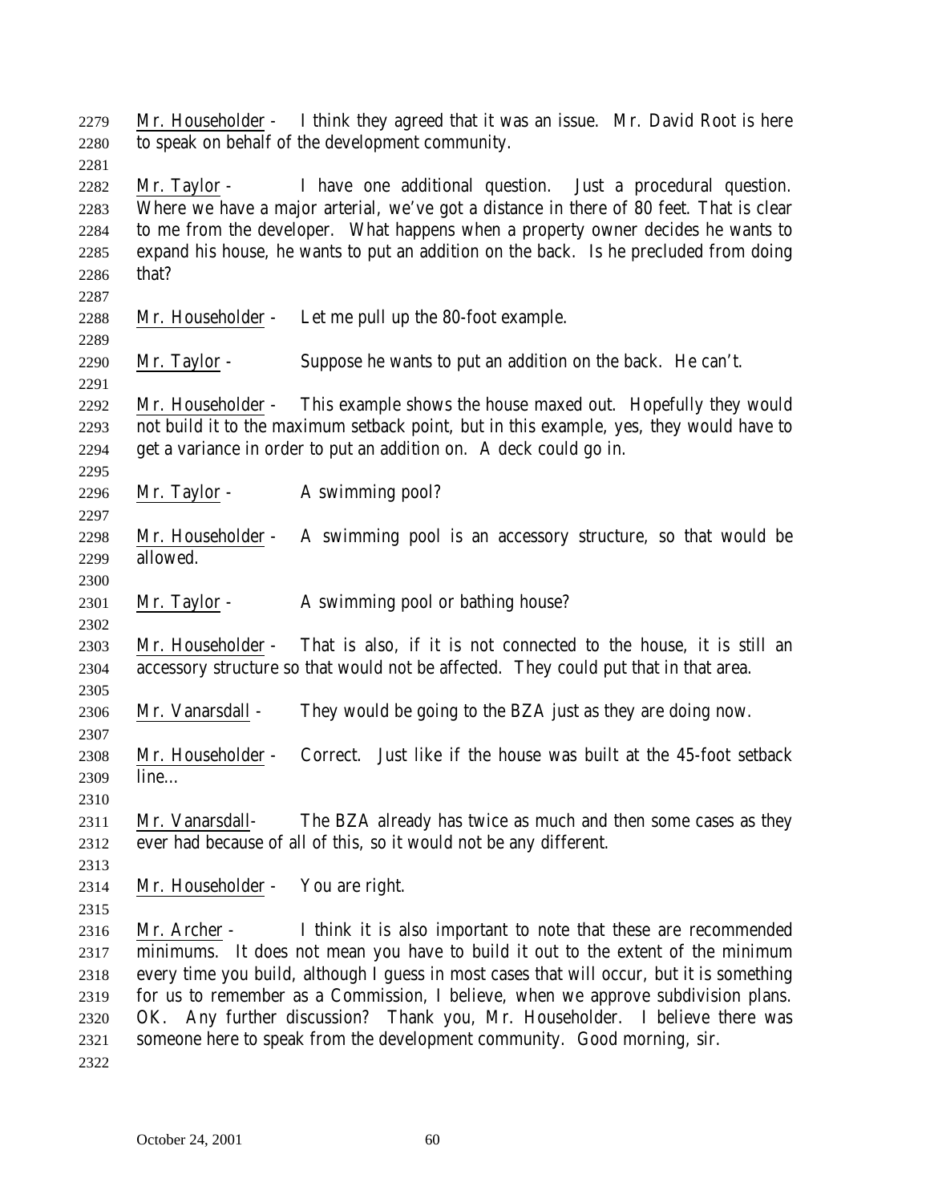Mr. Householder - I think they agreed that it was an issue. Mr. David Root is here to speak on behalf of the development community.

Mr. Taylor - I have one additional question. Just a procedural question. Where we have a major arterial, we've got a distance in there of 80 feet. That is clear to me from the developer. What happens when a property owner decides he wants to expand his house, he wants to put an addition on the back. Is he precluded from doing that?

Mr. Householder - Let me pull up the 80-foot example.

Mr. Taylor - Suppose he wants to put an addition on the back. He can't.

Mr. Householder - This example shows the house maxed out. Hopefully they would not build it to the maximum setback point, but in this example, yes, they would have to get a variance in order to put an addition on. A deck could go in.

Mr. Taylor - A swimming pool?

Mr. Householder - A swimming pool is an accessory structure, so that would be allowed.

Mr. Taylor - A swimming pool or bathing house?

Mr. Householder - That is also, if it is not connected to the house, it is still an accessory structure so that would not be affected. They could put that in that area.

Mr. Vanarsdall - They would be going to the BZA just as they are doing now.

Mr. Householder - Correct. Just like if the house was built at the 45-foot setback line…

Mr. Vanarsdall- The BZA already has twice as much and then some cases as they ever had because of all of this, so it would not be any different.

Mr. Householder - You are right.

Mr. Archer - I think it is also important to note that these are recommended minimums. It does not mean you have to build it out to the extent of the minimum every time you build, although I guess in most cases that will occur, but it is something for us to remember as a Commission, I believe, when we approve subdivision plans. OK. Any further discussion? Thank you, Mr. Householder. I believe there was someone here to speak from the development community. Good morning, sir.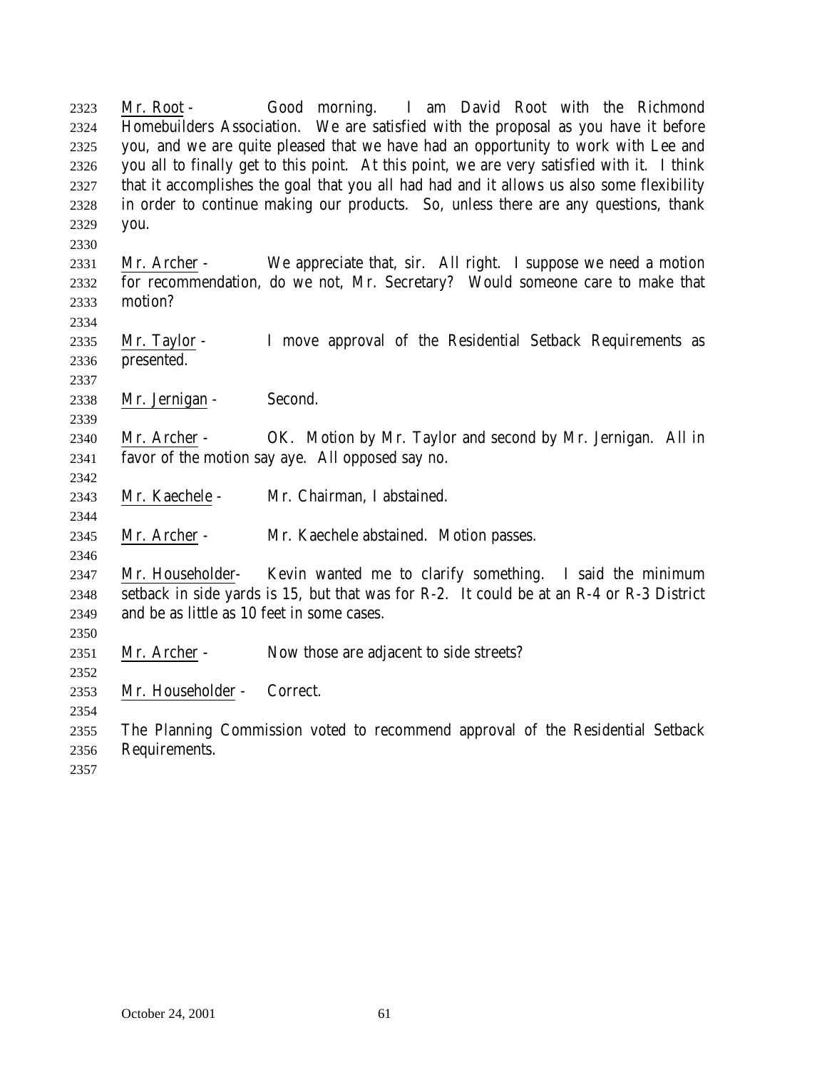Mr. Root - Good morning. I am David Root with the Richmond Homebuilders Association. We are satisfied with the proposal as you have it before you, and we are quite pleased that we have had an opportunity to work with Lee and you all to finally get to this point. At this point, we are very satisfied with it. I think that it accomplishes the goal that you all had had and it allows us also some flexibility in order to continue making our products. So, unless there are any questions, thank you.

Mr. Archer - We appreciate that, sir. All right. I suppose we need a motion for recommendation, do we not, Mr. Secretary? Would someone care to make that motion?

Mr. Taylor - I move approval of the Residential Setback Requirements as presented.

Mr. Jernigan - Second.

Mr. Archer - OK. Motion by Mr. Taylor and second by Mr. Jernigan. All in favor of the motion say aye. All opposed say no.

Mr. Kaechele - Mr. Chairman, I abstained.

Mr. Archer - Mr. Kaechele abstained. Motion passes.

Mr. Householder- Kevin wanted me to clarify something. I said the minimum setback in side yards is 15, but that was for R-2. It could be at an R-4 or R-3 District and be as little as 10 feet in some cases.

Mr. Archer - Now those are adjacent to side streets?

Mr. Householder - Correct.

The Planning Commission voted to recommend approval of the Residential Setback Requirements.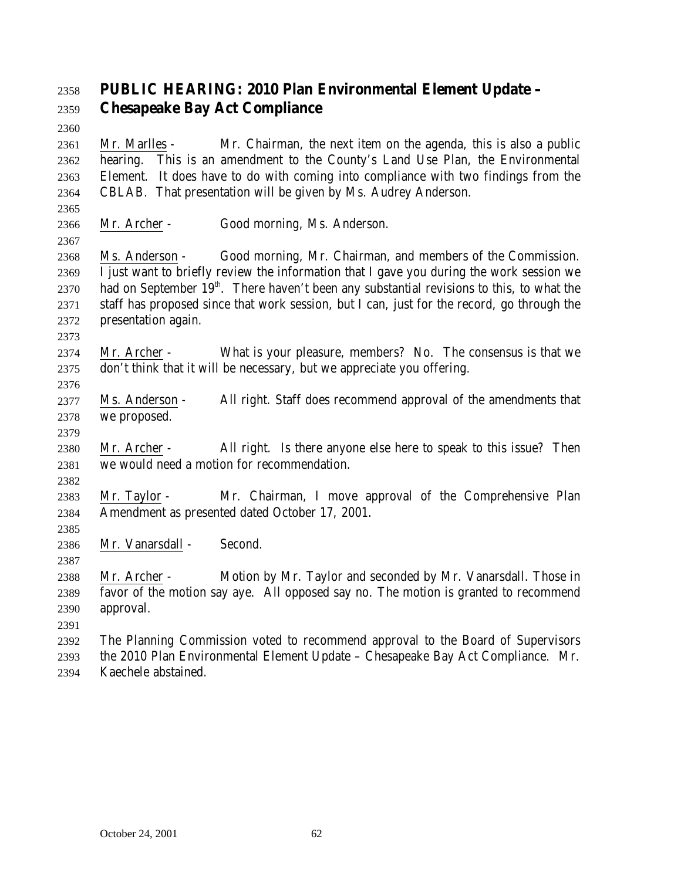## PUBLIC HEARING: 2010 Plan Environmental Element Update – Chesapeake Bay Act Compliance

Mr. Marlles - Mr. Chairman, the next item on the agenda, this is also a public hearing. This is an amendment to the County's Land Use Plan, the Environmental Element. It does have to do with coming into compliance with two findings from the CBLAB. That presentation will be given by Ms. Audrey Anderson.

Mr. Archer - Good morning, Ms. Anderson.

Ms. Anderson - Good morning, Mr. Chairman, and members of the Commission. I just want to briefly review the information that I gave you during the work session we had on September 19th. There haven't been any substantial revisions to this, to what the staff has proposed since that work session, but I can, just for the record, go through the presentation again.

Mr. Archer - What is your pleasure, members? No. The consensus is that we don't think that it will be necessary, but we appreciate you offering.

Ms. Anderson - All right. Staff does recommend approval of the amendments that we proposed.

Mr. Archer - All right. Is there anyone else here to speak to this issue? Then we would need a motion for recommendation.

Mr. Taylor - Mr. Chairman, I move approval of the Comprehensive Plan Amendment as presented dated October 17, 2001.

Mr. Vanarsdall - Second.

Mr. Archer - Motion by Mr. Taylor and seconded by Mr. Vanarsdall. Those in favor of the motion say aye. All opposed say no. The motion is granted to recommend approval.

The Planning Commission voted to recommend approval to the Board of Supervisors the 2010 Plan Environmental Element Update – Chesapeake Bay Act Compliance. Mr. Kaechele abstained.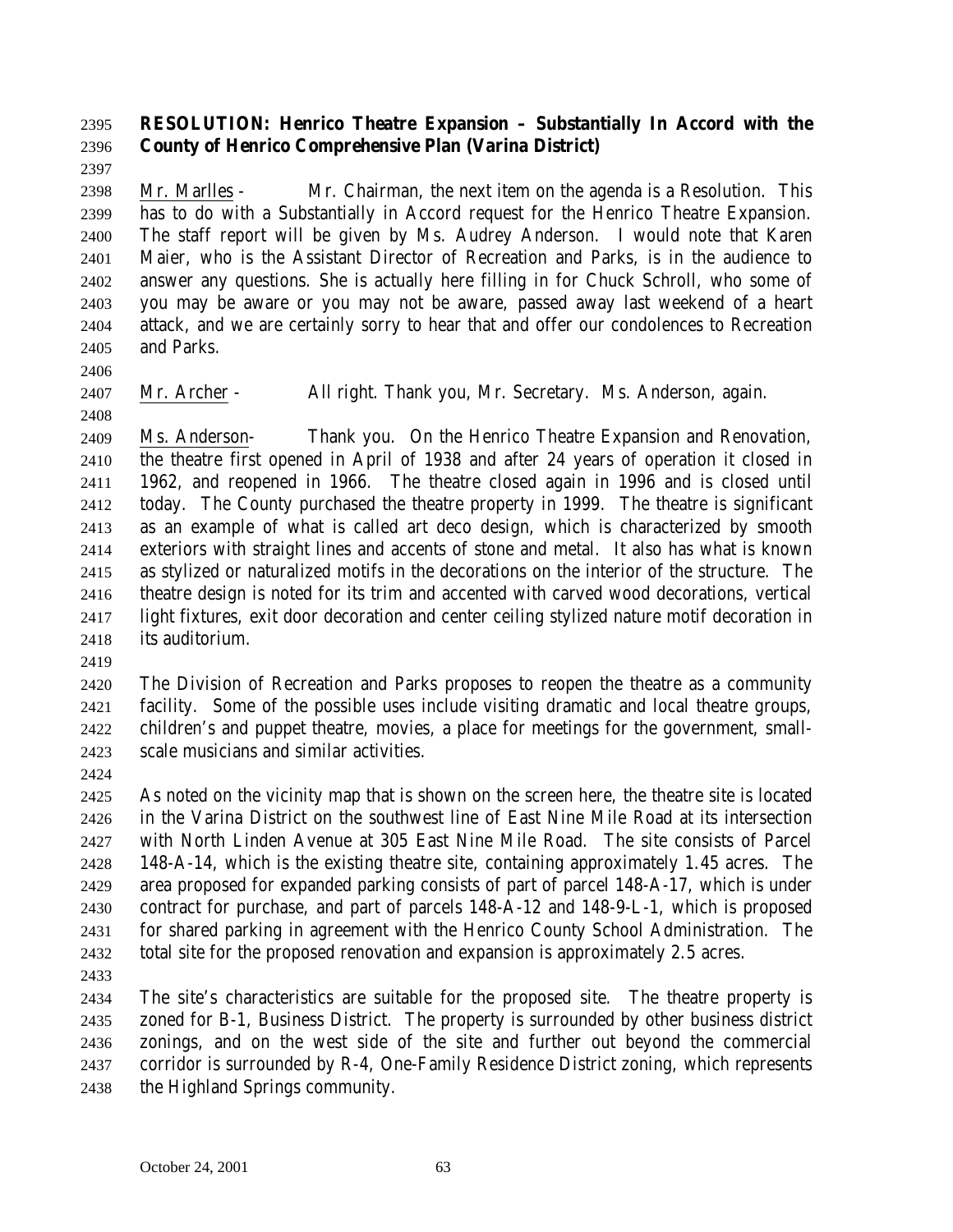**RESOLUTION: Henrico Theatre Expansion – Substantially In Accord with the County of Henrico Comprehensive Plan (Varina District)**

Mr. Marlles - Mr. Chairman, the next item on the agenda is a Resolution. This has to do with a Substantially in Accord request for the Henrico Theatre Expansion. The staff report will be given by Ms. Audrey Anderson. I would note that Karen Maier, who is the Assistant Director of Recreation and Parks, is in the audience to answer any questions. She is actually here filling in for Chuck Schroll, who some of you may be aware or you may not be aware, passed away last weekend of a heart attack, and we are certainly sorry to hear that and offer our condolences to Recreation and Parks.

Mr. Archer - All right. Thank you, Mr. Secretary. Ms. Anderson, again.

Ms. Anderson- Thank you. On the Henrico Theatre Expansion and Renovation, the theatre first opened in April of 1938 and after 24 years of operation it closed in 1962, and reopened in 1966. The theatre closed again in 1996 and is closed until today. The County purchased the theatre property in 1999. The theatre is significant as an example of what is called art deco design, which is characterized by smooth exteriors with straight lines and accents of stone and metal. It also has what is known as stylized or naturalized motifs in the decorations on the interior of the structure. The theatre design is noted for its trim and accented with carved wood decorations, vertical light fixtures, exit door decoration and center ceiling stylized nature motif decoration in its auditorium.

The Division of Recreation and Parks proposes to reopen the theatre as a community facility. Some of the possible uses include visiting dramatic and local theatre groups, children's and puppet theatre, movies, a place for meetings for the government, small-scale musicians and similar activities.

As noted on the vicinity map that is shown on the screen here, the theatre site is located in the Varina District on the southwest line of East Nine Mile Road at its intersection with North Linden Avenue at 305 East Nine Mile Road. The site consists of Parcel 148-A-14, which is the existing theatre site, containing approximately 1.45 acres. The area proposed for expanded parking consists of part of parcel 148-A-17, which is under contract for purchase, and part of parcels 148-A-12 and 148-9-L-1, which is proposed for shared parking in agreement with the Henrico County School Administration. The total site for the proposed renovation and expansion is approximately 2.5 acres.

The site's characteristics are suitable for the proposed site. The theatre property is zoned for B-1, Business District. The property is surrounded by other business district zonings, and on the west side of the site and further out beyond the commercial corridor is surrounded by R-4, One-Family Residence District zoning, which represents the Highland Springs community.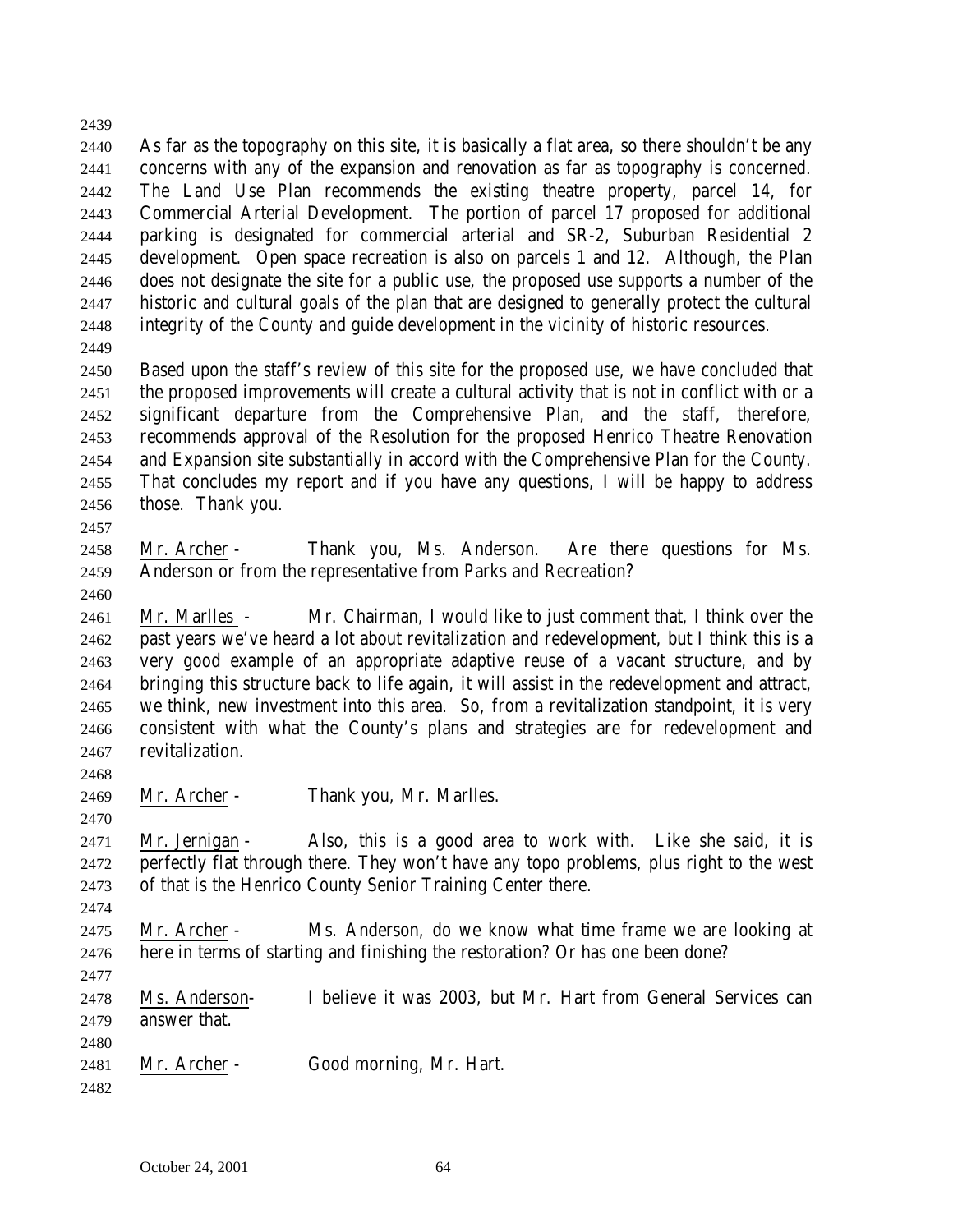As far as the topography on this site, it is basically a flat area, so there shouldn't be any concerns with any of the expansion and renovation as far as topography is concerned. The Land Use Plan recommends the existing theatre property, parcel 14, for Commercial Arterial Development. The portion of parcel 17 proposed for additional parking is designated for commercial arterial and SR-2, Suburban Residential 2 development. Open space recreation is also on parcels 1 and 12. Although, the Plan does not designate the site for a public use, the proposed use supports a number of the historic and cultural goals of the plan that are designed to generally protect the cultural integrity of the County and guide development in the vicinity of historic resources.

Based upon the staff's review of this site for the proposed use, we have concluded that the proposed improvements will create a cultural activity that is not in conflict with or a significant departure from the Comprehensive Plan, and the staff, therefore, recommends approval of the Resolution for the proposed Henrico Theatre Renovation and Expansion site substantially in accord with the Comprehensive Plan for the County. That concludes my report and if you have any questions, I will be happy to address those. Thank you.

Mr. Archer - Thank you, Ms. Anderson. Are there questions for Ms. Anderson or from the representative from Parks and Recreation?

Mr. Marlles - Mr. Chairman, I would like to just comment that, I think over the past years we've heard a lot about revitalization and redevelopment, but I think this is a very good example of an appropriate adaptive reuse of a vacant structure, and by bringing this structure back to life again, it will assist in the redevelopment and attract, we think, new investment into this area. So, from a revitalization standpoint, it is very consistent with what the County's plans and strategies are for redevelopment and revitalization.

Mr. Archer - Thank you, Mr. Marlles.

Mr. Jernigan - Also, this is a good area to work with. Like she said, it is perfectly flat through there. They won't have any topo problems, plus right to the west of that is the Henrico County Senior Training Center there.

Mr. Archer - Ms. Anderson, do we know what time frame we are looking at here in terms of starting and finishing the restoration? Or has one been done?

Ms. Anderson- I believe it was 2003, but Mr. Hart from General Services can answer that.

Mr. Archer - Good morning, Mr. Hart.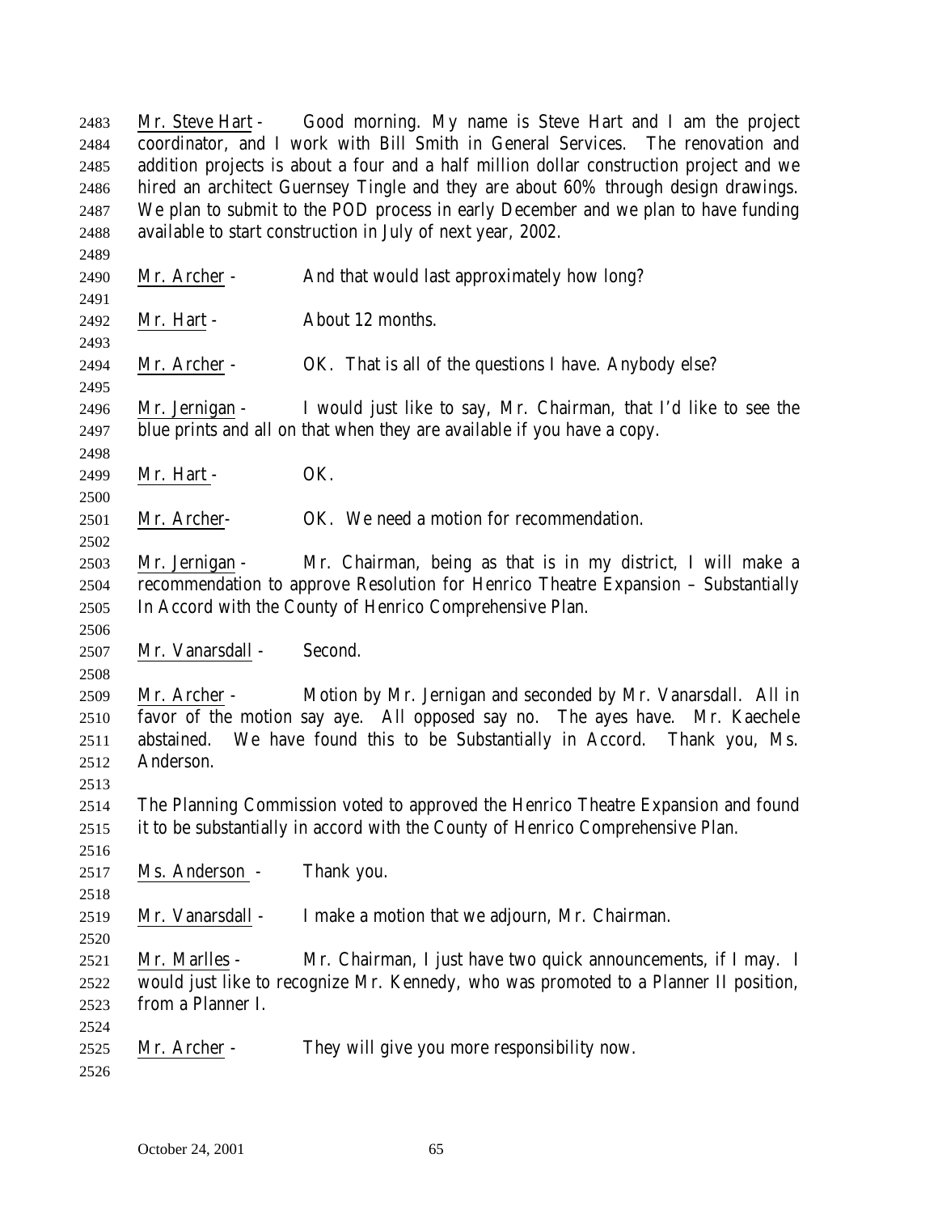Mr. Steve Hart - Good morning. My name is Steve Hart and I am the project coordinator, and I work with Bill Smith in General Services. The renovation and addition projects is about a four and a half million dollar construction project and we hired an architect Guernsey Tingle and they are about 60% through design drawings. We plan to submit to the POD process in early December and we plan to have funding available to start construction in July of next year, 2002.

Mr. Archer - And that would last approximately how long?

Mr. Hart - About 12 months.

Mr. Archer - OK. That is all of the questions I have. Anybody else?

Mr. Jernigan - I would just like to say, Mr. Chairman, that I'd like to see the blue prints and all on that when they are available if you have a copy.

Mr. Hart - OK.

Mr. Archer- OK. We need a motion for recommendation.

Mr. Jernigan - Mr. Chairman, being as that is in my district, I will make a recommendation to approve Resolution for Henrico Theatre Expansion – Substantially In Accord with the County of Henrico Comprehensive Plan.

Mr. Vanarsdall - Second.

Mr. Archer - Motion by Mr. Jernigan and seconded by Mr. Vanarsdall. All in favor of the motion say aye. All opposed say no. The ayes have. Mr. Kaechele abstained. We have found this to be Substantially in Accord. Thank you, Ms. Anderson.

The Planning Commission voted to approved the Henrico Theatre Expansion and found it to be substantially in accord with the County of Henrico Comprehensive Plan.

Ms. Anderson - Thank you.

Mr. Vanarsdall - I make a motion that we adjourn, Mr. Chairman.

Mr. Marlles - Mr. Chairman, I just have two quick announcements, if I may. I would just like to recognize Mr. Kennedy, who was promoted to a Planner II position, from a Planner I.

Mr. Archer - They will give you more responsibility now.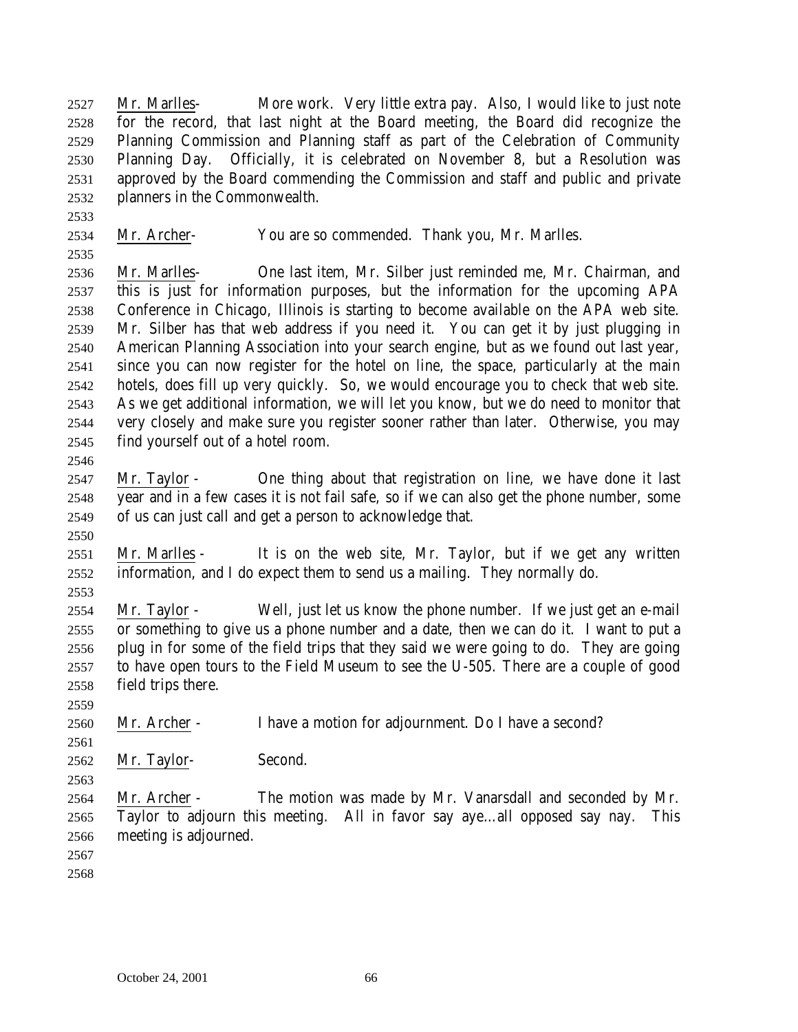Mr. Marlles- More work. Very little extra pay. Also, I would like to just note for the record, that last night at the Board meeting, the Board did recognize the Planning Commission and Planning staff as part of the Celebration of Community Planning Day. Officially, it is celebrated on November 8, but a Resolution was approved by the Board commending the Commission and staff and public and private planners in the Commonwealth.

Mr. Archer- You are so commended. Thank you, Mr. Marlles.

Mr. Marlles- One last item, Mr. Silber just reminded me, Mr. Chairman, and this is just for information purposes, but the information for the upcoming APA Conference in Chicago, Illinois is starting to become available on the APA web site. Mr. Silber has that web address if you need it. You can get it by just plugging in American Planning Association into your search engine, but as we found out last year, since you can now register for the hotel on line, the space, particularly at the main hotels, does fill up very quickly. So, we would encourage you to check that web site. As we get additional information, we will let you know, but we do need to monitor that very closely and make sure you register sooner rather than later. Otherwise, you may find yourself out of a hotel room.

Mr. Taylor - One thing about that registration on line, we have done it last year and in a few cases it is not fail safe, so if we can also get the phone number, some of us can just call and get a person to acknowledge that.

Mr. Marlles - It is on the web site, Mr. Taylor, but if we get any written information, and I do expect them to send us a mailing. They normally do.

Mr. Taylor - Well, just let us know the phone number. If we just get an e-mail or something to give us a phone number and a date, then we can do it. I want to put a plug in for some of the field trips that they said we were going to do. They are going to have open tours to the Field Museum to see the U-505. There are a couple of good field trips there.

Mr. Archer - I have a motion for adjournment. Do I have a second?

Mr. Taylor- Second.

Mr. Archer - The motion was made by Mr. Vanarsdall and seconded by Mr. Taylor to adjourn this meeting. All in favor say aye…all opposed say nay. This meeting is adjourned.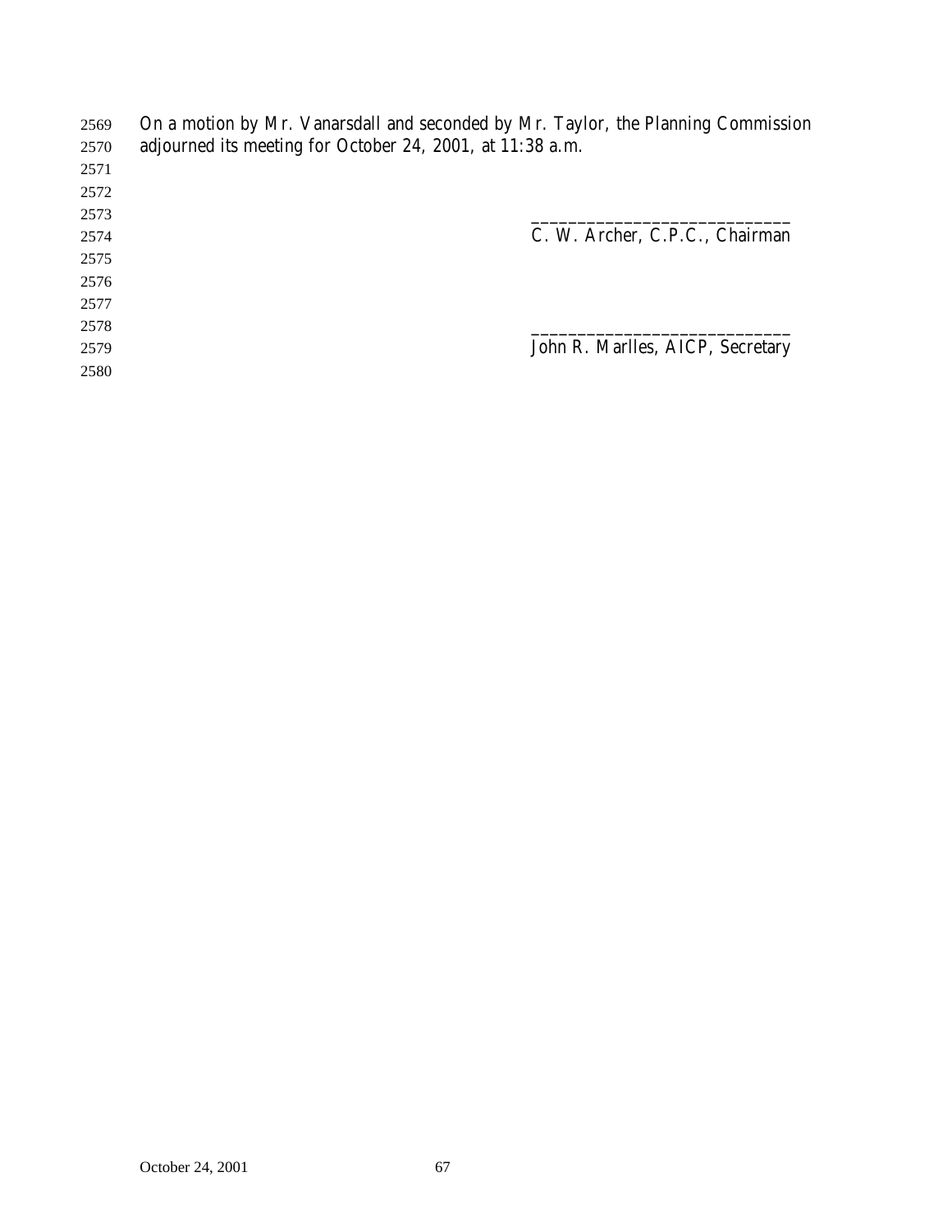On a motion by Mr. Vanarsdall and seconded by Mr. Taylor, the Planning Commission adjourned its meeting for October 24, 2001, at 11:38 a.m.

\_\_\_\_\_\_\_\_\_\_\_\_\_\_\_\_\_\_\_\_\_\_\_\_\_\_\_\_\_\_
C. W. Archer, C.P.C., Chairman

\_\_\_\_\_\_\_\_\_\_\_\_\_\_\_\_\_\_\_\_\_\_\_\_\_\_\_\_\_\_
John R. Marlles, AICP, Secretary